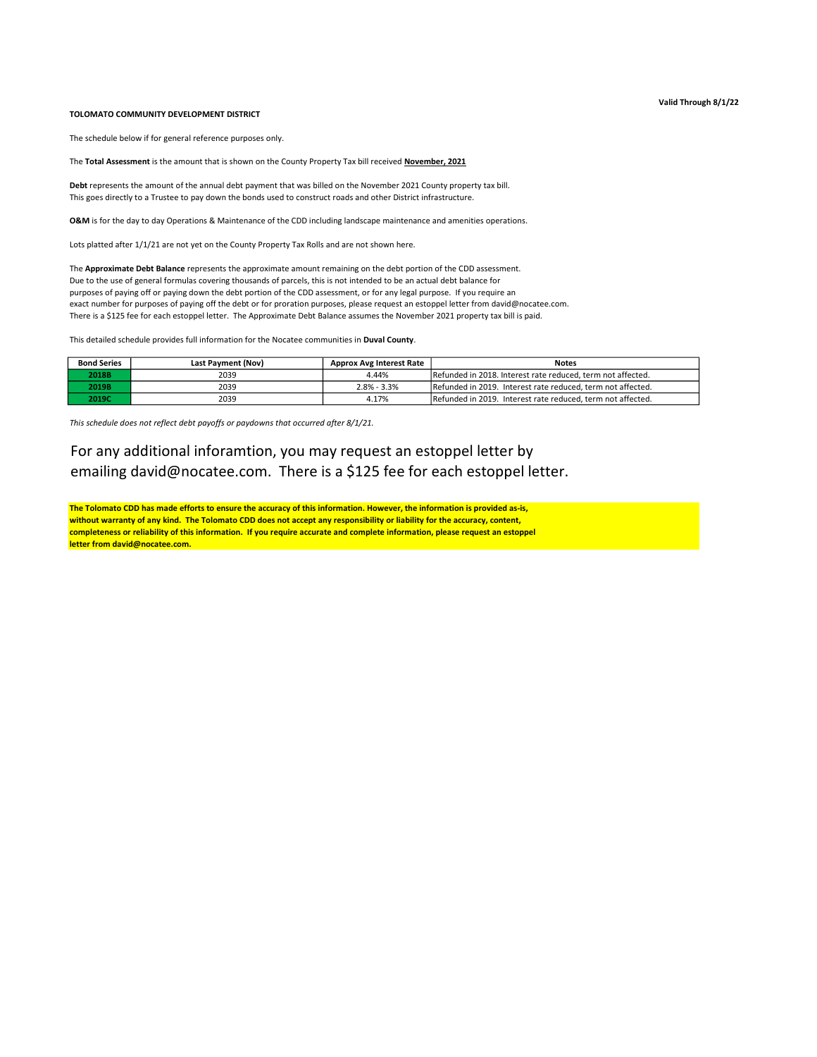**Valid Through 8/1/22**

**TOLOMATO COMMUNITY DEVELOPMENT DISTRICT**

The schedule below if for general reference purposes only.

The **Total Assessment** is the amount that is shown on the County Property Tax bill received **November, 2021**

**Debt** represents the amount of the annual debt payment that was billed on the November 2021 County property tax bill.
This goes directly to a Trustee to pay down the bonds used to construct roads and other District infrastructure.

**O&M** is for the day to day Operations & Maintenance of the CDD including landscape maintenance and amenities operations.

Lots platted after 1/1/21 are not yet on the County Property Tax Rolls and are not shown here.

The **Approximate Debt Balance** represents the approximate amount remaining on the debt portion of the CDD assessment.
Due to the use of general formulas covering thousands of parcels, this is not intended to be an actual debt balance for
purposes of paying off or paying down the debt portion of the CDD assessment, or for any legal purpose. If you require an
exact number for purposes of paying off the debt or for proration purposes, please request an estoppel letter from david@nocatee.com.
There is a $125 fee for each estoppel letter. The Approximate Debt Balance assumes the November 2021 property tax bill is paid.

This detailed schedule provides full information for the Nocatee communities in **Duval County**.

| Bond Series | Last Payment (Nov) | Approx Avg Interest Rate | Notes |
|---|---|---|---|
| 2018B | 2039 | 4.44% | Refunded in 2018. Interest rate reduced, term not affected. |
| 2019B | 2039 | 2.8% - 3.3% | Refunded in 2019. Interest rate reduced, term not affected. |
| 2019C | 2039 | 4.17% | Refunded in 2019. Interest rate reduced, term not affected. |

*This schedule does not reflect debt payoffs or paydowns that occurred after 8/1/21.*

For any additional inforamtion, you may request an estoppel letter by emailing david@nocatee.com. There is a $125 fee for each estoppel letter.

**The Tolomato CDD has made efforts to ensure the accuracy of this information. However, the information is provided as-is, without warranty of any kind. The Tolomato CDD does not accept any responsibility or liability for the accuracy, content, completeness or reliability of this information. If you require accurate and complete information, please request an estoppel letter from david@nocatee.com.**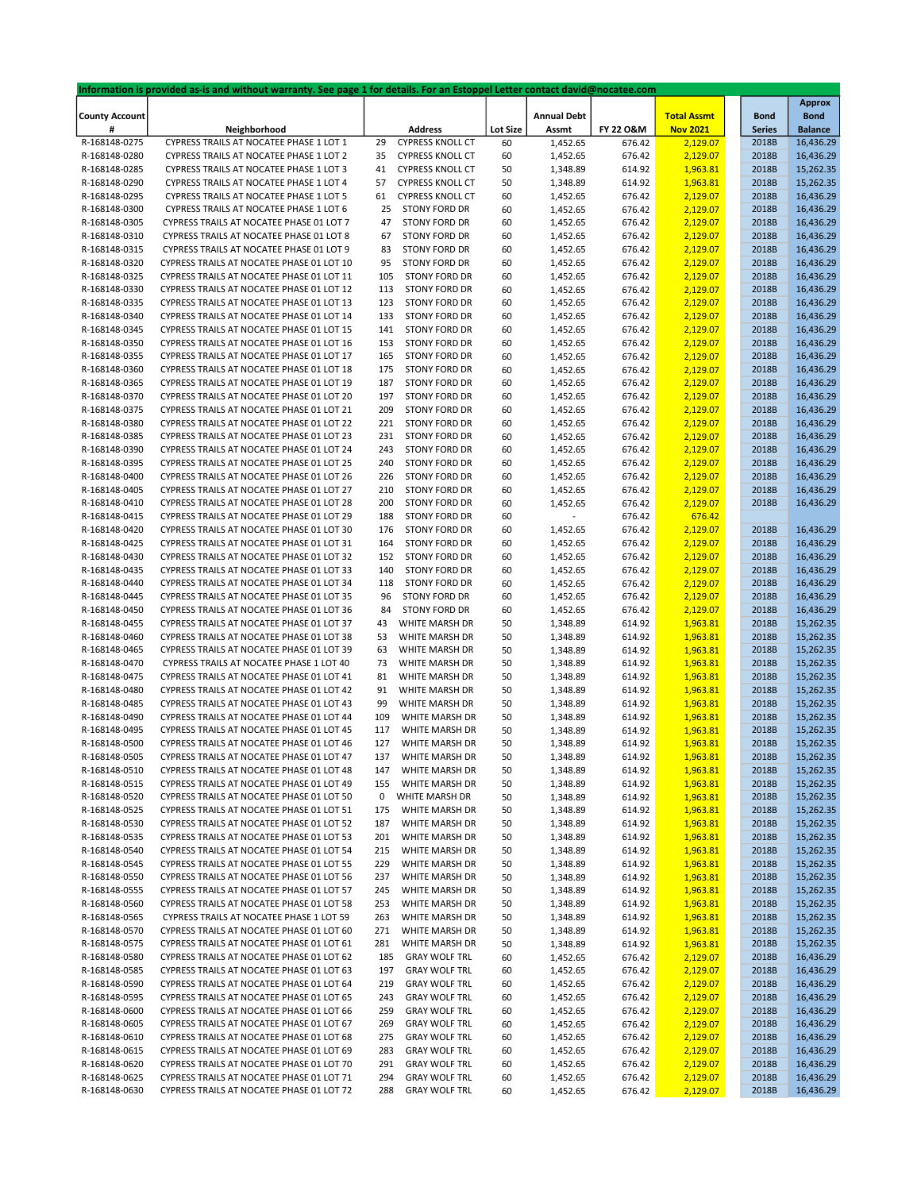Information is provided as-is and without warranty. See page 1 for details. For an Estoppel Letter contact david@nocatee.com

| County Account # | Neighborhood | Address | Lot Size | Annual Debt Assmt | FY 22 O&M | Total Assmt Nov 2021 | Bond Series | Approx Bond Balance |
|---|---|---|---|---|---|---|---|---|
| R-168148-0275 | CYPRESS TRAILS AT NOCATEE PHASE 1 LOT 1 | 29 CYPRESS KNOLL CT | 60 | 1,452.65 | 676.42 | 2,129.07 | 2018B | 16,436.29 |
| R-168148-0280 | CYPRESS TRAILS AT NOCATEE PHASE 1 LOT 2 | 35 CYPRESS KNOLL CT | 60 | 1,452.65 | 676.42 | 2,129.07 | 2018B | 16,436.29 |
| R-168148-0285 | CYPRESS TRAILS AT NOCATEE PHASE 1 LOT 3 | 41 CYPRESS KNOLL CT | 50 | 1,348.89 | 614.92 | 1,963.81 | 2018B | 15,262.35 |
| R-168148-0290 | CYPRESS TRAILS AT NOCATEE PHASE 1 LOT 4 | 57 CYPRESS KNOLL CT | 50 | 1,348.89 | 614.92 | 1,963.81 | 2018B | 15,262.35 |
| R-168148-0295 | CYPRESS TRAILS AT NOCATEE PHASE 1 LOT 5 | 61 CYPRESS KNOLL CT | 60 | 1,452.65 | 676.42 | 2,129.07 | 2018B | 16,436.29 |
| R-168148-0300 | CYPRESS TRAILS AT NOCATEE PHASE 1 LOT 6 | 25 STONY FORD DR | 60 | 1,452.65 | 676.42 | 2,129.07 | 2018B | 16,436.29 |
| R-168148-0305 | CYPRESS TRAILS AT NOCATEE PHASE 01 LOT 7 | 47 STONY FORD DR | 60 | 1,452.65 | 676.42 | 2,129.07 | 2018B | 16,436.29 |
| R-168148-0310 | CYPRESS TRAILS AT NOCATEE PHASE 01 LOT 8 | 67 STONY FORD DR | 60 | 1,452.65 | 676.42 | 2,129.07 | 2018B | 16,436.29 |
| R-168148-0315 | CYPRESS TRAILS AT NOCATEE PHASE 01 LOT 9 | 83 STONY FORD DR | 60 | 1,452.65 | 676.42 | 2,129.07 | 2018B | 16,436.29 |
| R-168148-0320 | CYPRESS TRAILS AT NOCATEE PHASE 01 LOT 10 | 95 STONY FORD DR | 60 | 1,452.65 | 676.42 | 2,129.07 | 2018B | 16,436.29 |
| R-168148-0325 | CYPRESS TRAILS AT NOCATEE PHASE 01 LOT 11 | 105 STONY FORD DR | 60 | 1,452.65 | 676.42 | 2,129.07 | 2018B | 16,436.29 |
| R-168148-0330 | CYPRESS TRAILS AT NOCATEE PHASE 01 LOT 12 | 113 STONY FORD DR | 60 | 1,452.65 | 676.42 | 2,129.07 | 2018B | 16,436.29 |
| R-168148-0335 | CYPRESS TRAILS AT NOCATEE PHASE 01 LOT 13 | 123 STONY FORD DR | 60 | 1,452.65 | 676.42 | 2,129.07 | 2018B | 16,436.29 |
| R-168148-0340 | CYPRESS TRAILS AT NOCATEE PHASE 01 LOT 14 | 133 STONY FORD DR | 60 | 1,452.65 | 676.42 | 2,129.07 | 2018B | 16,436.29 |
| R-168148-0345 | CYPRESS TRAILS AT NOCATEE PHASE 01 LOT 15 | 141 STONY FORD DR | 60 | 1,452.65 | 676.42 | 2,129.07 | 2018B | 16,436.29 |
| R-168148-0350 | CYPRESS TRAILS AT NOCATEE PHASE 01 LOT 16 | 153 STONY FORD DR | 60 | 1,452.65 | 676.42 | 2,129.07 | 2018B | 16,436.29 |
| R-168148-0355 | CYPRESS TRAILS AT NOCATEE PHASE 01 LOT 17 | 165 STONY FORD DR | 60 | 1,452.65 | 676.42 | 2,129.07 | 2018B | 16,436.29 |
| R-168148-0360 | CYPRESS TRAILS AT NOCATEE PHASE 01 LOT 18 | 175 STONY FORD DR | 60 | 1,452.65 | 676.42 | 2,129.07 | 2018B | 16,436.29 |
| R-168148-0365 | CYPRESS TRAILS AT NOCATEE PHASE 01 LOT 19 | 187 STONY FORD DR | 60 | 1,452.65 | 676.42 | 2,129.07 | 2018B | 16,436.29 |
| R-168148-0370 | CYPRESS TRAILS AT NOCATEE PHASE 01 LOT 20 | 197 STONY FORD DR | 60 | 1,452.65 | 676.42 | 2,129.07 | 2018B | 16,436.29 |
| R-168148-0375 | CYPRESS TRAILS AT NOCATEE PHASE 01 LOT 21 | 209 STONY FORD DR | 60 | 1,452.65 | 676.42 | 2,129.07 | 2018B | 16,436.29 |
| R-168148-0380 | CYPRESS TRAILS AT NOCATEE PHASE 01 LOT 22 | 221 STONY FORD DR | 60 | 1,452.65 | 676.42 | 2,129.07 | 2018B | 16,436.29 |
| R-168148-0385 | CYPRESS TRAILS AT NOCATEE PHASE 01 LOT 23 | 231 STONY FORD DR | 60 | 1,452.65 | 676.42 | 2,129.07 | 2018B | 16,436.29 |
| R-168148-0390 | CYPRESS TRAILS AT NOCATEE PHASE 01 LOT 24 | 243 STONY FORD DR | 60 | 1,452.65 | 676.42 | 2,129.07 | 2018B | 16,436.29 |
| R-168148-0395 | CYPRESS TRAILS AT NOCATEE PHASE 01 LOT 25 | 240 STONY FORD DR | 60 | 1,452.65 | 676.42 | 2,129.07 | 2018B | 16,436.29 |
| R-168148-0400 | CYPRESS TRAILS AT NOCATEE PHASE 01 LOT 26 | 226 STONY FORD DR | 60 | 1,452.65 | 676.42 | 2,129.07 | 2018B | 16,436.29 |
| R-168148-0405 | CYPRESS TRAILS AT NOCATEE PHASE 01 LOT 27 | 210 STONY FORD DR | 60 | 1,452.65 | 676.42 | 2,129.07 | 2018B | 16,436.29 |
| R-168148-0410 | CYPRESS TRAILS AT NOCATEE PHASE 01 LOT 28 | 200 STONY FORD DR | 60 | 1,452.65 | 676.42 | 2,129.07 | 2018B | 16,436.29 |
| R-168148-0415 | CYPRESS TRAILS AT NOCATEE PHASE 01 LOT 29 | 188 STONY FORD DR | 60 | - | 676.42 | 676.42 | | |
| R-168148-0420 | CYPRESS TRAILS AT NOCATEE PHASE 01 LOT 30 | 176 STONY FORD DR | 60 | 1,452.65 | 676.42 | 2,129.07 | 2018B | 16,436.29 |
| R-168148-0425 | CYPRESS TRAILS AT NOCATEE PHASE 01 LOT 31 | 164 STONY FORD DR | 60 | 1,452.65 | 676.42 | 2,129.07 | 2018B | 16,436.29 |
| R-168148-0430 | CYPRESS TRAILS AT NOCATEE PHASE 01 LOT 32 | 152 STONY FORD DR | 60 | 1,452.65 | 676.42 | 2,129.07 | 2018B | 16,436.29 |
| R-168148-0435 | CYPRESS TRAILS AT NOCATEE PHASE 01 LOT 33 | 140 STONY FORD DR | 60 | 1,452.65 | 676.42 | 2,129.07 | 2018B | 16,436.29 |
| R-168148-0440 | CYPRESS TRAILS AT NOCATEE PHASE 01 LOT 34 | 118 STONY FORD DR | 60 | 1,452.65 | 676.42 | 2,129.07 | 2018B | 16,436.29 |
| R-168148-0445 | CYPRESS TRAILS AT NOCATEE PHASE 01 LOT 35 | 96 STONY FORD DR | 60 | 1,452.65 | 676.42 | 2,129.07 | 2018B | 16,436.29 |
| R-168148-0450 | CYPRESS TRAILS AT NOCATEE PHASE 01 LOT 36 | 84 STONY FORD DR | 60 | 1,452.65 | 676.42 | 2,129.07 | 2018B | 16,436.29 |
| R-168148-0455 | CYPRESS TRAILS AT NOCATEE PHASE 01 LOT 37 | 43 WHITE MARSH DR | 50 | 1,348.89 | 614.92 | 1,963.81 | 2018B | 15,262.35 |
| R-168148-0460 | CYPRESS TRAILS AT NOCATEE PHASE 01 LOT 38 | 53 WHITE MARSH DR | 50 | 1,348.89 | 614.92 | 1,963.81 | 2018B | 15,262.35 |
| R-168148-0465 | CYPRESS TRAILS AT NOCATEE PHASE 01 LOT 39 | 63 WHITE MARSH DR | 50 | 1,348.89 | 614.92 | 1,963.81 | 2018B | 15,262.35 |
| R-168148-0470 | CYPRESS TRAILS AT NOCATEE PHASE 1 LOT 40 | 73 WHITE MARSH DR | 50 | 1,348.89 | 614.92 | 1,963.81 | 2018B | 15,262.35 |
| R-168148-0475 | CYPRESS TRAILS AT NOCATEE PHASE 01 LOT 41 | 81 WHITE MARSH DR | 50 | 1,348.89 | 614.92 | 1,963.81 | 2018B | 15,262.35 |
| R-168148-0480 | CYPRESS TRAILS AT NOCATEE PHASE 01 LOT 42 | 91 WHITE MARSH DR | 50 | 1,348.89 | 614.92 | 1,963.81 | 2018B | 15,262.35 |
| R-168148-0485 | CYPRESS TRAILS AT NOCATEE PHASE 01 LOT 43 | 99 WHITE MARSH DR | 50 | 1,348.89 | 614.92 | 1,963.81 | 2018B | 15,262.35 |
| R-168148-0490 | CYPRESS TRAILS AT NOCATEE PHASE 01 LOT 44 | 109 WHITE MARSH DR | 50 | 1,348.89 | 614.92 | 1,963.81 | 2018B | 15,262.35 |
| R-168148-0495 | CYPRESS TRAILS AT NOCATEE PHASE 01 LOT 45 | 117 WHITE MARSH DR | 50 | 1,348.89 | 614.92 | 1,963.81 | 2018B | 15,262.35 |
| R-168148-0500 | CYPRESS TRAILS AT NOCATEE PHASE 01 LOT 46 | 127 WHITE MARSH DR | 50 | 1,348.89 | 614.92 | 1,963.81 | 2018B | 15,262.35 |
| R-168148-0505 | CYPRESS TRAILS AT NOCATEE PHASE 01 LOT 47 | 137 WHITE MARSH DR | 50 | 1,348.89 | 614.92 | 1,963.81 | 2018B | 15,262.35 |
| R-168148-0510 | CYPRESS TRAILS AT NOCATEE PHASE 01 LOT 48 | 147 WHITE MARSH DR | 50 | 1,348.89 | 614.92 | 1,963.81 | 2018B | 15,262.35 |
| R-168148-0515 | CYPRESS TRAILS AT NOCATEE PHASE 01 LOT 49 | 155 WHITE MARSH DR | 50 | 1,348.89 | 614.92 | 1,963.81 | 2018B | 15,262.35 |
| R-168148-0520 | CYPRESS TRAILS AT NOCATEE PHASE 01 LOT 50 | 0 WHITE MARSH DR | 50 | 1,348.89 | 614.92 | 1,963.81 | 2018B | 15,262.35 |
| R-168148-0525 | CYPRESS TRAILS AT NOCATEE PHASE 01 LOT 51 | 175 WHITE MARSH DR | 50 | 1,348.89 | 614.92 | 1,963.81 | 2018B | 15,262.35 |
| R-168148-0530 | CYPRESS TRAILS AT NOCATEE PHASE 01 LOT 52 | 187 WHITE MARSH DR | 50 | 1,348.89 | 614.92 | 1,963.81 | 2018B | 15,262.35 |
| R-168148-0535 | CYPRESS TRAILS AT NOCATEE PHASE 01 LOT 53 | 201 WHITE MARSH DR | 50 | 1,348.89 | 614.92 | 1,963.81 | 2018B | 15,262.35 |
| R-168148-0540 | CYPRESS TRAILS AT NOCATEE PHASE 01 LOT 54 | 215 WHITE MARSH DR | 50 | 1,348.89 | 614.92 | 1,963.81 | 2018B | 15,262.35 |
| R-168148-0545 | CYPRESS TRAILS AT NOCATEE PHASE 01 LOT 55 | 229 WHITE MARSH DR | 50 | 1,348.89 | 614.92 | 1,963.81 | 2018B | 15,262.35 |
| R-168148-0550 | CYPRESS TRAILS AT NOCATEE PHASE 01 LOT 56 | 237 WHITE MARSH DR | 50 | 1,348.89 | 614.92 | 1,963.81 | 2018B | 15,262.35 |
| R-168148-0555 | CYPRESS TRAILS AT NOCATEE PHASE 01 LOT 57 | 245 WHITE MARSH DR | 50 | 1,348.89 | 614.92 | 1,963.81 | 2018B | 15,262.35 |
| R-168148-0560 | CYPRESS TRAILS AT NOCATEE PHASE 01 LOT 58 | 253 WHITE MARSH DR | 50 | 1,348.89 | 614.92 | 1,963.81 | 2018B | 15,262.35 |
| R-168148-0565 | CYPRESS TRAILS AT NOCATEE PHASE 1 LOT 59 | 263 WHITE MARSH DR | 50 | 1,348.89 | 614.92 | 1,963.81 | 2018B | 15,262.35 |
| R-168148-0570 | CYPRESS TRAILS AT NOCATEE PHASE 01 LOT 60 | 271 WHITE MARSH DR | 50 | 1,348.89 | 614.92 | 1,963.81 | 2018B | 15,262.35 |
| R-168148-0575 | CYPRESS TRAILS AT NOCATEE PHASE 01 LOT 61 | 281 WHITE MARSH DR | 50 | 1,348.89 | 614.92 | 1,963.81 | 2018B | 15,262.35 |
| R-168148-0580 | CYPRESS TRAILS AT NOCATEE PHASE 01 LOT 62 | 185 GRAY WOLF TRL | 60 | 1,452.65 | 676.42 | 2,129.07 | 2018B | 16,436.29 |
| R-168148-0585 | CYPRESS TRAILS AT NOCATEE PHASE 01 LOT 63 | 197 GRAY WOLF TRL | 60 | 1,452.65 | 676.42 | 2,129.07 | 2018B | 16,436.29 |
| R-168148-0590 | CYPRESS TRAILS AT NOCATEE PHASE 01 LOT 64 | 219 GRAY WOLF TRL | 60 | 1,452.65 | 676.42 | 2,129.07 | 2018B | 16,436.29 |
| R-168148-0595 | CYPRESS TRAILS AT NOCATEE PHASE 01 LOT 65 | 243 GRAY WOLF TRL | 60 | 1,452.65 | 676.42 | 2,129.07 | 2018B | 16,436.29 |
| R-168148-0600 | CYPRESS TRAILS AT NOCATEE PHASE 01 LOT 66 | 259 GRAY WOLF TRL | 60 | 1,452.65 | 676.42 | 2,129.07 | 2018B | 16,436.29 |
| R-168148-0605 | CYPRESS TRAILS AT NOCATEE PHASE 01 LOT 67 | 269 GRAY WOLF TRL | 60 | 1,452.65 | 676.42 | 2,129.07 | 2018B | 16,436.29 |
| R-168148-0610 | CYPRESS TRAILS AT NOCATEE PHASE 01 LOT 68 | 275 GRAY WOLF TRL | 60 | 1,452.65 | 676.42 | 2,129.07 | 2018B | 16,436.29 |
| R-168148-0615 | CYPRESS TRAILS AT NOCATEE PHASE 01 LOT 69 | 283 GRAY WOLF TRL | 60 | 1,452.65 | 676.42 | 2,129.07 | 2018B | 16,436.29 |
| R-168148-0620 | CYPRESS TRAILS AT NOCATEE PHASE 01 LOT 70 | 291 GRAY WOLF TRL | 60 | 1,452.65 | 676.42 | 2,129.07 | 2018B | 16,436.29 |
| R-168148-0625 | CYPRESS TRAILS AT NOCATEE PHASE 01 LOT 71 | 294 GRAY WOLF TRL | 60 | 1,452.65 | 676.42 | 2,129.07 | 2018B | 16,436.29 |
| R-168148-0630 | CYPRESS TRAILS AT NOCATEE PHASE 01 LOT 72 | 288 GRAY WOLF TRL | 60 | 1,452.65 | 676.42 | 2,129.07 | 2018B | 16,436.29 |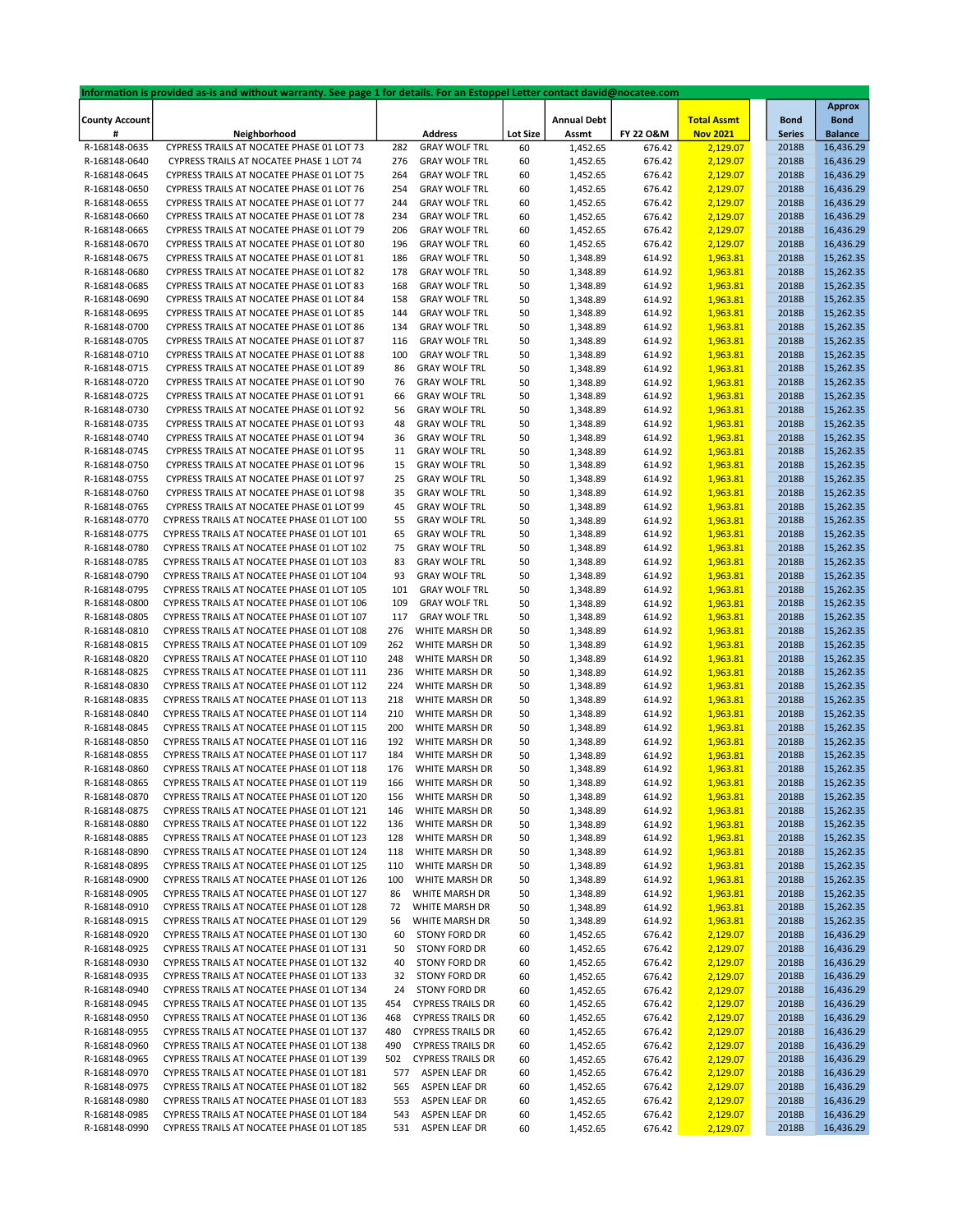Information is provided as-is and without warranty. See page 1 for details. For an Estoppel Letter contact david@nocatee.com

| County Account # | Neighborhood | Address | | Lot Size | Annual Debt Assmt | FY 22 O&M | Total Assmt Nov 2021 | Bond Series | Approx Bond Balance |
|---|---|---|---|---|---|---|---|---|---|
| R-168148-0635 | CYPRESS TRAILS AT NOCATEE PHASE 01 LOT 73 | 282 | GRAY WOLF TRL | 60 | 1,452.65 | 676.42 | 2,129.07 | 2018B | 16,436.29 |
| R-168148-0640 | CYPRESS TRAILS AT NOCATEE PHASE 1 LOT 74 | 276 | GRAY WOLF TRL | 60 | 1,452.65 | 676.42 | 2,129.07 | 2018B | 16,436.29 |
| R-168148-0645 | CYPRESS TRAILS AT NOCATEE PHASE 01 LOT 75 | 264 | GRAY WOLF TRL | 60 | 1,452.65 | 676.42 | 2,129.07 | 2018B | 16,436.29 |
| R-168148-0650 | CYPRESS TRAILS AT NOCATEE PHASE 01 LOT 76 | 254 | GRAY WOLF TRL | 60 | 1,452.65 | 676.42 | 2,129.07 | 2018B | 16,436.29 |
| R-168148-0655 | CYPRESS TRAILS AT NOCATEE PHASE 01 LOT 77 | 244 | GRAY WOLF TRL | 60 | 1,452.65 | 676.42 | 2,129.07 | 2018B | 16,436.29 |
| R-168148-0660 | CYPRESS TRAILS AT NOCATEE PHASE 01 LOT 78 | 234 | GRAY WOLF TRL | 60 | 1,452.65 | 676.42 | 2,129.07 | 2018B | 16,436.29 |
| R-168148-0665 | CYPRESS TRAILS AT NOCATEE PHASE 01 LOT 79 | 206 | GRAY WOLF TRL | 60 | 1,452.65 | 676.42 | 2,129.07 | 2018B | 16,436.29 |
| R-168148-0670 | CYPRESS TRAILS AT NOCATEE PHASE 01 LOT 80 | 196 | GRAY WOLF TRL | 60 | 1,452.65 | 676.42 | 2,129.07 | 2018B | 16,436.29 |
| R-168148-0675 | CYPRESS TRAILS AT NOCATEE PHASE 01 LOT 81 | 186 | GRAY WOLF TRL | 50 | 1,348.89 | 614.92 | 1,963.81 | 2018B | 15,262.35 |
| R-168148-0680 | CYPRESS TRAILS AT NOCATEE PHASE 01 LOT 82 | 178 | GRAY WOLF TRL | 50 | 1,348.89 | 614.92 | 1,963.81 | 2018B | 15,262.35 |
| R-168148-0685 | CYPRESS TRAILS AT NOCATEE PHASE 01 LOT 83 | 168 | GRAY WOLF TRL | 50 | 1,348.89 | 614.92 | 1,963.81 | 2018B | 15,262.35 |
| R-168148-0690 | CYPRESS TRAILS AT NOCATEE PHASE 01 LOT 84 | 158 | GRAY WOLF TRL | 50 | 1,348.89 | 614.92 | 1,963.81 | 2018B | 15,262.35 |
| R-168148-0695 | CYPRESS TRAILS AT NOCATEE PHASE 01 LOT 85 | 144 | GRAY WOLF TRL | 50 | 1,348.89 | 614.92 | 1,963.81 | 2018B | 15,262.35 |
| R-168148-0700 | CYPRESS TRAILS AT NOCATEE PHASE 01 LOT 86 | 134 | GRAY WOLF TRL | 50 | 1,348.89 | 614.92 | 1,963.81 | 2018B | 15,262.35 |
| R-168148-0705 | CYPRESS TRAILS AT NOCATEE PHASE 01 LOT 87 | 116 | GRAY WOLF TRL | 50 | 1,348.89 | 614.92 | 1,963.81 | 2018B | 15,262.35 |
| R-168148-0710 | CYPRESS TRAILS AT NOCATEE PHASE 01 LOT 88 | 100 | GRAY WOLF TRL | 50 | 1,348.89 | 614.92 | 1,963.81 | 2018B | 15,262.35 |
| R-168148-0715 | CYPRESS TRAILS AT NOCATEE PHASE 01 LOT 89 | 86 | GRAY WOLF TRL | 50 | 1,348.89 | 614.92 | 1,963.81 | 2018B | 15,262.35 |
| R-168148-0720 | CYPRESS TRAILS AT NOCATEE PHASE 01 LOT 90 | 76 | GRAY WOLF TRL | 50 | 1,348.89 | 614.92 | 1,963.81 | 2018B | 15,262.35 |
| R-168148-0725 | CYPRESS TRAILS AT NOCATEE PHASE 01 LOT 91 | 66 | GRAY WOLF TRL | 50 | 1,348.89 | 614.92 | 1,963.81 | 2018B | 15,262.35 |
| R-168148-0730 | CYPRESS TRAILS AT NOCATEE PHASE 01 LOT 92 | 56 | GRAY WOLF TRL | 50 | 1,348.89 | 614.92 | 1,963.81 | 2018B | 15,262.35 |
| R-168148-0735 | CYPRESS TRAILS AT NOCATEE PHASE 01 LOT 93 | 48 | GRAY WOLF TRL | 50 | 1,348.89 | 614.92 | 1,963.81 | 2018B | 15,262.35 |
| R-168148-0740 | CYPRESS TRAILS AT NOCATEE PHASE 01 LOT 94 | 36 | GRAY WOLF TRL | 50 | 1,348.89 | 614.92 | 1,963.81 | 2018B | 15,262.35 |
| R-168148-0745 | CYPRESS TRAILS AT NOCATEE PHASE 01 LOT 95 | 11 | GRAY WOLF TRL | 50 | 1,348.89 | 614.92 | 1,963.81 | 2018B | 15,262.35 |
| R-168148-0750 | CYPRESS TRAILS AT NOCATEE PHASE 01 LOT 96 | 15 | GRAY WOLF TRL | 50 | 1,348.89 | 614.92 | 1,963.81 | 2018B | 15,262.35 |
| R-168148-0755 | CYPRESS TRAILS AT NOCATEE PHASE 01 LOT 97 | 25 | GRAY WOLF TRL | 50 | 1,348.89 | 614.92 | 1,963.81 | 2018B | 15,262.35 |
| R-168148-0760 | CYPRESS TRAILS AT NOCATEE PHASE 01 LOT 98 | 35 | GRAY WOLF TRL | 50 | 1,348.89 | 614.92 | 1,963.81 | 2018B | 15,262.35 |
| R-168148-0765 | CYPRESS TRAILS AT NOCATEE PHASE 01 LOT 99 | 45 | GRAY WOLF TRL | 50 | 1,348.89 | 614.92 | 1,963.81 | 2018B | 15,262.35 |
| R-168148-0770 | CYPRESS TRAILS AT NOCATEE PHASE 01 LOT 100 | 55 | GRAY WOLF TRL | 50 | 1,348.89 | 614.92 | 1,963.81 | 2018B | 15,262.35 |
| R-168148-0775 | CYPRESS TRAILS AT NOCATEE PHASE 01 LOT 101 | 65 | GRAY WOLF TRL | 50 | 1,348.89 | 614.92 | 1,963.81 | 2018B | 15,262.35 |
| R-168148-0780 | CYPRESS TRAILS AT NOCATEE PHASE 01 LOT 102 | 75 | GRAY WOLF TRL | 50 | 1,348.89 | 614.92 | 1,963.81 | 2018B | 15,262.35 |
| R-168148-0785 | CYPRESS TRAILS AT NOCATEE PHASE 01 LOT 103 | 83 | GRAY WOLF TRL | 50 | 1,348.89 | 614.92 | 1,963.81 | 2018B | 15,262.35 |
| R-168148-0790 | CYPRESS TRAILS AT NOCATEE PHASE 01 LOT 104 | 93 | GRAY WOLF TRL | 50 | 1,348.89 | 614.92 | 1,963.81 | 2018B | 15,262.35 |
| R-168148-0795 | CYPRESS TRAILS AT NOCATEE PHASE 01 LOT 105 | 101 | GRAY WOLF TRL | 50 | 1,348.89 | 614.92 | 1,963.81 | 2018B | 15,262.35 |
| R-168148-0800 | CYPRESS TRAILS AT NOCATEE PHASE 01 LOT 106 | 109 | GRAY WOLF TRL | 50 | 1,348.89 | 614.92 | 1,963.81 | 2018B | 15,262.35 |
| R-168148-0805 | CYPRESS TRAILS AT NOCATEE PHASE 01 LOT 107 | 117 | GRAY WOLF TRL | 50 | 1,348.89 | 614.92 | 1,963.81 | 2018B | 15,262.35 |
| R-168148-0810 | CYPRESS TRAILS AT NOCATEE PHASE 01 LOT 108 | 276 | WHITE MARSH DR | 50 | 1,348.89 | 614.92 | 1,963.81 | 2018B | 15,262.35 |
| R-168148-0815 | CYPRESS TRAILS AT NOCATEE PHASE 01 LOT 109 | 262 | WHITE MARSH DR | 50 | 1,348.89 | 614.92 | 1,963.81 | 2018B | 15,262.35 |
| R-168148-0820 | CYPRESS TRAILS AT NOCATEE PHASE 01 LOT 110 | 248 | WHITE MARSH DR | 50 | 1,348.89 | 614.92 | 1,963.81 | 2018B | 15,262.35 |
| R-168148-0825 | CYPRESS TRAILS AT NOCATEE PHASE 01 LOT 111 | 236 | WHITE MARSH DR | 50 | 1,348.89 | 614.92 | 1,963.81 | 2018B | 15,262.35 |
| R-168148-0830 | CYPRESS TRAILS AT NOCATEE PHASE 01 LOT 112 | 224 | WHITE MARSH DR | 50 | 1,348.89 | 614.92 | 1,963.81 | 2018B | 15,262.35 |
| R-168148-0835 | CYPRESS TRAILS AT NOCATEE PHASE 01 LOT 113 | 218 | WHITE MARSH DR | 50 | 1,348.89 | 614.92 | 1,963.81 | 2018B | 15,262.35 |
| R-168148-0840 | CYPRESS TRAILS AT NOCATEE PHASE 01 LOT 114 | 210 | WHITE MARSH DR | 50 | 1,348.89 | 614.92 | 1,963.81 | 2018B | 15,262.35 |
| R-168148-0845 | CYPRESS TRAILS AT NOCATEE PHASE 01 LOT 115 | 200 | WHITE MARSH DR | 50 | 1,348.89 | 614.92 | 1,963.81 | 2018B | 15,262.35 |
| R-168148-0850 | CYPRESS TRAILS AT NOCATEE PHASE 01 LOT 116 | 192 | WHITE MARSH DR | 50 | 1,348.89 | 614.92 | 1,963.81 | 2018B | 15,262.35 |
| R-168148-0855 | CYPRESS TRAILS AT NOCATEE PHASE 01 LOT 117 | 184 | WHITE MARSH DR | 50 | 1,348.89 | 614.92 | 1,963.81 | 2018B | 15,262.35 |
| R-168148-0860 | CYPRESS TRAILS AT NOCATEE PHASE 01 LOT 118 | 176 | WHITE MARSH DR | 50 | 1,348.89 | 614.92 | 1,963.81 | 2018B | 15,262.35 |
| R-168148-0865 | CYPRESS TRAILS AT NOCATEE PHASE 01 LOT 119 | 166 | WHITE MARSH DR | 50 | 1,348.89 | 614.92 | 1,963.81 | 2018B | 15,262.35 |
| R-168148-0870 | CYPRESS TRAILS AT NOCATEE PHASE 01 LOT 120 | 156 | WHITE MARSH DR | 50 | 1,348.89 | 614.92 | 1,963.81 | 2018B | 15,262.35 |
| R-168148-0875 | CYPRESS TRAILS AT NOCATEE PHASE 01 LOT 121 | 146 | WHITE MARSH DR | 50 | 1,348.89 | 614.92 | 1,963.81 | 2018B | 15,262.35 |
| R-168148-0880 | CYPRESS TRAILS AT NOCATEE PHASE 01 LOT 122 | 136 | WHITE MARSH DR | 50 | 1,348.89 | 614.92 | 1,963.81 | 2018B | 15,262.35 |
| R-168148-0885 | CYPRESS TRAILS AT NOCATEE PHASE 01 LOT 123 | 128 | WHITE MARSH DR | 50 | 1,348.89 | 614.92 | 1,963.81 | 2018B | 15,262.35 |
| R-168148-0890 | CYPRESS TRAILS AT NOCATEE PHASE 01 LOT 124 | 118 | WHITE MARSH DR | 50 | 1,348.89 | 614.92 | 1,963.81 | 2018B | 15,262.35 |
| R-168148-0895 | CYPRESS TRAILS AT NOCATEE PHASE 01 LOT 125 | 110 | WHITE MARSH DR | 50 | 1,348.89 | 614.92 | 1,963.81 | 2018B | 15,262.35 |
| R-168148-0900 | CYPRESS TRAILS AT NOCATEE PHASE 01 LOT 126 | 100 | WHITE MARSH DR | 50 | 1,348.89 | 614.92 | 1,963.81 | 2018B | 15,262.35 |
| R-168148-0905 | CYPRESS TRAILS AT NOCATEE PHASE 01 LOT 127 | 86 | WHITE MARSH DR | 50 | 1,348.89 | 614.92 | 1,963.81 | 2018B | 15,262.35 |
| R-168148-0910 | CYPRESS TRAILS AT NOCATEE PHASE 01 LOT 128 | 72 | WHITE MARSH DR | 50 | 1,348.89 | 614.92 | 1,963.81 | 2018B | 15,262.35 |
| R-168148-0915 | CYPRESS TRAILS AT NOCATEE PHASE 01 LOT 129 | 56 | WHITE MARSH DR | 50 | 1,348.89 | 614.92 | 1,963.81 | 2018B | 15,262.35 |
| R-168148-0920 | CYPRESS TRAILS AT NOCATEE PHASE 01 LOT 130 | 60 | STONY FORD DR | 60 | 1,452.65 | 676.42 | 2,129.07 | 2018B | 16,436.29 |
| R-168148-0925 | CYPRESS TRAILS AT NOCATEE PHASE 01 LOT 131 | 50 | STONY FORD DR | 60 | 1,452.65 | 676.42 | 2,129.07 | 2018B | 16,436.29 |
| R-168148-0930 | CYPRESS TRAILS AT NOCATEE PHASE 01 LOT 132 | 40 | STONY FORD DR | 60 | 1,452.65 | 676.42 | 2,129.07 | 2018B | 16,436.29 |
| R-168148-0935 | CYPRESS TRAILS AT NOCATEE PHASE 01 LOT 133 | 32 | STONY FORD DR | 60 | 1,452.65 | 676.42 | 2,129.07 | 2018B | 16,436.29 |
| R-168148-0940 | CYPRESS TRAILS AT NOCATEE PHASE 01 LOT 134 | 24 | STONY FORD DR | 60 | 1,452.65 | 676.42 | 2,129.07 | 2018B | 16,436.29 |
| R-168148-0945 | CYPRESS TRAILS AT NOCATEE PHASE 01 LOT 135 | 454 | CYPRESS TRAILS DR | 60 | 1,452.65 | 676.42 | 2,129.07 | 2018B | 16,436.29 |
| R-168148-0950 | CYPRESS TRAILS AT NOCATEE PHASE 01 LOT 136 | 468 | CYPRESS TRAILS DR | 60 | 1,452.65 | 676.42 | 2,129.07 | 2018B | 16,436.29 |
| R-168148-0955 | CYPRESS TRAILS AT NOCATEE PHASE 01 LOT 137 | 480 | CYPRESS TRAILS DR | 60 | 1,452.65 | 676.42 | 2,129.07 | 2018B | 16,436.29 |
| R-168148-0960 | CYPRESS TRAILS AT NOCATEE PHASE 01 LOT 138 | 490 | CYPRESS TRAILS DR | 60 | 1,452.65 | 676.42 | 2,129.07 | 2018B | 16,436.29 |
| R-168148-0965 | CYPRESS TRAILS AT NOCATEE PHASE 01 LOT 139 | 502 | CYPRESS TRAILS DR | 60 | 1,452.65 | 676.42 | 2,129.07 | 2018B | 16,436.29 |
| R-168148-0970 | CYPRESS TRAILS AT NOCATEE PHASE 01 LOT 181 | 577 | ASPEN LEAF DR | 60 | 1,452.65 | 676.42 | 2,129.07 | 2018B | 16,436.29 |
| R-168148-0975 | CYPRESS TRAILS AT NOCATEE PHASE 01 LOT 182 | 565 | ASPEN LEAF DR | 60 | 1,452.65 | 676.42 | 2,129.07 | 2018B | 16,436.29 |
| R-168148-0980 | CYPRESS TRAILS AT NOCATEE PHASE 01 LOT 183 | 553 | ASPEN LEAF DR | 60 | 1,452.65 | 676.42 | 2,129.07 | 2018B | 16,436.29 |
| R-168148-0985 | CYPRESS TRAILS AT NOCATEE PHASE 01 LOT 184 | 543 | ASPEN LEAF DR | 60 | 1,452.65 | 676.42 | 2,129.07 | 2018B | 16,436.29 |
| R-168148-0990 | CYPRESS TRAILS AT NOCATEE PHASE 01 LOT 185 | 531 | ASPEN LEAF DR | 60 | 1,452.65 | 676.42 | 2,129.07 | 2018B | 16,436.29 |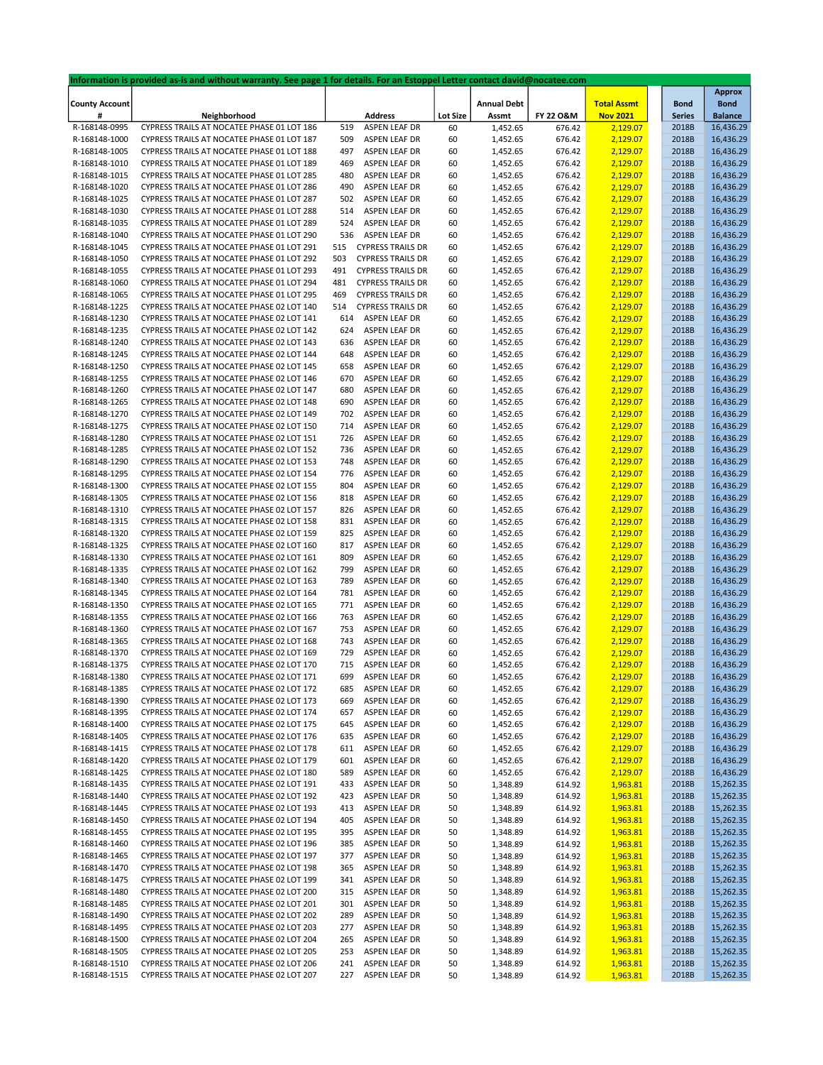**Information is provided as-is and without warranty. See page 1 for details. For an Estoppel Letter contact david@nocatee.com**

| County Account # | Neighborhood | Address | | Lot Size | Annual Debt Assmt | FY 22 O&M | Total Assmt Nov 2021 | Bond Series | Approx Bond Balance |
|---|---|---|---|---|---|---|---|---|---|
| R-168148-0995 | CYPRESS TRAILS AT NOCATEE PHASE 01 LOT 186 | 519 | ASPEN LEAF DR | 60 | 1,452.65 | 676.42 | 2,129.07 | 2018B | 16,436.29 |
| R-168148-1000 | CYPRESS TRAILS AT NOCATEE PHASE 01 LOT 187 | 509 | ASPEN LEAF DR | 60 | 1,452.65 | 676.42 | 2,129.07 | 2018B | 16,436.29 |
| R-168148-1005 | CYPRESS TRAILS AT NOCATEE PHASE 01 LOT 188 | 497 | ASPEN LEAF DR | 60 | 1,452.65 | 676.42 | 2,129.07 | 2018B | 16,436.29 |
| R-168148-1010 | CYPRESS TRAILS AT NOCATEE PHASE 01 LOT 189 | 469 | ASPEN LEAF DR | 60 | 1,452.65 | 676.42 | 2,129.07 | 2018B | 16,436.29 |
| R-168148-1015 | CYPRESS TRAILS AT NOCATEE PHASE 01 LOT 285 | 480 | ASPEN LEAF DR | 60 | 1,452.65 | 676.42 | 2,129.07 | 2018B | 16,436.29 |
| R-168148-1020 | CYPRESS TRAILS AT NOCATEE PHASE 01 LOT 286 | 490 | ASPEN LEAF DR | 60 | 1,452.65 | 676.42 | 2,129.07 | 2018B | 16,436.29 |
| R-168148-1025 | CYPRESS TRAILS AT NOCATEE PHASE 01 LOT 287 | 502 | ASPEN LEAF DR | 60 | 1,452.65 | 676.42 | 2,129.07 | 2018B | 16,436.29 |
| R-168148-1030 | CYPRESS TRAILS AT NOCATEE PHASE 01 LOT 288 | 514 | ASPEN LEAF DR | 60 | 1,452.65 | 676.42 | 2,129.07 | 2018B | 16,436.29 |
| R-168148-1035 | CYPRESS TRAILS AT NOCATEE PHASE 01 LOT 289 | 524 | ASPEN LEAF DR | 60 | 1,452.65 | 676.42 | 2,129.07 | 2018B | 16,436.29 |
| R-168148-1040 | CYPRESS TRAILS AT NOCATEE PHASE 01 LOT 290 | 536 | ASPEN LEAF DR | 60 | 1,452.65 | 676.42 | 2,129.07 | 2018B | 16,436.29 |
| R-168148-1045 | CYPRESS TRAILS AT NOCATEE PHASE 01 LOT 291 | 515 | CYPRESS TRAILS DR | 60 | 1,452.65 | 676.42 | 2,129.07 | 2018B | 16,436.29 |
| R-168148-1050 | CYPRESS TRAILS AT NOCATEE PHASE 01 LOT 292 | 503 | CYPRESS TRAILS DR | 60 | 1,452.65 | 676.42 | 2,129.07 | 2018B | 16,436.29 |
| R-168148-1055 | CYPRESS TRAILS AT NOCATEE PHASE 01 LOT 293 | 491 | CYPRESS TRAILS DR | 60 | 1,452.65 | 676.42 | 2,129.07 | 2018B | 16,436.29 |
| R-168148-1060 | CYPRESS TRAILS AT NOCATEE PHASE 01 LOT 294 | 481 | CYPRESS TRAILS DR | 60 | 1,452.65 | 676.42 | 2,129.07 | 2018B | 16,436.29 |
| R-168148-1065 | CYPRESS TRAILS AT NOCATEE PHASE 01 LOT 295 | 469 | CYPRESS TRAILS DR | 60 | 1,452.65 | 676.42 | 2,129.07 | 2018B | 16,436.29 |
| R-168148-1225 | CYPRESS TRAILS AT NOCATEE PHASE 02 LOT 140 | 514 | CYPRESS TRAILS DR | 60 | 1,452.65 | 676.42 | 2,129.07 | 2018B | 16,436.29 |
| R-168148-1230 | CYPRESS TRAILS AT NOCATEE PHASE 02 LOT 141 | 614 | ASPEN LEAF DR | 60 | 1,452.65 | 676.42 | 2,129.07 | 2018B | 16,436.29 |
| R-168148-1235 | CYPRESS TRAILS AT NOCATEE PHASE 02 LOT 142 | 624 | ASPEN LEAF DR | 60 | 1,452.65 | 676.42 | 2,129.07 | 2018B | 16,436.29 |
| R-168148-1240 | CYPRESS TRAILS AT NOCATEE PHASE 02 LOT 143 | 636 | ASPEN LEAF DR | 60 | 1,452.65 | 676.42 | 2,129.07 | 2018B | 16,436.29 |
| R-168148-1245 | CYPRESS TRAILS AT NOCATEE PHASE 02 LOT 144 | 648 | ASPEN LEAF DR | 60 | 1,452.65 | 676.42 | 2,129.07 | 2018B | 16,436.29 |
| R-168148-1250 | CYPRESS TRAILS AT NOCATEE PHASE 02 LOT 145 | 658 | ASPEN LEAF DR | 60 | 1,452.65 | 676.42 | 2,129.07 | 2018B | 16,436.29 |
| R-168148-1255 | CYPRESS TRAILS AT NOCATEE PHASE 02 LOT 146 | 670 | ASPEN LEAF DR | 60 | 1,452.65 | 676.42 | 2,129.07 | 2018B | 16,436.29 |
| R-168148-1260 | CYPRESS TRAILS AT NOCATEE PHASE 02 LOT 147 | 680 | ASPEN LEAF DR | 60 | 1,452.65 | 676.42 | 2,129.07 | 2018B | 16,436.29 |
| R-168148-1265 | CYPRESS TRAILS AT NOCATEE PHASE 02 LOT 148 | 690 | ASPEN LEAF DR | 60 | 1,452.65 | 676.42 | 2,129.07 | 2018B | 16,436.29 |
| R-168148-1270 | CYPRESS TRAILS AT NOCATEE PHASE 02 LOT 149 | 702 | ASPEN LEAF DR | 60 | 1,452.65 | 676.42 | 2,129.07 | 2018B | 16,436.29 |
| R-168148-1275 | CYPRESS TRAILS AT NOCATEE PHASE 02 LOT 150 | 714 | ASPEN LEAF DR | 60 | 1,452.65 | 676.42 | 2,129.07 | 2018B | 16,436.29 |
| R-168148-1280 | CYPRESS TRAILS AT NOCATEE PHASE 02 LOT 151 | 726 | ASPEN LEAF DR | 60 | 1,452.65 | 676.42 | 2,129.07 | 2018B | 16,436.29 |
| R-168148-1285 | CYPRESS TRAILS AT NOCATEE PHASE 02 LOT 152 | 736 | ASPEN LEAF DR | 60 | 1,452.65 | 676.42 | 2,129.07 | 2018B | 16,436.29 |
| R-168148-1290 | CYPRESS TRAILS AT NOCATEE PHASE 02 LOT 153 | 748 | ASPEN LEAF DR | 60 | 1,452.65 | 676.42 | 2,129.07 | 2018B | 16,436.29 |
| R-168148-1295 | CYPRESS TRAILS AT NOCATEE PHASE 02 LOT 154 | 776 | ASPEN LEAF DR | 60 | 1,452.65 | 676.42 | 2,129.07 | 2018B | 16,436.29 |
| R-168148-1300 | CYPRESS TRAILS AT NOCATEE PHASE 02 LOT 155 | 804 | ASPEN LEAF DR | 60 | 1,452.65 | 676.42 | 2,129.07 | 2018B | 16,436.29 |
| R-168148-1305 | CYPRESS TRAILS AT NOCATEE PHASE 02 LOT 156 | 818 | ASPEN LEAF DR | 60 | 1,452.65 | 676.42 | 2,129.07 | 2018B | 16,436.29 |
| R-168148-1310 | CYPRESS TRAILS AT NOCATEE PHASE 02 LOT 157 | 826 | ASPEN LEAF DR | 60 | 1,452.65 | 676.42 | 2,129.07 | 2018B | 16,436.29 |
| R-168148-1315 | CYPRESS TRAILS AT NOCATEE PHASE 02 LOT 158 | 831 | ASPEN LEAF DR | 60 | 1,452.65 | 676.42 | 2,129.07 | 2018B | 16,436.29 |
| R-168148-1320 | CYPRESS TRAILS AT NOCATEE PHASE 02 LOT 159 | 825 | ASPEN LEAF DR | 60 | 1,452.65 | 676.42 | 2,129.07 | 2018B | 16,436.29 |
| R-168148-1325 | CYPRESS TRAILS AT NOCATEE PHASE 02 LOT 160 | 817 | ASPEN LEAF DR | 60 | 1,452.65 | 676.42 | 2,129.07 | 2018B | 16,436.29 |
| R-168148-1330 | CYPRESS TRAILS AT NOCATEE PHASE 02 LOT 161 | 809 | ASPEN LEAF DR | 60 | 1,452.65 | 676.42 | 2,129.07 | 2018B | 16,436.29 |
| R-168148-1335 | CYPRESS TRAILS AT NOCATEE PHASE 02 LOT 162 | 799 | ASPEN LEAF DR | 60 | 1,452.65 | 676.42 | 2,129.07 | 2018B | 16,436.29 |
| R-168148-1340 | CYPRESS TRAILS AT NOCATEE PHASE 02 LOT 163 | 789 | ASPEN LEAF DR | 60 | 1,452.65 | 676.42 | 2,129.07 | 2018B | 16,436.29 |
| R-168148-1345 | CYPRESS TRAILS AT NOCATEE PHASE 02 LOT 164 | 781 | ASPEN LEAF DR | 60 | 1,452.65 | 676.42 | 2,129.07 | 2018B | 16,436.29 |
| R-168148-1350 | CYPRESS TRAILS AT NOCATEE PHASE 02 LOT 165 | 771 | ASPEN LEAF DR | 60 | 1,452.65 | 676.42 | 2,129.07 | 2018B | 16,436.29 |
| R-168148-1355 | CYPRESS TRAILS AT NOCATEE PHASE 02 LOT 166 | 763 | ASPEN LEAF DR | 60 | 1,452.65 | 676.42 | 2,129.07 | 2018B | 16,436.29 |
| R-168148-1360 | CYPRESS TRAILS AT NOCATEE PHASE 02 LOT 167 | 753 | ASPEN LEAF DR | 60 | 1,452.65 | 676.42 | 2,129.07 | 2018B | 16,436.29 |
| R-168148-1365 | CYPRESS TRAILS AT NOCATEE PHASE 02 LOT 168 | 743 | ASPEN LEAF DR | 60 | 1,452.65 | 676.42 | 2,129.07 | 2018B | 16,436.29 |
| R-168148-1370 | CYPRESS TRAILS AT NOCATEE PHASE 02 LOT 169 | 729 | ASPEN LEAF DR | 60 | 1,452.65 | 676.42 | 2,129.07 | 2018B | 16,436.29 |
| R-168148-1375 | CYPRESS TRAILS AT NOCATEE PHASE 02 LOT 170 | 715 | ASPEN LEAF DR | 60 | 1,452.65 | 676.42 | 2,129.07 | 2018B | 16,436.29 |
| R-168148-1380 | CYPRESS TRAILS AT NOCATEE PHASE 02 LOT 171 | 699 | ASPEN LEAF DR | 60 | 1,452.65 | 676.42 | 2,129.07 | 2018B | 16,436.29 |
| R-168148-1385 | CYPRESS TRAILS AT NOCATEE PHASE 02 LOT 172 | 685 | ASPEN LEAF DR | 60 | 1,452.65 | 676.42 | 2,129.07 | 2018B | 16,436.29 |
| R-168148-1390 | CYPRESS TRAILS AT NOCATEE PHASE 02 LOT 173 | 669 | ASPEN LEAF DR | 60 | 1,452.65 | 676.42 | 2,129.07 | 2018B | 16,436.29 |
| R-168148-1395 | CYPRESS TRAILS AT NOCATEE PHASE 02 LOT 174 | 657 | ASPEN LEAF DR | 60 | 1,452.65 | 676.42 | 2,129.07 | 2018B | 16,436.29 |
| R-168148-1400 | CYPRESS TRAILS AT NOCATEE PHASE 02 LOT 175 | 645 | ASPEN LEAF DR | 60 | 1,452.65 | 676.42 | 2,129.07 | 2018B | 16,436.29 |
| R-168148-1405 | CYPRESS TRAILS AT NOCATEE PHASE 02 LOT 176 | 635 | ASPEN LEAF DR | 60 | 1,452.65 | 676.42 | 2,129.07 | 2018B | 16,436.29 |
| R-168148-1415 | CYPRESS TRAILS AT NOCATEE PHASE 02 LOT 178 | 611 | ASPEN LEAF DR | 60 | 1,452.65 | 676.42 | 2,129.07 | 2018B | 16,436.29 |
| R-168148-1420 | CYPRESS TRAILS AT NOCATEE PHASE 02 LOT 179 | 601 | ASPEN LEAF DR | 60 | 1,452.65 | 676.42 | 2,129.07 | 2018B | 16,436.29 |
| R-168148-1425 | CYPRESS TRAILS AT NOCATEE PHASE 02 LOT 180 | 589 | ASPEN LEAF DR | 60 | 1,452.65 | 676.42 | 2,129.07 | 2018B | 16,436.29 |
| R-168148-1435 | CYPRESS TRAILS AT NOCATEE PHASE 02 LOT 191 | 433 | ASPEN LEAF DR | 50 | 1,348.89 | 614.92 | 1,963.81 | 2018B | 15,262.35 |
| R-168148-1440 | CYPRESS TRAILS AT NOCATEE PHASE 02 LOT 192 | 423 | ASPEN LEAF DR | 50 | 1,348.89 | 614.92 | 1,963.81 | 2018B | 15,262.35 |
| R-168148-1445 | CYPRESS TRAILS AT NOCATEE PHASE 02 LOT 193 | 413 | ASPEN LEAF DR | 50 | 1,348.89 | 614.92 | 1,963.81 | 2018B | 15,262.35 |
| R-168148-1450 | CYPRESS TRAILS AT NOCATEE PHASE 02 LOT 194 | 405 | ASPEN LEAF DR | 50 | 1,348.89 | 614.92 | 1,963.81 | 2018B | 15,262.35 |
| R-168148-1455 | CYPRESS TRAILS AT NOCATEE PHASE 02 LOT 195 | 395 | ASPEN LEAF DR | 50 | 1,348.89 | 614.92 | 1,963.81 | 2018B | 15,262.35 |
| R-168148-1460 | CYPRESS TRAILS AT NOCATEE PHASE 02 LOT 196 | 385 | ASPEN LEAF DR | 50 | 1,348.89 | 614.92 | 1,963.81 | 2018B | 15,262.35 |
| R-168148-1465 | CYPRESS TRAILS AT NOCATEE PHASE 02 LOT 197 | 377 | ASPEN LEAF DR | 50 | 1,348.89 | 614.92 | 1,963.81 | 2018B | 15,262.35 |
| R-168148-1470 | CYPRESS TRAILS AT NOCATEE PHASE 02 LOT 198 | 365 | ASPEN LEAF DR | 50 | 1,348.89 | 614.92 | 1,963.81 | 2018B | 15,262.35 |
| R-168148-1475 | CYPRESS TRAILS AT NOCATEE PHASE 02 LOT 199 | 341 | ASPEN LEAF DR | 50 | 1,348.89 | 614.92 | 1,963.81 | 2018B | 15,262.35 |
| R-168148-1480 | CYPRESS TRAILS AT NOCATEE PHASE 02 LOT 200 | 315 | ASPEN LEAF DR | 50 | 1,348.89 | 614.92 | 1,963.81 | 2018B | 15,262.35 |
| R-168148-1485 | CYPRESS TRAILS AT NOCATEE PHASE 02 LOT 201 | 301 | ASPEN LEAF DR | 50 | 1,348.89 | 614.92 | 1,963.81 | 2018B | 15,262.35 |
| R-168148-1490 | CYPRESS TRAILS AT NOCATEE PHASE 02 LOT 202 | 289 | ASPEN LEAF DR | 50 | 1,348.89 | 614.92 | 1,963.81 | 2018B | 15,262.35 |
| R-168148-1495 | CYPRESS TRAILS AT NOCATEE PHASE 02 LOT 203 | 277 | ASPEN LEAF DR | 50 | 1,348.89 | 614.92 | 1,963.81 | 2018B | 15,262.35 |
| R-168148-1500 | CYPRESS TRAILS AT NOCATEE PHASE 02 LOT 204 | 265 | ASPEN LEAF DR | 50 | 1,348.89 | 614.92 | 1,963.81 | 2018B | 15,262.35 |
| R-168148-1505 | CYPRESS TRAILS AT NOCATEE PHASE 02 LOT 205 | 253 | ASPEN LEAF DR | 50 | 1,348.89 | 614.92 | 1,963.81 | 2018B | 15,262.35 |
| R-168148-1510 | CYPRESS TRAILS AT NOCATEE PHASE 02 LOT 206 | 241 | ASPEN LEAF DR | 50 | 1,348.89 | 614.92 | 1,963.81 | 2018B | 15,262.35 |
| R-168148-1515 | CYPRESS TRAILS AT NOCATEE PHASE 02 LOT 207 | 227 | ASPEN LEAF DR | 50 | 1,348.89 | 614.92 | 1,963.81 | 2018B | 15,262.35 |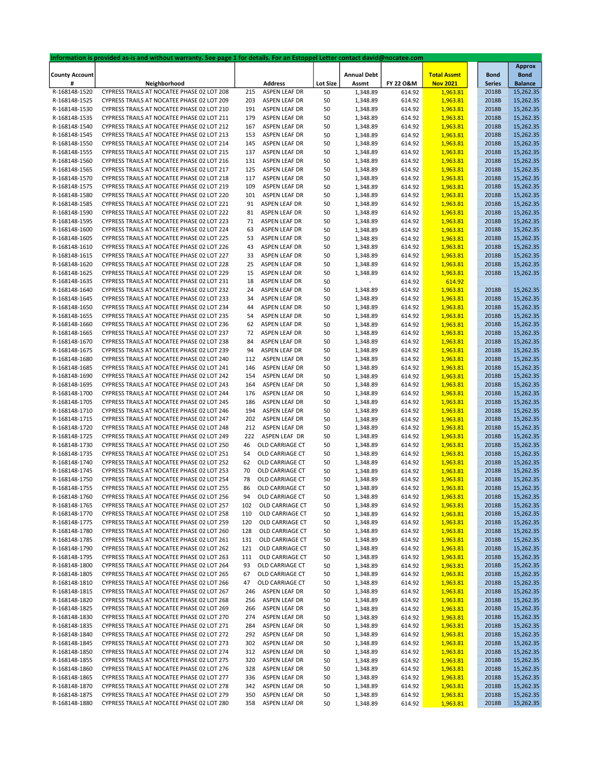**Information is provided as-is and without warranty. See page 1 for details. For an Estoppel Letter contact david@nocatee.com**

| County Account # | Neighborhood | Address | | Lot Size | Annual Debt Assmt | FY 22 O&M | Total Assmt Nov 2021 | Bond Series | Approx Bond Balance |
|---|---|---|---|---|---|---|---|---|---|
| R-168148-1520 | CYPRESS TRAILS AT NOCATEE PHASE 02 LOT 208 | 215 | ASPEN LEAF DR | 50 | 1,348.89 | 614.92 | 1,963.81 | 2018B | 15,262.35 |
| R-168148-1525 | CYPRESS TRAILS AT NOCATEE PHASE 02 LOT 209 | 203 | ASPEN LEAF DR | 50 | 1,348.89 | 614.92 | 1,963.81 | 2018B | 15,262.35 |
| R-168148-1530 | CYPRESS TRAILS AT NOCATEE PHASE 02 LOT 210 | 191 | ASPEN LEAF DR | 50 | 1,348.89 | 614.92 | 1,963.81 | 2018B | 15,262.35 |
| R-168148-1535 | CYPRESS TRAILS AT NOCATEE PHASE 02 LOT 211 | 179 | ASPEN LEAF DR | 50 | 1,348.89 | 614.92 | 1,963.81 | 2018B | 15,262.35 |
| R-168148-1540 | CYPRESS TRAILS AT NOCATEE PHASE 02 LOT 212 | 167 | ASPEN LEAF DR | 50 | 1,348.89 | 614.92 | 1,963.81 | 2018B | 15,262.35 |
| R-168148-1545 | CYPRESS TRAILS AT NOCATEE PHASE 02 LOT 213 | 153 | ASPEN LEAF DR | 50 | 1,348.89 | 614.92 | 1,963.81 | 2018B | 15,262.35 |
| R-168148-1550 | CYPRESS TRAILS AT NOCATEE PHASE 02 LOT 214 | 145 | ASPEN LEAF DR | 50 | 1,348.89 | 614.92 | 1,963.81 | 2018B | 15,262.35 |
| R-168148-1555 | CYPRESS TRAILS AT NOCATEE PHASE 02 LOT 215 | 137 | ASPEN LEAF DR | 50 | 1,348.89 | 614.92 | 1,963.81 | 2018B | 15,262.35 |
| R-168148-1560 | CYPRESS TRAILS AT NOCATEE PHASE 02 LOT 216 | 131 | ASPEN LEAF DR | 50 | 1,348.89 | 614.92 | 1,963.81 | 2018B | 15,262.35 |
| R-168148-1565 | CYPRESS TRAILS AT NOCATEE PHASE 02 LOT 217 | 125 | ASPEN LEAF DR | 50 | 1,348.89 | 614.92 | 1,963.81 | 2018B | 15,262.35 |
| R-168148-1570 | CYPRESS TRAILS AT NOCATEE PHASE 02 LOT 218 | 117 | ASPEN LEAF DR | 50 | 1,348.89 | 614.92 | 1,963.81 | 2018B | 15,262.35 |
| R-168148-1575 | CYPRESS TRAILS AT NOCATEE PHASE 02 LOT 219 | 109 | ASPEN LEAF DR | 50 | 1,348.89 | 614.92 | 1,963.81 | 2018B | 15,262.35 |
| R-168148-1580 | CYPRESS TRAILS AT NOCATEE PHASE 02 LOT 220 | 101 | ASPEN LEAF DR | 50 | 1,348.89 | 614.92 | 1,963.81 | 2018B | 15,262.35 |
| R-168148-1585 | CYPRESS TRAILS AT NOCATEE PHASE 02 LOT 221 | 91 | ASPEN LEAF DR | 50 | 1,348.89 | 614.92 | 1,963.81 | 2018B | 15,262.35 |
| R-168148-1590 | CYPRESS TRAILS AT NOCATEE PHASE 02 LOT 222 | 81 | ASPEN LEAF DR | 50 | 1,348.89 | 614.92 | 1,963.81 | 2018B | 15,262.35 |
| R-168148-1595 | CYPRESS TRAILS AT NOCATEE PHASE 02 LOT 223 | 71 | ASPEN LEAF DR | 50 | 1,348.89 | 614.92 | 1,963.81 | 2018B | 15,262.35 |
| R-168148-1600 | CYPRESS TRAILS AT NOCATEE PHASE 02 LOT 224 | 63 | ASPEN LEAF DR | 50 | 1,348.89 | 614.92 | 1,963.81 | 2018B | 15,262.35 |
| R-168148-1605 | CYPRESS TRAILS AT NOCATEE PHASE 02 LOT 225 | 53 | ASPEN LEAF DR | 50 | 1,348.89 | 614.92 | 1,963.81 | 2018B | 15,262.35 |
| R-168148-1610 | CYPRESS TRAILS AT NOCATEE PHASE 02 LOT 226 | 43 | ASPEN LEAF DR | 50 | 1,348.89 | 614.92 | 1,963.81 | 2018B | 15,262.35 |
| R-168148-1615 | CYPRESS TRAILS AT NOCATEE PHASE 02 LOT 227 | 33 | ASPEN LEAF DR | 50 | 1,348.89 | 614.92 | 1,963.81 | 2018B | 15,262.35 |
| R-168148-1620 | CYPRESS TRAILS AT NOCATEE PHASE 02 LOT 228 | 25 | ASPEN LEAF DR | 50 | 1,348.89 | 614.92 | 1,963.81 | 2018B | 15,262.35 |
| R-168148-1625 | CYPRESS TRAILS AT NOCATEE PHASE 02 LOT 229 | 15 | ASPEN LEAF DR | 50 | 1,348.89 | 614.92 | 1,963.81 | 2018B | 15,262.35 |
| R-168148-1635 | CYPRESS TRAILS AT NOCATEE PHASE 02 LOT 231 | 18 | ASPEN LEAF DR | 50 | - | 614.92 | 614.92 | | |
| R-168148-1640 | CYPRESS TRAILS AT NOCATEE PHASE 02 LOT 232 | 24 | ASPEN LEAF DR | 50 | 1,348.89 | 614.92 | 1,963.81 | 2018B | 15,262.35 |
| R-168148-1645 | CYPRESS TRAILS AT NOCATEE PHASE 02 LOT 233 | 34 | ASPEN LEAF DR | 50 | 1,348.89 | 614.92 | 1,963.81 | 2018B | 15,262.35 |
| R-168148-1650 | CYPRESS TRAILS AT NOCATEE PHASE 02 LOT 234 | 44 | ASPEN LEAF DR | 50 | 1,348.89 | 614.92 | 1,963.81 | 2018B | 15,262.35 |
| R-168148-1655 | CYPRESS TRAILS AT NOCATEE PHASE 02 LOT 235 | 54 | ASPEN LEAF DR | 50 | 1,348.89 | 614.92 | 1,963.81 | 2018B | 15,262.35 |
| R-168148-1660 | CYPRESS TRAILS AT NOCATEE PHASE 02 LOT 236 | 62 | ASPEN LEAF DR | 50 | 1,348.89 | 614.92 | 1,963.81 | 2018B | 15,262.35 |
| R-168148-1665 | CYPRESS TRAILS AT NOCATEE PHASE 02 LOT 237 | 72 | ASPEN LEAF DR | 50 | 1,348.89 | 614.92 | 1,963.81 | 2018B | 15,262.35 |
| R-168148-1670 | CYPRESS TRAILS AT NOCATEE PHASE 02 LOT 238 | 84 | ASPEN LEAF DR | 50 | 1,348.89 | 614.92 | 1,963.81 | 2018B | 15,262.35 |
| R-168148-1675 | CYPRESS TRAILS AT NOCATEE PHASE 02 LOT 239 | 94 | ASPEN LEAF DR | 50 | 1,348.89 | 614.92 | 1,963.81 | 2018B | 15,262.35 |
| R-168148-1680 | CYPRESS TRAILS AT NOCATEE PHASE 02 LOT 240 | 112 | ASPEN LEAF DR | 50 | 1,348.89 | 614.92 | 1,963.81 | 2018B | 15,262.35 |
| R-168148-1685 | CYPRESS TRAILS AT NOCATEE PHASE 02 LOT 241 | 146 | ASPEN LEAF DR | 50 | 1,348.89 | 614.92 | 1,963.81 | 2018B | 15,262.35 |
| R-168148-1690 | CYPRESS TRAILS AT NOCATEE PHASE 02 LOT 242 | 154 | ASPEN LEAF DR | 50 | 1,348.89 | 614.92 | 1,963.81 | 2018B | 15,262.35 |
| R-168148-1695 | CYPRESS TRAILS AT NOCATEE PHASE 02 LOT 243 | 164 | ASPEN LEAF DR | 50 | 1,348.89 | 614.92 | 1,963.81 | 2018B | 15,262.35 |
| R-168148-1700 | CYPRESS TRAILS AT NOCATEE PHASE 02 LOT 244 | 176 | ASPEN LEAF DR | 50 | 1,348.89 | 614.92 | 1,963.81 | 2018B | 15,262.35 |
| R-168148-1705 | CYPRESS TRAILS AT NOCATEE PHASE 02 LOT 245 | 186 | ASPEN LEAF DR | 50 | 1,348.89 | 614.92 | 1,963.81 | 2018B | 15,262.35 |
| R-168148-1710 | CYPRESS TRAILS AT NOCATEE PHASE 02 LOT 246 | 194 | ASPEN LEAF DR | 50 | 1,348.89 | 614.92 | 1,963.81 | 2018B | 15,262.35 |
| R-168148-1715 | CYPRESS TRAILS AT NOCATEE PHASE 02 LOT 247 | 202 | ASPEN LEAF DR | 50 | 1,348.89 | 614.92 | 1,963.81 | 2018B | 15,262.35 |
| R-168148-1720 | CYPRESS TRAILS AT NOCATEE PHASE 02 LOT 248 | 212 | ASPEN LEAF DR | 50 | 1,348.89 | 614.92 | 1,963.81 | 2018B | 15,262.35 |
| R-168148-1725 | CYPRESS TRAILS AT NOCATEE PHASE 02 LOT 249 | 222 | ASPEN LEAF DR | 50 | 1,348.89 | 614.92 | 1,963.81 | 2018B | 15,262.35 |
| R-168148-1730 | CYPRESS TRAILS AT NOCATEE PHASE 02 LOT 250 | 46 | OLD CARRIAGE CT | 50 | 1,348.89 | 614.92 | 1,963.81 | 2018B | 15,262.35 |
| R-168148-1735 | CYPRESS TRAILS AT NOCATEE PHASE 02 LOT 251 | 54 | OLD CARRIAGE CT | 50 | 1,348.89 | 614.92 | 1,963.81 | 2018B | 15,262.35 |
| R-168148-1740 | CYPRESS TRAILS AT NOCATEE PHASE 02 LOT 252 | 62 | OLD CARRIAGE CT | 50 | 1,348.89 | 614.92 | 1,963.81 | 2018B | 15,262.35 |
| R-168148-1745 | CYPRESS TRAILS AT NOCATEE PHASE 02 LOT 253 | 70 | OLD CARRIAGE CT | 50 | 1,348.89 | 614.92 | 1,963.81 | 2018B | 15,262.35 |
| R-168148-1750 | CYPRESS TRAILS AT NOCATEE PHASE 02 LOT 254 | 78 | OLD CARRIAGE CT | 50 | 1,348.89 | 614.92 | 1,963.81 | 2018B | 15,262.35 |
| R-168148-1755 | CYPRESS TRAILS AT NOCATEE PHASE 02 LOT 255 | 86 | OLD CARRIAGE CT | 50 | 1,348.89 | 614.92 | 1,963.81 | 2018B | 15,262.35 |
| R-168148-1760 | CYPRESS TRAILS AT NOCATEE PHASE 02 LOT 256 | 94 | OLD CARRIAGE CT | 50 | 1,348.89 | 614.92 | 1,963.81 | 2018B | 15,262.35 |
| R-168148-1765 | CYPRESS TRAILS AT NOCATEE PHASE 02 LOT 257 | 102 | OLD CARRIAGE CT | 50 | 1,348.89 | 614.92 | 1,963.81 | 2018B | 15,262.35 |
| R-168148-1770 | CYPRESS TRAILS AT NOCATEE PHASE 02 LOT 258 | 110 | OLD CARRIAGE CT | 50 | 1,348.89 | 614.92 | 1,963.81 | 2018B | 15,262.35 |
| R-168148-1775 | CYPRESS TRAILS AT NOCATEE PHASE 02 LOT 259 | 120 | OLD CARRIAGE CT | 50 | 1,348.89 | 614.92 | 1,963.81 | 2018B | 15,262.35 |
| R-168148-1780 | CYPRESS TRAILS AT NOCATEE PHASE 02 LOT 260 | 128 | OLD CARRIAGE CT | 50 | 1,348.89 | 614.92 | 1,963.81 | 2018B | 15,262.35 |
| R-168148-1785 | CYPRESS TRAILS AT NOCATEE PHASE 02 LOT 261 | 131 | OLD CARRIAGE CT | 50 | 1,348.89 | 614.92 | 1,963.81 | 2018B | 15,262.35 |
| R-168148-1790 | CYPRESS TRAILS AT NOCATEE PHASE 02 LOT 262 | 121 | OLD CARRIAGE CT | 50 | 1,348.89 | 614.92 | 1,963.81 | 2018B | 15,262.35 |
| R-168148-1795 | CYPRESS TRAILS AT NOCATEE PHASE 02 LOT 263 | 111 | OLD CARRIAGE CT | 50 | 1,348.89 | 614.92 | 1,963.81 | 2018B | 15,262.35 |
| R-168148-1800 | CYPRESS TRAILS AT NOCATEE PHASE 02 LOT 264 | 93 | OLD CARRIAGE CT | 50 | 1,348.89 | 614.92 | 1,963.81 | 2018B | 15,262.35 |
| R-168148-1805 | CYPRESS TRAILS AT NOCATEE PHASE 02 LOT 265 | 67 | OLD CARRIAGE CT | 50 | 1,348.89 | 614.92 | 1,963.81 | 2018B | 15,262.35 |
| R-168148-1810 | CYPRESS TRAILS AT NOCATEE PHASE 02 LOT 266 | 47 | OLD CARRIAGE CT | 50 | 1,348.89 | 614.92 | 1,963.81 | 2018B | 15,262.35 |
| R-168148-1815 | CYPRESS TRAILS AT NOCATEE PHASE 02 LOT 267 | 246 | ASPEN LEAF DR | 50 | 1,348.89 | 614.92 | 1,963.81 | 2018B | 15,262.35 |
| R-168148-1820 | CYPRESS TRAILS AT NOCATEE PHASE 02 LOT 268 | 256 | ASPEN LEAF DR | 50 | 1,348.89 | 614.92 | 1,963.81 | 2018B | 15,262.35 |
| R-168148-1825 | CYPRESS TRAILS AT NOCATEE PHASE 02 LOT 269 | 266 | ASPEN LEAF DR | 50 | 1,348.89 | 614.92 | 1,963.81 | 2018B | 15,262.35 |
| R-168148-1830 | CYPRESS TRAILS AT NOCATEE PHASE 02 LOT 270 | 274 | ASPEN LEAF DR | 50 | 1,348.89 | 614.92 | 1,963.81 | 2018B | 15,262.35 |
| R-168148-1835 | CYPRESS TRAILS AT NOCATEE PHASE 02 LOT 271 | 284 | ASPEN LEAF DR | 50 | 1,348.89 | 614.92 | 1,963.81 | 2018B | 15,262.35 |
| R-168148-1840 | CYPRESS TRAILS AT NOCATEE PHASE 02 LOT 272 | 292 | ASPEN LEAF DR | 50 | 1,348.89 | 614.92 | 1,963.81 | 2018B | 15,262.35 |
| R-168148-1845 | CYPRESS TRAILS AT NOCATEE PHASE 02 LOT 273 | 302 | ASPEN LEAF DR | 50 | 1,348.89 | 614.92 | 1,963.81 | 2018B | 15,262.35 |
| R-168148-1850 | CYPRESS TRAILS AT NOCATEE PHASE 02 LOT 274 | 312 | ASPEN LEAF DR | 50 | 1,348.89 | 614.92 | 1,963.81 | 2018B | 15,262.35 |
| R-168148-1855 | CYPRESS TRAILS AT NOCATEE PHASE 02 LOT 275 | 320 | ASPEN LEAF DR | 50 | 1,348.89 | 614.92 | 1,963.81 | 2018B | 15,262.35 |
| R-168148-1860 | CYPRESS TRAILS AT NOCATEE PHASE 02 LOT 276 | 328 | ASPEN LEAF DR | 50 | 1,348.89 | 614.92 | 1,963.81 | 2018B | 15,262.35 |
| R-168148-1865 | CYPRESS TRAILS AT NOCATEE PHASE 02 LOT 277 | 336 | ASPEN LEAF DR | 50 | 1,348.89 | 614.92 | 1,963.81 | 2018B | 15,262.35 |
| R-168148-1870 | CYPRESS TRAILS AT NOCATEE PHASE 02 LOT 278 | 342 | ASPEN LEAF DR | 50 | 1,348.89 | 614.92 | 1,963.81 | 2018B | 15,262.35 |
| R-168148-1875 | CYPRESS TRAILS AT NOCATEE PHASE 02 LOT 279 | 350 | ASPEN LEAF DR | 50 | 1,348.89 | 614.92 | 1,963.81 | 2018B | 15,262.35 |
| R-168148-1880 | CYPRESS TRAILS AT NOCATEE PHASE 02 LOT 280 | 358 | ASPEN LEAF DR | 50 | 1,348.89 | 614.92 | 1,963.81 | 2018B | 15,262.35 |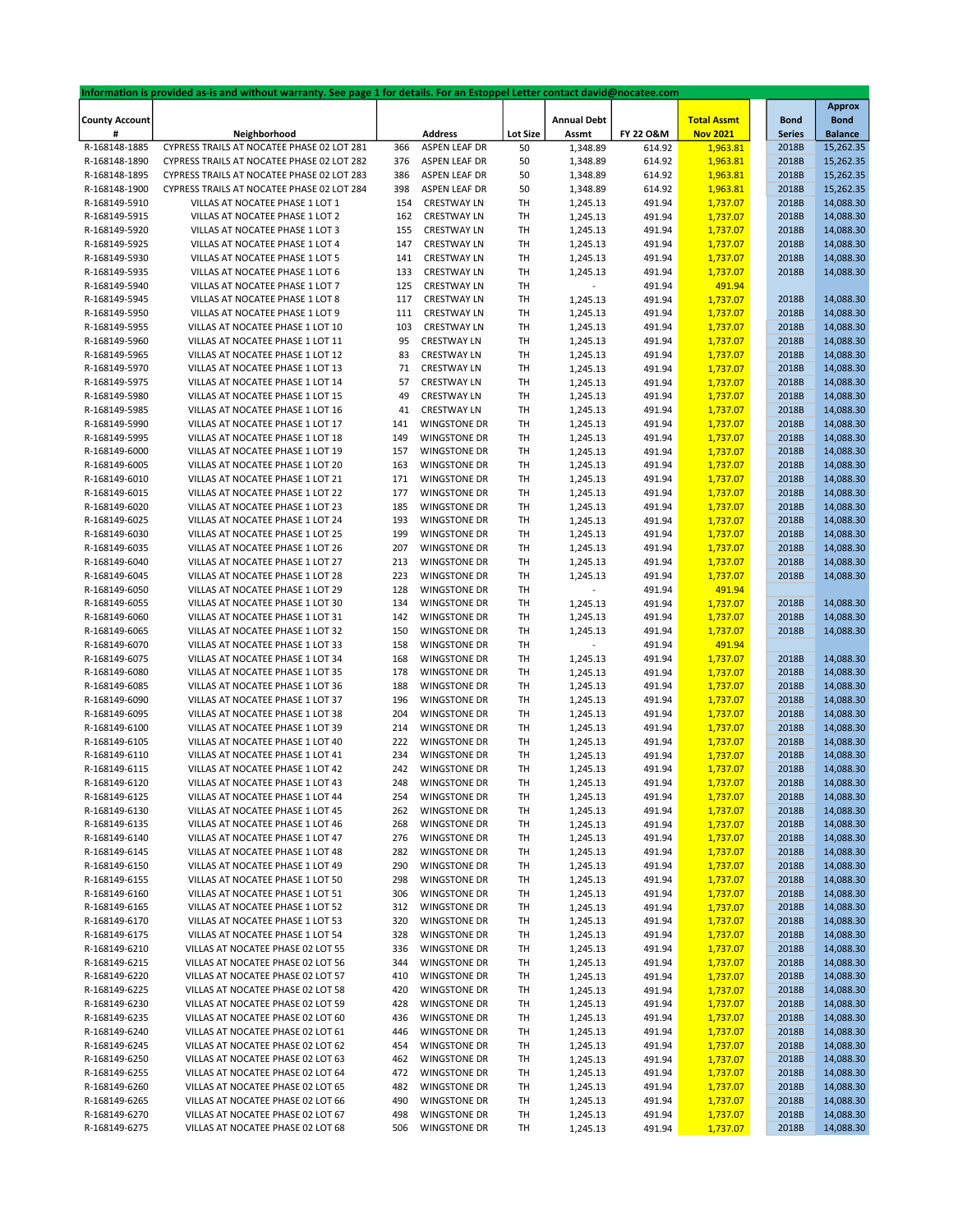Information is provided as-is and without warranty. See page 1 for details. For an Estoppel Letter contact david@nocatee.com

| County Account # | Neighborhood | | Address | Lot Size | Annual Debt Assmt | FY 22 O&M | Total Assmt Nov 2021 | Bond Series | Approx Bond Balance |
|---|---|---|---|---|---|---|---|---|---|
| R-168148-1885 | CYPRESS TRAILS AT NOCATEE PHASE 02 LOT 281 | 366 | ASPEN LEAF DR | 50 | 1,348.89 | 614.92 | 1,963.81 | 2018B | 15,262.35 |
| R-168148-1890 | CYPRESS TRAILS AT NOCATEE PHASE 02 LOT 282 | 376 | ASPEN LEAF DR | 50 | 1,348.89 | 614.92 | 1,963.81 | 2018B | 15,262.35 |
| R-168148-1895 | CYPRESS TRAILS AT NOCATEE PHASE 02 LOT 283 | 386 | ASPEN LEAF DR | 50 | 1,348.89 | 614.92 | 1,963.81 | 2018B | 15,262.35 |
| R-168148-1900 | CYPRESS TRAILS AT NOCATEE PHASE 02 LOT 284 | 398 | ASPEN LEAF DR | 50 | 1,348.89 | 614.92 | 1,963.81 | 2018B | 15,262.35 |
| R-168149-5910 | VILLAS AT NOCATEE PHASE 1 LOT 1 | 154 | CRESTWAY LN | TH | 1,245.13 | 491.94 | 1,737.07 | 2018B | 14,088.30 |
| R-168149-5915 | VILLAS AT NOCATEE PHASE 1 LOT 2 | 162 | CRESTWAY LN | TH | 1,245.13 | 491.94 | 1,737.07 | 2018B | 14,088.30 |
| R-168149-5920 | VILLAS AT NOCATEE PHASE 1 LOT 3 | 155 | CRESTWAY LN | TH | 1,245.13 | 491.94 | 1,737.07 | 2018B | 14,088.30 |
| R-168149-5925 | VILLAS AT NOCATEE PHASE 1 LOT 4 | 147 | CRESTWAY LN | TH | 1,245.13 | 491.94 | 1,737.07 | 2018B | 14,088.30 |
| R-168149-5930 | VILLAS AT NOCATEE PHASE 1 LOT 5 | 141 | CRESTWAY LN | TH | 1,245.13 | 491.94 | 1,737.07 | 2018B | 14,088.30 |
| R-168149-5935 | VILLAS AT NOCATEE PHASE 1 LOT 6 | 133 | CRESTWAY LN | TH | 1,245.13 | 491.94 | 1,737.07 | 2018B | 14,088.30 |
| R-168149-5940 | VILLAS AT NOCATEE PHASE 1 LOT 7 | 125 | CRESTWAY LN | TH | - | 491.94 | 491.94 | | |
| R-168149-5945 | VILLAS AT NOCATEE PHASE 1 LOT 8 | 117 | CRESTWAY LN | TH | 1,245.13 | 491.94 | 1,737.07 | 2018B | 14,088.30 |
| R-168149-5950 | VILLAS AT NOCATEE PHASE 1 LOT 9 | 111 | CRESTWAY LN | TH | 1,245.13 | 491.94 | 1,737.07 | 2018B | 14,088.30 |
| R-168149-5955 | VILLAS AT NOCATEE PHASE 1 LOT 10 | 103 | CRESTWAY LN | TH | 1,245.13 | 491.94 | 1,737.07 | 2018B | 14,088.30 |
| R-168149-5960 | VILLAS AT NOCATEE PHASE 1 LOT 11 | 95 | CRESTWAY LN | TH | 1,245.13 | 491.94 | 1,737.07 | 2018B | 14,088.30 |
| R-168149-5965 | VILLAS AT NOCATEE PHASE 1 LOT 12 | 83 | CRESTWAY LN | TH | 1,245.13 | 491.94 | 1,737.07 | 2018B | 14,088.30 |
| R-168149-5970 | VILLAS AT NOCATEE PHASE 1 LOT 13 | 71 | CRESTWAY LN | TH | 1,245.13 | 491.94 | 1,737.07 | 2018B | 14,088.30 |
| R-168149-5975 | VILLAS AT NOCATEE PHASE 1 LOT 14 | 57 | CRESTWAY LN | TH | 1,245.13 | 491.94 | 1,737.07 | 2018B | 14,088.30 |
| R-168149-5980 | VILLAS AT NOCATEE PHASE 1 LOT 15 | 49 | CRESTWAY LN | TH | 1,245.13 | 491.94 | 1,737.07 | 2018B | 14,088.30 |
| R-168149-5985 | VILLAS AT NOCATEE PHASE 1 LOT 16 | 41 | CRESTWAY LN | TH | 1,245.13 | 491.94 | 1,737.07 | 2018B | 14,088.30 |
| R-168149-5990 | VILLAS AT NOCATEE PHASE 1 LOT 17 | 141 | WINGSTONE DR | TH | 1,245.13 | 491.94 | 1,737.07 | 2018B | 14,088.30 |
| R-168149-5995 | VILLAS AT NOCATEE PHASE 1 LOT 18 | 149 | WINGSTONE DR | TH | 1,245.13 | 491.94 | 1,737.07 | 2018B | 14,088.30 |
| R-168149-6000 | VILLAS AT NOCATEE PHASE 1 LOT 19 | 157 | WINGSTONE DR | TH | 1,245.13 | 491.94 | 1,737.07 | 2018B | 14,088.30 |
| R-168149-6005 | VILLAS AT NOCATEE PHASE 1 LOT 20 | 163 | WINGSTONE DR | TH | 1,245.13 | 491.94 | 1,737.07 | 2018B | 14,088.30 |
| R-168149-6010 | VILLAS AT NOCATEE PHASE 1 LOT 21 | 171 | WINGSTONE DR | TH | 1,245.13 | 491.94 | 1,737.07 | 2018B | 14,088.30 |
| R-168149-6015 | VILLAS AT NOCATEE PHASE 1 LOT 22 | 177 | WINGSTONE DR | TH | 1,245.13 | 491.94 | 1,737.07 | 2018B | 14,088.30 |
| R-168149-6020 | VILLAS AT NOCATEE PHASE 1 LOT 23 | 185 | WINGSTONE DR | TH | 1,245.13 | 491.94 | 1,737.07 | 2018B | 14,088.30 |
| R-168149-6025 | VILLAS AT NOCATEE PHASE 1 LOT 24 | 193 | WINGSTONE DR | TH | 1,245.13 | 491.94 | 1,737.07 | 2018B | 14,088.30 |
| R-168149-6030 | VILLAS AT NOCATEE PHASE 1 LOT 25 | 199 | WINGSTONE DR | TH | 1,245.13 | 491.94 | 1,737.07 | 2018B | 14,088.30 |
| R-168149-6035 | VILLAS AT NOCATEE PHASE 1 LOT 26 | 207 | WINGSTONE DR | TH | 1,245.13 | 491.94 | 1,737.07 | 2018B | 14,088.30 |
| R-168149-6040 | VILLAS AT NOCATEE PHASE 1 LOT 27 | 213 | WINGSTONE DR | TH | 1,245.13 | 491.94 | 1,737.07 | 2018B | 14,088.30 |
| R-168149-6045 | VILLAS AT NOCATEE PHASE 1 LOT 28 | 223 | WINGSTONE DR | TH | 1,245.13 | 491.94 | 1,737.07 | 2018B | 14,088.30 |
| R-168149-6050 | VILLAS AT NOCATEE PHASE 1 LOT 29 | 128 | WINGSTONE DR | TH | - | 491.94 | 491.94 | | |
| R-168149-6055 | VILLAS AT NOCATEE PHASE 1 LOT 30 | 134 | WINGSTONE DR | TH | 1,245.13 | 491.94 | 1,737.07 | 2018B | 14,088.30 |
| R-168149-6060 | VILLAS AT NOCATEE PHASE 1 LOT 31 | 142 | WINGSTONE DR | TH | 1,245.13 | 491.94 | 1,737.07 | 2018B | 14,088.30 |
| R-168149-6065 | VILLAS AT NOCATEE PHASE 1 LOT 32 | 150 | WINGSTONE DR | TH | 1,245.13 | 491.94 | 1,737.07 | 2018B | 14,088.30 |
| R-168149-6070 | VILLAS AT NOCATEE PHASE 1 LOT 33 | 158 | WINGSTONE DR | TH | - | 491.94 | 491.94 | | |
| R-168149-6075 | VILLAS AT NOCATEE PHASE 1 LOT 34 | 168 | WINGSTONE DR | TH | 1,245.13 | 491.94 | 1,737.07 | 2018B | 14,088.30 |
| R-168149-6080 | VILLAS AT NOCATEE PHASE 1 LOT 35 | 178 | WINGSTONE DR | TH | 1,245.13 | 491.94 | 1,737.07 | 2018B | 14,088.30 |
| R-168149-6085 | VILLAS AT NOCATEE PHASE 1 LOT 36 | 188 | WINGSTONE DR | TH | 1,245.13 | 491.94 | 1,737.07 | 2018B | 14,088.30 |
| R-168149-6090 | VILLAS AT NOCATEE PHASE 1 LOT 37 | 196 | WINGSTONE DR | TH | 1,245.13 | 491.94 | 1,737.07 | 2018B | 14,088.30 |
| R-168149-6095 | VILLAS AT NOCATEE PHASE 1 LOT 38 | 204 | WINGSTONE DR | TH | 1,245.13 | 491.94 | 1,737.07 | 2018B | 14,088.30 |
| R-168149-6100 | VILLAS AT NOCATEE PHASE 1 LOT 39 | 214 | WINGSTONE DR | TH | 1,245.13 | 491.94 | 1,737.07 | 2018B | 14,088.30 |
| R-168149-6105 | VILLAS AT NOCATEE PHASE 1 LOT 40 | 222 | WINGSTONE DR | TH | 1,245.13 | 491.94 | 1,737.07 | 2018B | 14,088.30 |
| R-168149-6110 | VILLAS AT NOCATEE PHASE 1 LOT 41 | 234 | WINGSTONE DR | TH | 1,245.13 | 491.94 | 1,737.07 | 2018B | 14,088.30 |
| R-168149-6115 | VILLAS AT NOCATEE PHASE 1 LOT 42 | 242 | WINGSTONE DR | TH | 1,245.13 | 491.94 | 1,737.07 | 2018B | 14,088.30 |
| R-168149-6120 | VILLAS AT NOCATEE PHASE 1 LOT 43 | 248 | WINGSTONE DR | TH | 1,245.13 | 491.94 | 1,737.07 | 2018B | 14,088.30 |
| R-168149-6125 | VILLAS AT NOCATEE PHASE 1 LOT 44 | 254 | WINGSTONE DR | TH | 1,245.13 | 491.94 | 1,737.07 | 2018B | 14,088.30 |
| R-168149-6130 | VILLAS AT NOCATEE PHASE 1 LOT 45 | 262 | WINGSTONE DR | TH | 1,245.13 | 491.94 | 1,737.07 | 2018B | 14,088.30 |
| R-168149-6135 | VILLAS AT NOCATEE PHASE 1 LOT 46 | 268 | WINGSTONE DR | TH | 1,245.13 | 491.94 | 1,737.07 | 2018B | 14,088.30 |
| R-168149-6140 | VILLAS AT NOCATEE PHASE 1 LOT 47 | 276 | WINGSTONE DR | TH | 1,245.13 | 491.94 | 1,737.07 | 2018B | 14,088.30 |
| R-168149-6145 | VILLAS AT NOCATEE PHASE 1 LOT 48 | 282 | WINGSTONE DR | TH | 1,245.13 | 491.94 | 1,737.07 | 2018B | 14,088.30 |
| R-168149-6150 | VILLAS AT NOCATEE PHASE 1 LOT 49 | 290 | WINGSTONE DR | TH | 1,245.13 | 491.94 | 1,737.07 | 2018B | 14,088.30 |
| R-168149-6155 | VILLAS AT NOCATEE PHASE 1 LOT 50 | 298 | WINGSTONE DR | TH | 1,245.13 | 491.94 | 1,737.07 | 2018B | 14,088.30 |
| R-168149-6160 | VILLAS AT NOCATEE PHASE 1 LOT 51 | 306 | WINGSTONE DR | TH | 1,245.13 | 491.94 | 1,737.07 | 2018B | 14,088.30 |
| R-168149-6165 | VILLAS AT NOCATEE PHASE 1 LOT 52 | 312 | WINGSTONE DR | TH | 1,245.13 | 491.94 | 1,737.07 | 2018B | 14,088.30 |
| R-168149-6170 | VILLAS AT NOCATEE PHASE 1 LOT 53 | 320 | WINGSTONE DR | TH | 1,245.13 | 491.94 | 1,737.07 | 2018B | 14,088.30 |
| R-168149-6175 | VILLAS AT NOCATEE PHASE 1 LOT 54 | 328 | WINGSTONE DR | TH | 1,245.13 | 491.94 | 1,737.07 | 2018B | 14,088.30 |
| R-168149-6210 | VILLAS AT NOCATEE PHASE 02 LOT 55 | 336 | WINGSTONE DR | TH | 1,245.13 | 491.94 | 1,737.07 | 2018B | 14,088.30 |
| R-168149-6215 | VILLAS AT NOCATEE PHASE 02 LOT 56 | 344 | WINGSTONE DR | TH | 1,245.13 | 491.94 | 1,737.07 | 2018B | 14,088.30 |
| R-168149-6220 | VILLAS AT NOCATEE PHASE 02 LOT 57 | 410 | WINGSTONE DR | TH | 1,245.13 | 491.94 | 1,737.07 | 2018B | 14,088.30 |
| R-168149-6225 | VILLAS AT NOCATEE PHASE 02 LOT 58 | 420 | WINGSTONE DR | TH | 1,245.13 | 491.94 | 1,737.07 | 2018B | 14,088.30 |
| R-168149-6230 | VILLAS AT NOCATEE PHASE 02 LOT 59 | 428 | WINGSTONE DR | TH | 1,245.13 | 491.94 | 1,737.07 | 2018B | 14,088.30 |
| R-168149-6235 | VILLAS AT NOCATEE PHASE 02 LOT 60 | 436 | WINGSTONE DR | TH | 1,245.13 | 491.94 | 1,737.07 | 2018B | 14,088.30 |
| R-168149-6240 | VILLAS AT NOCATEE PHASE 02 LOT 61 | 446 | WINGSTONE DR | TH | 1,245.13 | 491.94 | 1,737.07 | 2018B | 14,088.30 |
| R-168149-6245 | VILLAS AT NOCATEE PHASE 02 LOT 62 | 454 | WINGSTONE DR | TH | 1,245.13 | 491.94 | 1,737.07 | 2018B | 14,088.30 |
| R-168149-6250 | VILLAS AT NOCATEE PHASE 02 LOT 63 | 462 | WINGSTONE DR | TH | 1,245.13 | 491.94 | 1,737.07 | 2018B | 14,088.30 |
| R-168149-6255 | VILLAS AT NOCATEE PHASE 02 LOT 64 | 472 | WINGSTONE DR | TH | 1,245.13 | 491.94 | 1,737.07 | 2018B | 14,088.30 |
| R-168149-6260 | VILLAS AT NOCATEE PHASE 02 LOT 65 | 482 | WINGSTONE DR | TH | 1,245.13 | 491.94 | 1,737.07 | 2018B | 14,088.30 |
| R-168149-6265 | VILLAS AT NOCATEE PHASE 02 LOT 66 | 490 | WINGSTONE DR | TH | 1,245.13 | 491.94 | 1,737.07 | 2018B | 14,088.30 |
| R-168149-6270 | VILLAS AT NOCATEE PHASE 02 LOT 67 | 498 | WINGSTONE DR | TH | 1,245.13 | 491.94 | 1,737.07 | 2018B | 14,088.30 |
| R-168149-6275 | VILLAS AT NOCATEE PHASE 02 LOT 68 | 506 | WINGSTONE DR | TH | 1,245.13 | 491.94 | 1,737.07 | 2018B | 14,088.30 |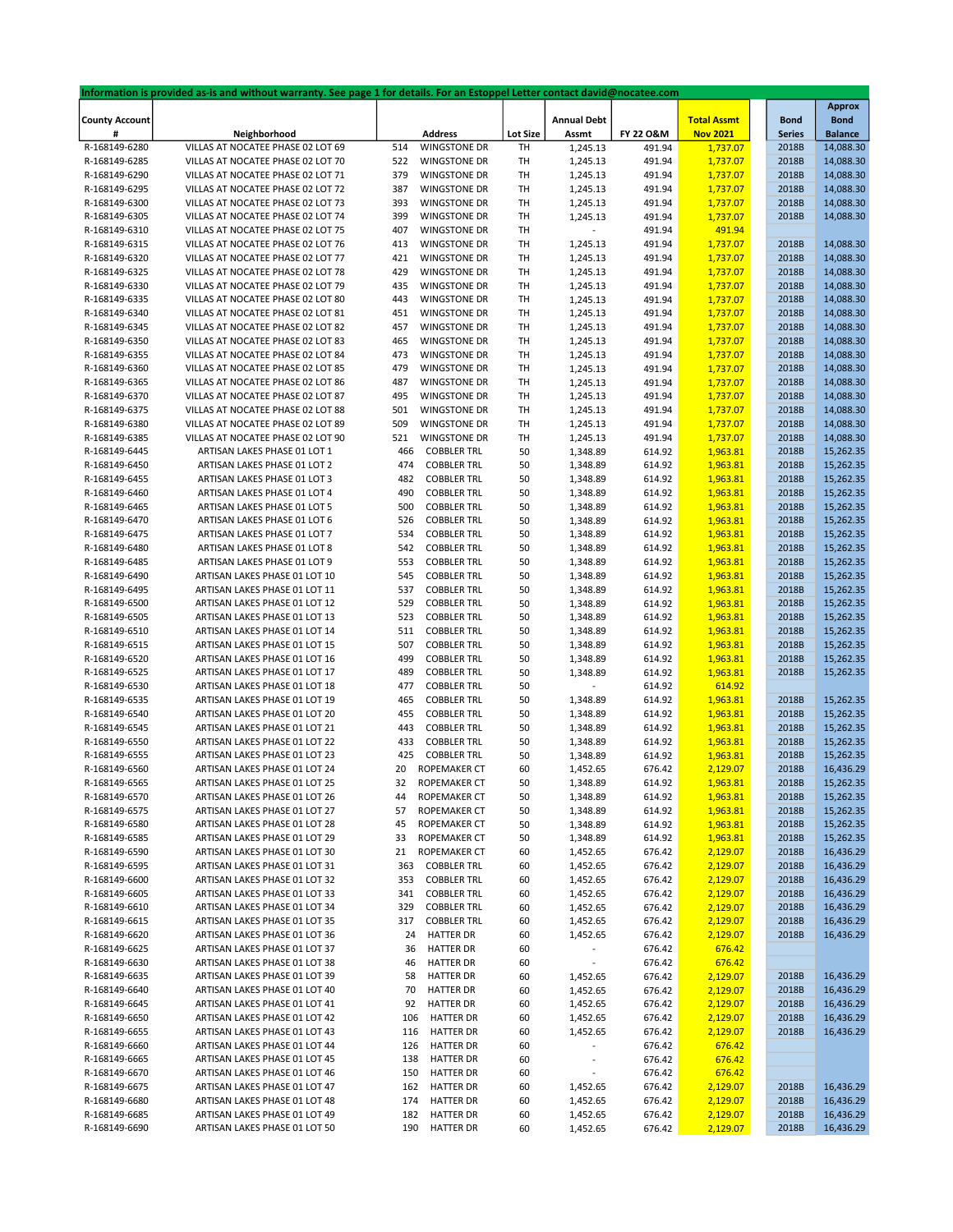| Information is provided as-is and without warranty. See page 1 for details. For an Estoppel Letter contact david@nocatee.com | | | | | | | | | |
|---|---|---|---|---|---|---|---|---|---|
| County Account # | Neighborhood | Address | | Lot Size | Annual Debt Assmt | FY 22 O&M | Total Assmt Nov 2021 | Bond Series | Approx Bond Balance |
| R-168149-6280 | VILLAS AT NOCATEE PHASE 02 LOT 69 | 514 | WINGSTONE DR | TH | 1,245.13 | 491.94 | 1,737.07 | 2018B | 14,088.30 |
| R-168149-6285 | VILLAS AT NOCATEE PHASE 02 LOT 70 | 522 | WINGSTONE DR | TH | 1,245.13 | 491.94 | 1,737.07 | 2018B | 14,088.30 |
| R-168149-6290 | VILLAS AT NOCATEE PHASE 02 LOT 71 | 379 | WINGSTONE DR | TH | 1,245.13 | 491.94 | 1,737.07 | 2018B | 14,088.30 |
| R-168149-6295 | VILLAS AT NOCATEE PHASE 02 LOT 72 | 387 | WINGSTONE DR | TH | 1,245.13 | 491.94 | 1,737.07 | 2018B | 14,088.30 |
| R-168149-6300 | VILLAS AT NOCATEE PHASE 02 LOT 73 | 393 | WINGSTONE DR | TH | 1,245.13 | 491.94 | 1,737.07 | 2018B | 14,088.30 |
| R-168149-6305 | VILLAS AT NOCATEE PHASE 02 LOT 74 | 399 | WINGSTONE DR | TH | 1,245.13 | 491.94 | 1,737.07 | 2018B | 14,088.30 |
| R-168149-6310 | VILLAS AT NOCATEE PHASE 02 LOT 75 | 407 | WINGSTONE DR | TH | - | 491.94 | 491.94 | | |
| R-168149-6315 | VILLAS AT NOCATEE PHASE 02 LOT 76 | 413 | WINGSTONE DR | TH | 1,245.13 | 491.94 | 1,737.07 | 2018B | 14,088.30 |
| R-168149-6320 | VILLAS AT NOCATEE PHASE 02 LOT 77 | 421 | WINGSTONE DR | TH | 1,245.13 | 491.94 | 1,737.07 | 2018B | 14,088.30 |
| R-168149-6325 | VILLAS AT NOCATEE PHASE 02 LOT 78 | 429 | WINGSTONE DR | TH | 1,245.13 | 491.94 | 1,737.07 | 2018B | 14,088.30 |
| R-168149-6330 | VILLAS AT NOCATEE PHASE 02 LOT 79 | 435 | WINGSTONE DR | TH | 1,245.13 | 491.94 | 1,737.07 | 2018B | 14,088.30 |
| R-168149-6335 | VILLAS AT NOCATEE PHASE 02 LOT 80 | 443 | WINGSTONE DR | TH | 1,245.13 | 491.94 | 1,737.07 | 2018B | 14,088.30 |
| R-168149-6340 | VILLAS AT NOCATEE PHASE 02 LOT 81 | 451 | WINGSTONE DR | TH | 1,245.13 | 491.94 | 1,737.07 | 2018B | 14,088.30 |
| R-168149-6345 | VILLAS AT NOCATEE PHASE 02 LOT 82 | 457 | WINGSTONE DR | TH | 1,245.13 | 491.94 | 1,737.07 | 2018B | 14,088.30 |
| R-168149-6350 | VILLAS AT NOCATEE PHASE 02 LOT 83 | 465 | WINGSTONE DR | TH | 1,245.13 | 491.94 | 1,737.07 | 2018B | 14,088.30 |
| R-168149-6355 | VILLAS AT NOCATEE PHASE 02 LOT 84 | 473 | WINGSTONE DR | TH | 1,245.13 | 491.94 | 1,737.07 | 2018B | 14,088.30 |
| R-168149-6360 | VILLAS AT NOCATEE PHASE 02 LOT 85 | 479 | WINGSTONE DR | TH | 1,245.13 | 491.94 | 1,737.07 | 2018B | 14,088.30 |
| R-168149-6365 | VILLAS AT NOCATEE PHASE 02 LOT 86 | 487 | WINGSTONE DR | TH | 1,245.13 | 491.94 | 1,737.07 | 2018B | 14,088.30 |
| R-168149-6370 | VILLAS AT NOCATEE PHASE 02 LOT 87 | 495 | WINGSTONE DR | TH | 1,245.13 | 491.94 | 1,737.07 | 2018B | 14,088.30 |
| R-168149-6375 | VILLAS AT NOCATEE PHASE 02 LOT 88 | 501 | WINGSTONE DR | TH | 1,245.13 | 491.94 | 1,737.07 | 2018B | 14,088.30 |
| R-168149-6380 | VILLAS AT NOCATEE PHASE 02 LOT 89 | 509 | WINGSTONE DR | TH | 1,245.13 | 491.94 | 1,737.07 | 2018B | 14,088.30 |
| R-168149-6385 | VILLAS AT NOCATEE PHASE 02 LOT 90 | 521 | WINGSTONE DR | TH | 1,245.13 | 491.94 | 1,737.07 | 2018B | 14,088.30 |
| R-168149-6445 | ARTISAN LAKES PHASE 01 LOT 1 | 466 | COBBLER TRL | 50 | 1,348.89 | 614.92 | 1,963.81 | 2018B | 15,262.35 |
| R-168149-6450 | ARTISAN LAKES PHASE 01 LOT 2 | 474 | COBBLER TRL | 50 | 1,348.89 | 614.92 | 1,963.81 | 2018B | 15,262.35 |
| R-168149-6455 | ARTISAN LAKES PHASE 01 LOT 3 | 482 | COBBLER TRL | 50 | 1,348.89 | 614.92 | 1,963.81 | 2018B | 15,262.35 |
| R-168149-6460 | ARTISAN LAKES PHASE 01 LOT 4 | 490 | COBBLER TRL | 50 | 1,348.89 | 614.92 | 1,963.81 | 2018B | 15,262.35 |
| R-168149-6465 | ARTISAN LAKES PHASE 01 LOT 5 | 500 | COBBLER TRL | 50 | 1,348.89 | 614.92 | 1,963.81 | 2018B | 15,262.35 |
| R-168149-6470 | ARTISAN LAKES PHASE 01 LOT 6 | 526 | COBBLER TRL | 50 | 1,348.89 | 614.92 | 1,963.81 | 2018B | 15,262.35 |
| R-168149-6475 | ARTISAN LAKES PHASE 01 LOT 7 | 534 | COBBLER TRL | 50 | 1,348.89 | 614.92 | 1,963.81 | 2018B | 15,262.35 |
| R-168149-6480 | ARTISAN LAKES PHASE 01 LOT 8 | 542 | COBBLER TRL | 50 | 1,348.89 | 614.92 | 1,963.81 | 2018B | 15,262.35 |
| R-168149-6485 | ARTISAN LAKES PHASE 01 LOT 9 | 553 | COBBLER TRL | 50 | 1,348.89 | 614.92 | 1,963.81 | 2018B | 15,262.35 |
| R-168149-6490 | ARTISAN LAKES PHASE 01 LOT 10 | 545 | COBBLER TRL | 50 | 1,348.89 | 614.92 | 1,963.81 | 2018B | 15,262.35 |
| R-168149-6495 | ARTISAN LAKES PHASE 01 LOT 11 | 537 | COBBLER TRL | 50 | 1,348.89 | 614.92 | 1,963.81 | 2018B | 15,262.35 |
| R-168149-6500 | ARTISAN LAKES PHASE 01 LOT 12 | 529 | COBBLER TRL | 50 | 1,348.89 | 614.92 | 1,963.81 | 2018B | 15,262.35 |
| R-168149-6505 | ARTISAN LAKES PHASE 01 LOT 13 | 523 | COBBLER TRL | 50 | 1,348.89 | 614.92 | 1,963.81 | 2018B | 15,262.35 |
| R-168149-6510 | ARTISAN LAKES PHASE 01 LOT 14 | 511 | COBBLER TRL | 50 | 1,348.89 | 614.92 | 1,963.81 | 2018B | 15,262.35 |
| R-168149-6515 | ARTISAN LAKES PHASE 01 LOT 15 | 507 | COBBLER TRL | 50 | 1,348.89 | 614.92 | 1,963.81 | 2018B | 15,262.35 |
| R-168149-6520 | ARTISAN LAKES PHASE 01 LOT 16 | 499 | COBBLER TRL | 50 | 1,348.89 | 614.92 | 1,963.81 | 2018B | 15,262.35 |
| R-168149-6525 | ARTISAN LAKES PHASE 01 LOT 17 | 489 | COBBLER TRL | 50 | 1,348.89 | 614.92 | 1,963.81 | 2018B | 15,262.35 |
| R-168149-6530 | ARTISAN LAKES PHASE 01 LOT 18 | 477 | COBBLER TRL | 50 | - | 614.92 | 614.92 | | |
| R-168149-6535 | ARTISAN LAKES PHASE 01 LOT 19 | 465 | COBBLER TRL | 50 | 1,348.89 | 614.92 | 1,963.81 | 2018B | 15,262.35 |
| R-168149-6540 | ARTISAN LAKES PHASE 01 LOT 20 | 455 | COBBLER TRL | 50 | 1,348.89 | 614.92 | 1,963.81 | 2018B | 15,262.35 |
| R-168149-6545 | ARTISAN LAKES PHASE 01 LOT 21 | 443 | COBBLER TRL | 50 | 1,348.89 | 614.92 | 1,963.81 | 2018B | 15,262.35 |
| R-168149-6550 | ARTISAN LAKES PHASE 01 LOT 22 | 433 | COBBLER TRL | 50 | 1,348.89 | 614.92 | 1,963.81 | 2018B | 15,262.35 |
| R-168149-6555 | ARTISAN LAKES PHASE 01 LOT 23 | 425 | COBBLER TRL | 50 | 1,348.89 | 614.92 | 1,963.81 | 2018B | 15,262.35 |
| R-168149-6560 | ARTISAN LAKES PHASE 01 LOT 24 | 20 | ROPEMAKER CT | 60 | 1,452.65 | 676.42 | 2,129.07 | 2018B | 16,436.29 |
| R-168149-6565 | ARTISAN LAKES PHASE 01 LOT 25 | 32 | ROPEMAKER CT | 50 | 1,348.89 | 614.92 | 1,963.81 | 2018B | 15,262.35 |
| R-168149-6570 | ARTISAN LAKES PHASE 01 LOT 26 | 44 | ROPEMAKER CT | 50 | 1,348.89 | 614.92 | 1,963.81 | 2018B | 15,262.35 |
| R-168149-6575 | ARTISAN LAKES PHASE 01 LOT 27 | 57 | ROPEMAKER CT | 50 | 1,348.89 | 614.92 | 1,963.81 | 2018B | 15,262.35 |
| R-168149-6580 | ARTISAN LAKES PHASE 01 LOT 28 | 45 | ROPEMAKER CT | 50 | 1,348.89 | 614.92 | 1,963.81 | 2018B | 15,262.35 |
| R-168149-6585 | ARTISAN LAKES PHASE 01 LOT 29 | 33 | ROPEMAKER CT | 50 | 1,348.89 | 614.92 | 1,963.81 | 2018B | 15,262.35 |
| R-168149-6590 | ARTISAN LAKES PHASE 01 LOT 30 | 21 | ROPEMAKER CT | 60 | 1,452.65 | 676.42 | 2,129.07 | 2018B | 16,436.29 |
| R-168149-6595 | ARTISAN LAKES PHASE 01 LOT 31 | 363 | COBBLER TRL | 60 | 1,452.65 | 676.42 | 2,129.07 | 2018B | 16,436.29 |
| R-168149-6600 | ARTISAN LAKES PHASE 01 LOT 32 | 353 | COBBLER TRL | 60 | 1,452.65 | 676.42 | 2,129.07 | 2018B | 16,436.29 |
| R-168149-6605 | ARTISAN LAKES PHASE 01 LOT 33 | 341 | COBBLER TRL | 60 | 1,452.65 | 676.42 | 2,129.07 | 2018B | 16,436.29 |
| R-168149-6610 | ARTISAN LAKES PHASE 01 LOT 34 | 329 | COBBLER TRL | 60 | 1,452.65 | 676.42 | 2,129.07 | 2018B | 16,436.29 |
| R-168149-6615 | ARTISAN LAKES PHASE 01 LOT 35 | 317 | COBBLER TRL | 60 | 1,452.65 | 676.42 | 2,129.07 | 2018B | 16,436.29 |
| R-168149-6620 | ARTISAN LAKES PHASE 01 LOT 36 | 24 | HATTER DR | 60 | 1,452.65 | 676.42 | 2,129.07 | 2018B | 16,436.29 |
| R-168149-6625 | ARTISAN LAKES PHASE 01 LOT 37 | 36 | HATTER DR | 60 | - | 676.42 | 676.42 | | |
| R-168149-6630 | ARTISAN LAKES PHASE 01 LOT 38 | 46 | HATTER DR | 60 | - | 676.42 | 676.42 | | |
| R-168149-6635 | ARTISAN LAKES PHASE 01 LOT 39 | 58 | HATTER DR | 60 | 1,452.65 | 676.42 | 2,129.07 | 2018B | 16,436.29 |
| R-168149-6640 | ARTISAN LAKES PHASE 01 LOT 40 | 70 | HATTER DR | 60 | 1,452.65 | 676.42 | 2,129.07 | 2018B | 16,436.29 |
| R-168149-6645 | ARTISAN LAKES PHASE 01 LOT 41 | 92 | HATTER DR | 60 | 1,452.65 | 676.42 | 2,129.07 | 2018B | 16,436.29 |
| R-168149-6650 | ARTISAN LAKES PHASE 01 LOT 42 | 106 | HATTER DR | 60 | 1,452.65 | 676.42 | 2,129.07 | 2018B | 16,436.29 |
| R-168149-6655 | ARTISAN LAKES PHASE 01 LOT 43 | 116 | HATTER DR | 60 | 1,452.65 | 676.42 | 2,129.07 | 2018B | 16,436.29 |
| R-168149-6660 | ARTISAN LAKES PHASE 01 LOT 44 | 126 | HATTER DR | 60 | - | 676.42 | 676.42 | | |
| R-168149-6665 | ARTISAN LAKES PHASE 01 LOT 45 | 138 | HATTER DR | 60 | - | 676.42 | 676.42 | | |
| R-168149-6670 | ARTISAN LAKES PHASE 01 LOT 46 | 150 | HATTER DR | 60 | - | 676.42 | 676.42 | | |
| R-168149-6675 | ARTISAN LAKES PHASE 01 LOT 47 | 162 | HATTER DR | 60 | 1,452.65 | 676.42 | 2,129.07 | 2018B | 16,436.29 |
| R-168149-6680 | ARTISAN LAKES PHASE 01 LOT 48 | 174 | HATTER DR | 60 | 1,452.65 | 676.42 | 2,129.07 | 2018B | 16,436.29 |
| R-168149-6685 | ARTISAN LAKES PHASE 01 LOT 49 | 182 | HATTER DR | 60 | 1,452.65 | 676.42 | 2,129.07 | 2018B | 16,436.29 |
| R-168149-6690 | ARTISAN LAKES PHASE 01 LOT 50 | 190 | HATTER DR | 60 | 1,452.65 | 676.42 | 2,129.07 | 2018B | 16,436.29 |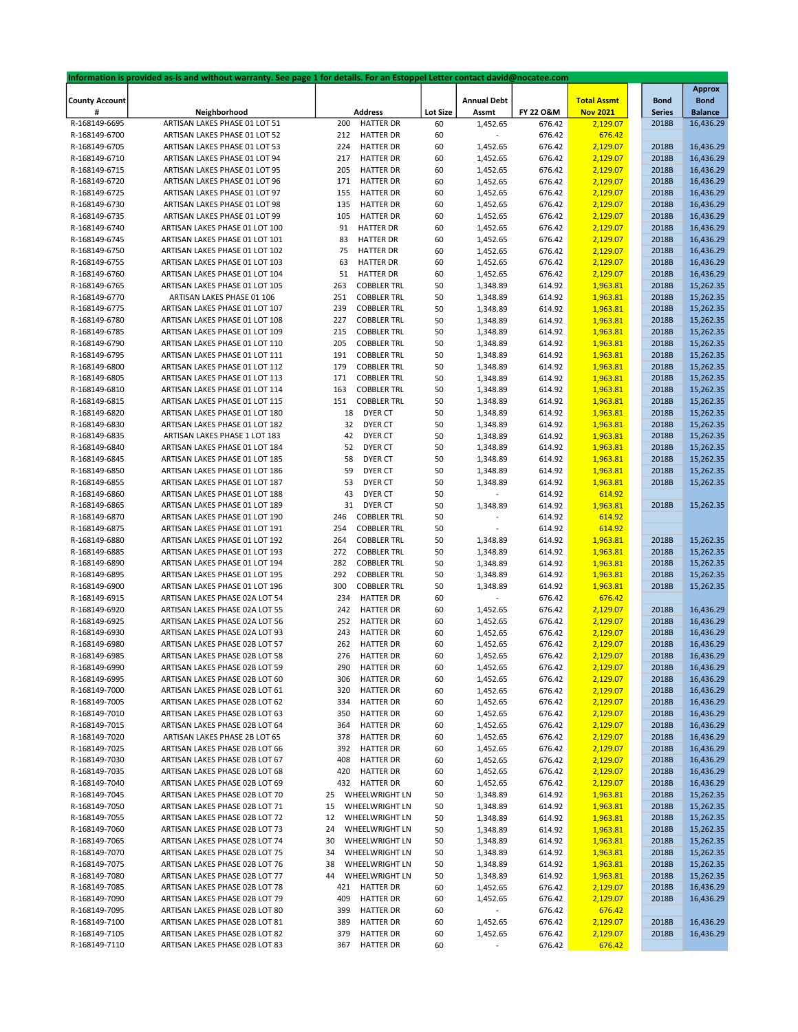Information is provided as-is and without warranty. See page 1 for details. For an Estoppel Letter contact david@nocatee.com

| County Account # | Neighborhood | Address | | Lot Size | Annual Debt Assmt | FY 22 O&M | Total Assmt Nov 2021 | Bond Series | Approx Bond Balance |
|---|---|---|---|---|---|---|---|---|---|
| R-168149-6695 | ARTISAN LAKES PHASE 01 LOT 51 | 200 | HATTER DR | 60 | 1,452.65 | 676.42 | 2,129.07 | 2018B | 16,436.29 |
| R-168149-6700 | ARTISAN LAKES PHASE 01 LOT 52 | 212 | HATTER DR | 60 | - | 676.42 | 676.42 | | |
| R-168149-6705 | ARTISAN LAKES PHASE 01 LOT 53 | 224 | HATTER DR | 60 | 1,452.65 | 676.42 | 2,129.07 | 2018B | 16,436.29 |
| R-168149-6710 | ARTISAN LAKES PHASE 01 LOT 94 | 217 | HATTER DR | 60 | 1,452.65 | 676.42 | 2,129.07 | 2018B | 16,436.29 |
| R-168149-6715 | ARTISAN LAKES PHASE 01 LOT 95 | 205 | HATTER DR | 60 | 1,452.65 | 676.42 | 2,129.07 | 2018B | 16,436.29 |
| R-168149-6720 | ARTISAN LAKES PHASE 01 LOT 96 | 171 | HATTER DR | 60 | 1,452.65 | 676.42 | 2,129.07 | 2018B | 16,436.29 |
| R-168149-6725 | ARTISAN LAKES PHASE 01 LOT 97 | 155 | HATTER DR | 60 | 1,452.65 | 676.42 | 2,129.07 | 2018B | 16,436.29 |
| R-168149-6730 | ARTISAN LAKES PHASE 01 LOT 98 | 135 | HATTER DR | 60 | 1,452.65 | 676.42 | 2,129.07 | 2018B | 16,436.29 |
| R-168149-6735 | ARTISAN LAKES PHASE 01 LOT 99 | 105 | HATTER DR | 60 | 1,452.65 | 676.42 | 2,129.07 | 2018B | 16,436.29 |
| R-168149-6740 | ARTISAN LAKES PHASE 01 LOT 100 | 91 | HATTER DR | 60 | 1,452.65 | 676.42 | 2,129.07 | 2018B | 16,436.29 |
| R-168149-6745 | ARTISAN LAKES PHASE 01 LOT 101 | 83 | HATTER DR | 60 | 1,452.65 | 676.42 | 2,129.07 | 2018B | 16,436.29 |
| R-168149-6750 | ARTISAN LAKES PHASE 01 LOT 102 | 75 | HATTER DR | 60 | 1,452.65 | 676.42 | 2,129.07 | 2018B | 16,436.29 |
| R-168149-6755 | ARTISAN LAKES PHASE 01 LOT 103 | 63 | HATTER DR | 60 | 1,452.65 | 676.42 | 2,129.07 | 2018B | 16,436.29 |
| R-168149-6760 | ARTISAN LAKES PHASE 01 LOT 104 | 51 | HATTER DR | 60 | 1,452.65 | 676.42 | 2,129.07 | 2018B | 16,436.29 |
| R-168149-6765 | ARTISAN LAKES PHASE 01 LOT 105 | 263 | COBBLER TRL | 50 | 1,348.89 | 614.92 | 1,963.81 | 2018B | 15,262.35 |
| R-168149-6770 | ARTISAN LAKES PHASE 01 106 | 251 | COBBLER TRL | 50 | 1,348.89 | 614.92 | 1,963.81 | 2018B | 15,262.35 |
| R-168149-6775 | ARTISAN LAKES PHASE 01 LOT 107 | 239 | COBBLER TRL | 50 | 1,348.89 | 614.92 | 1,963.81 | 2018B | 15,262.35 |
| R-168149-6780 | ARTISAN LAKES PHASE 01 LOT 108 | 227 | COBBLER TRL | 50 | 1,348.89 | 614.92 | 1,963.81 | 2018B | 15,262.35 |
| R-168149-6785 | ARTISAN LAKES PHASE 01 LOT 109 | 215 | COBBLER TRL | 50 | 1,348.89 | 614.92 | 1,963.81 | 2018B | 15,262.35 |
| R-168149-6790 | ARTISAN LAKES PHASE 01 LOT 110 | 205 | COBBLER TRL | 50 | 1,348.89 | 614.92 | 1,963.81 | 2018B | 15,262.35 |
| R-168149-6795 | ARTISAN LAKES PHASE 01 LOT 111 | 191 | COBBLER TRL | 50 | 1,348.89 | 614.92 | 1,963.81 | 2018B | 15,262.35 |
| R-168149-6800 | ARTISAN LAKES PHASE 01 LOT 112 | 179 | COBBLER TRL | 50 | 1,348.89 | 614.92 | 1,963.81 | 2018B | 15,262.35 |
| R-168149-6805 | ARTISAN LAKES PHASE 01 LOT 113 | 171 | COBBLER TRL | 50 | 1,348.89 | 614.92 | 1,963.81 | 2018B | 15,262.35 |
| R-168149-6810 | ARTISAN LAKES PHASE 01 LOT 114 | 163 | COBBLER TRL | 50 | 1,348.89 | 614.92 | 1,963.81 | 2018B | 15,262.35 |
| R-168149-6815 | ARTISAN LAKES PHASE 01 LOT 115 | 151 | COBBLER TRL | 50 | 1,348.89 | 614.92 | 1,963.81 | 2018B | 15,262.35 |
| R-168149-6820 | ARTISAN LAKES PHASE 01 LOT 180 | 18 | DYER CT | 50 | 1,348.89 | 614.92 | 1,963.81 | 2018B | 15,262.35 |
| R-168149-6830 | ARTISAN LAKES PHASE 01 LOT 182 | 32 | DYER CT | 50 | 1,348.89 | 614.92 | 1,963.81 | 2018B | 15,262.35 |
| R-168149-6835 | ARTISAN LAKES PHASE 1 LOT 183 | 42 | DYER CT | 50 | 1,348.89 | 614.92 | 1,963.81 | 2018B | 15,262.35 |
| R-168149-6840 | ARTISAN LAKES PHASE 01 LOT 184 | 52 | DYER CT | 50 | 1,348.89 | 614.92 | 1,963.81 | 2018B | 15,262.35 |
| R-168149-6845 | ARTISAN LAKES PHASE 01 LOT 185 | 58 | DYER CT | 50 | 1,348.89 | 614.92 | 1,963.81 | 2018B | 15,262.35 |
| R-168149-6850 | ARTISAN LAKES PHASE 01 LOT 186 | 59 | DYER CT | 50 | 1,348.89 | 614.92 | 1,963.81 | 2018B | 15,262.35 |
| R-168149-6855 | ARTISAN LAKES PHASE 01 LOT 187 | 53 | DYER CT | 50 | 1,348.89 | 614.92 | 1,963.81 | 2018B | 15,262.35 |
| R-168149-6860 | ARTISAN LAKES PHASE 01 LOT 188 | 43 | DYER CT | 50 | - | 614.92 | 614.92 | | |
| R-168149-6865 | ARTISAN LAKES PHASE 01 LOT 189 | 31 | DYER CT | 50 | 1,348.89 | 614.92 | 1,963.81 | 2018B | 15,262.35 |
| R-168149-6870 | ARTISAN LAKES PHASE 01 LOT 190 | 246 | COBBLER TRL | 50 | - | 614.92 | 614.92 | | |
| R-168149-6875 | ARTISAN LAKES PHASE 01 LOT 191 | 254 | COBBLER TRL | 50 | - | 614.92 | 614.92 | | |
| R-168149-6880 | ARTISAN LAKES PHASE 01 LOT 192 | 264 | COBBLER TRL | 50 | 1,348.89 | 614.92 | 1,963.81 | 2018B | 15,262.35 |
| R-168149-6885 | ARTISAN LAKES PHASE 01 LOT 193 | 272 | COBBLER TRL | 50 | 1,348.89 | 614.92 | 1,963.81 | 2018B | 15,262.35 |
| R-168149-6890 | ARTISAN LAKES PHASE 01 LOT 194 | 282 | COBBLER TRL | 50 | 1,348.89 | 614.92 | 1,963.81 | 2018B | 15,262.35 |
| R-168149-6895 | ARTISAN LAKES PHASE 01 LOT 195 | 292 | COBBLER TRL | 50 | 1,348.89 | 614.92 | 1,963.81 | 2018B | 15,262.35 |
| R-168149-6900 | ARTISAN LAKES PHASE 01 LOT 196 | 300 | COBBLER TRL | 50 | 1,348.89 | 614.92 | 1,963.81 | 2018B | 15,262.35 |
| R-168149-6915 | ARTISAN LAKES PHASE 02A LOT 54 | 234 | HATTER DR | 60 | - | 676.42 | 676.42 | | |
| R-168149-6920 | ARTISAN LAKES PHASE 02A LOT 55 | 242 | HATTER DR | 60 | 1,452.65 | 676.42 | 2,129.07 | 2018B | 16,436.29 |
| R-168149-6925 | ARTISAN LAKES PHASE 02A LOT 56 | 252 | HATTER DR | 60 | 1,452.65 | 676.42 | 2,129.07 | 2018B | 16,436.29 |
| R-168149-6930 | ARTISAN LAKES PHASE 02A LOT 93 | 243 | HATTER DR | 60 | 1,452.65 | 676.42 | 2,129.07 | 2018B | 16,436.29 |
| R-168149-6980 | ARTISAN LAKES PHASE 02B LOT 57 | 262 | HATTER DR | 60 | 1,452.65 | 676.42 | 2,129.07 | 2018B | 16,436.29 |
| R-168149-6985 | ARTISAN LAKES PHASE 02B LOT 58 | 276 | HATTER DR | 60 | 1,452.65 | 676.42 | 2,129.07 | 2018B | 16,436.29 |
| R-168149-6990 | ARTISAN LAKES PHASE 02B LOT 59 | 290 | HATTER DR | 60 | 1,452.65 | 676.42 | 2,129.07 | 2018B | 16,436.29 |
| R-168149-6995 | ARTISAN LAKES PHASE 02B LOT 60 | 306 | HATTER DR | 60 | 1,452.65 | 676.42 | 2,129.07 | 2018B | 16,436.29 |
| R-168149-7000 | ARTISAN LAKES PHASE 02B LOT 61 | 320 | HATTER DR | 60 | 1,452.65 | 676.42 | 2,129.07 | 2018B | 16,436.29 |
| R-168149-7005 | ARTISAN LAKES PHASE 02B LOT 62 | 334 | HATTER DR | 60 | 1,452.65 | 676.42 | 2,129.07 | 2018B | 16,436.29 |
| R-168149-7010 | ARTISAN LAKES PHASE 02B LOT 63 | 350 | HATTER DR | 60 | 1,452.65 | 676.42 | 2,129.07 | 2018B | 16,436.29 |
| R-168149-7015 | ARTISAN LAKES PHASE 02B LOT 64 | 364 | HATTER DR | 60 | 1,452.65 | 676.42 | 2,129.07 | 2018B | 16,436.29 |
| R-168149-7020 | ARTISAN LAKES PHASE 2B LOT 65 | 378 | HATTER DR | 60 | 1,452.65 | 676.42 | 2,129.07 | 2018B | 16,436.29 |
| R-168149-7025 | ARTISAN LAKES PHASE 02B LOT 66 | 392 | HATTER DR | 60 | 1,452.65 | 676.42 | 2,129.07 | 2018B | 16,436.29 |
| R-168149-7030 | ARTISAN LAKES PHASE 02B LOT 67 | 408 | HATTER DR | 60 | 1,452.65 | 676.42 | 2,129.07 | 2018B | 16,436.29 |
| R-168149-7035 | ARTISAN LAKES PHASE 02B LOT 68 | 420 | HATTER DR | 60 | 1,452.65 | 676.42 | 2,129.07 | 2018B | 16,436.29 |
| R-168149-7040 | ARTISAN LAKES PHASE 02B LOT 69 | 432 | HATTER DR | 60 | 1,452.65 | 676.42 | 2,129.07 | 2018B | 16,436.29 |
| R-168149-7045 | ARTISAN LAKES PHASE 02B LOT 70 | 25 | WHEELWRIGHT LN | 50 | 1,348.89 | 614.92 | 1,963.81 | 2018B | 15,262.35 |
| R-168149-7050 | ARTISAN LAKES PHASE 02B LOT 71 | 15 | WHEELWRIGHT LN | 50 | 1,348.89 | 614.92 | 1,963.81 | 2018B | 15,262.35 |
| R-168149-7055 | ARTISAN LAKES PHASE 02B LOT 72 | 12 | WHEELWRIGHT LN | 50 | 1,348.89 | 614.92 | 1,963.81 | 2018B | 15,262.35 |
| R-168149-7060 | ARTISAN LAKES PHASE 02B LOT 73 | 24 | WHEELWRIGHT LN | 50 | 1,348.89 | 614.92 | 1,963.81 | 2018B | 15,262.35 |
| R-168149-7065 | ARTISAN LAKES PHASE 02B LOT 74 | 30 | WHEELWRIGHT LN | 50 | 1,348.89 | 614.92 | 1,963.81 | 2018B | 15,262.35 |
| R-168149-7070 | ARTISAN LAKES PHASE 02B LOT 75 | 34 | WHEELWRIGHT LN | 50 | 1,348.89 | 614.92 | 1,963.81 | 2018B | 15,262.35 |
| R-168149-7075 | ARTISAN LAKES PHASE 02B LOT 76 | 38 | WHEELWRIGHT LN | 50 | 1,348.89 | 614.92 | 1,963.81 | 2018B | 15,262.35 |
| R-168149-7080 | ARTISAN LAKES PHASE 02B LOT 77 | 44 | WHEELWRIGHT LN | 50 | 1,348.89 | 614.92 | 1,963.81 | 2018B | 15,262.35 |
| R-168149-7085 | ARTISAN LAKES PHASE 02B LOT 78 | 421 | HATTER DR | 60 | 1,452.65 | 676.42 | 2,129.07 | 2018B | 16,436.29 |
| R-168149-7090 | ARTISAN LAKES PHASE 02B LOT 79 | 409 | HATTER DR | 60 | 1,452.65 | 676.42 | 2,129.07 | 2018B | 16,436.29 |
| R-168149-7095 | ARTISAN LAKES PHASE 02B LOT 80 | 399 | HATTER DR | 60 | - | 676.42 | 676.42 | | |
| R-168149-7100 | ARTISAN LAKES PHASE 02B LOT 81 | 389 | HATTER DR | 60 | 1,452.65 | 676.42 | 2,129.07 | 2018B | 16,436.29 |
| R-168149-7105 | ARTISAN LAKES PHASE 02B LOT 82 | 379 | HATTER DR | 60 | 1,452.65 | 676.42 | 2,129.07 | 2018B | 16,436.29 |
| R-168149-7110 | ARTISAN LAKES PHASE 02B LOT 83 | 367 | HATTER DR | 60 | - | 676.42 | 676.42 | | |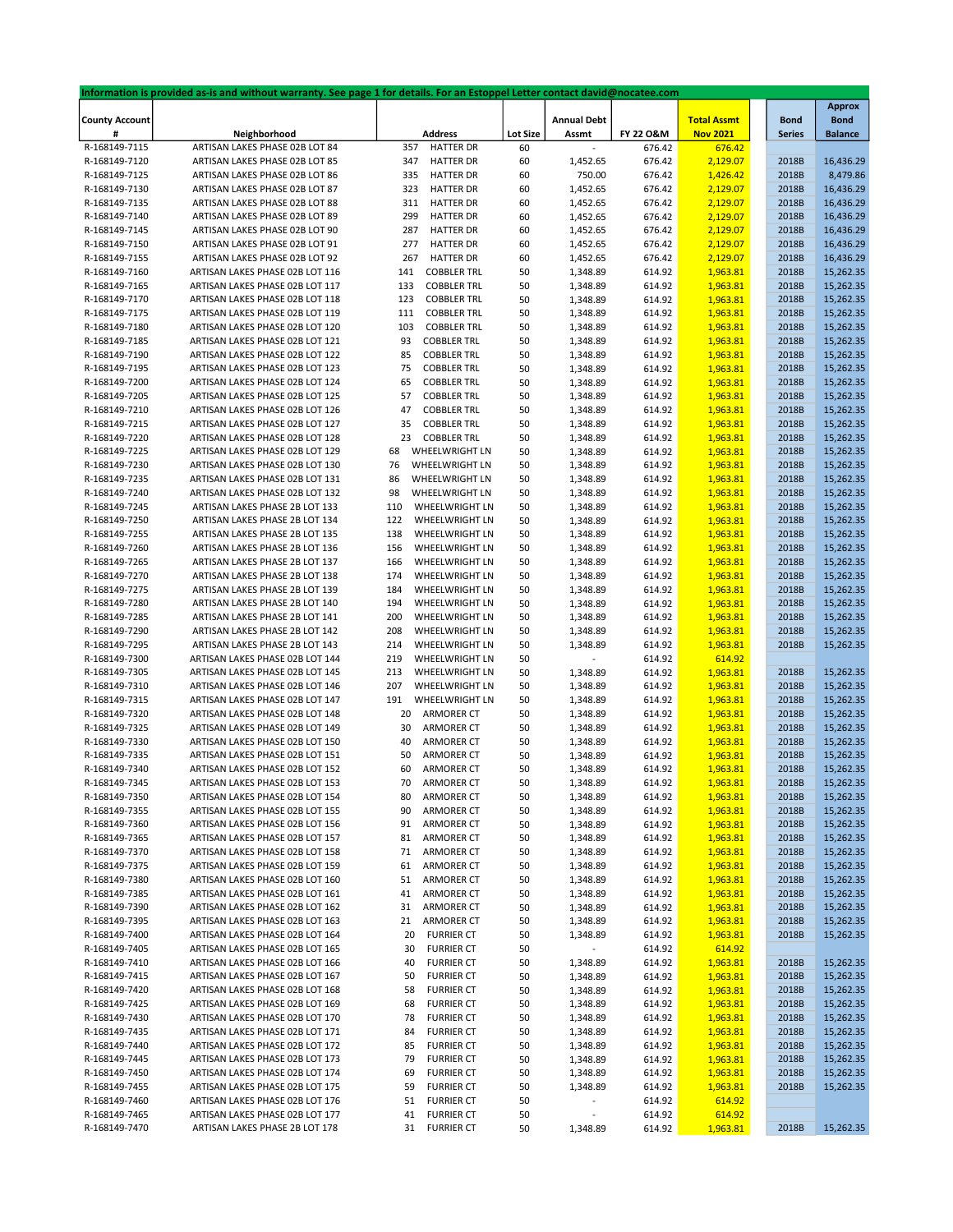Information is provided as-is and without warranty. See page 1 for details. For an Estoppel Letter contact david@nocatee.com

| County Account # | Neighborhood | Address | | Lot Size | Annual Debt Assmt | FY 22 O&M | Total Assmt Nov 2021 | Bond Series | Approx Bond Balance |
|---|---|---|---|---|---|---|---|---|---|
| R-168149-7115 | ARTISAN LAKES PHASE 02B LOT 84 | 357 | HATTER DR | 60 | - | 676.42 | 676.42 | | |
| R-168149-7120 | ARTISAN LAKES PHASE 02B LOT 85 | 347 | HATTER DR | 60 | 1,452.65 | 676.42 | 2,129.07 | 2018B | 16,436.29 |
| R-168149-7125 | ARTISAN LAKES PHASE 02B LOT 86 | 335 | HATTER DR | 60 | 750.00 | 676.42 | 1,426.42 | 2018B | 8,479.86 |
| R-168149-7130 | ARTISAN LAKES PHASE 02B LOT 87 | 323 | HATTER DR | 60 | 1,452.65 | 676.42 | 2,129.07 | 2018B | 16,436.29 |
| R-168149-7135 | ARTISAN LAKES PHASE 02B LOT 88 | 311 | HATTER DR | 60 | 1,452.65 | 676.42 | 2,129.07 | 2018B | 16,436.29 |
| R-168149-7140 | ARTISAN LAKES PHASE 02B LOT 89 | 299 | HATTER DR | 60 | 1,452.65 | 676.42 | 2,129.07 | 2018B | 16,436.29 |
| R-168149-7145 | ARTISAN LAKES PHASE 02B LOT 90 | 287 | HATTER DR | 60 | 1,452.65 | 676.42 | 2,129.07 | 2018B | 16,436.29 |
| R-168149-7150 | ARTISAN LAKES PHASE 02B LOT 91 | 277 | HATTER DR | 60 | 1,452.65 | 676.42 | 2,129.07 | 2018B | 16,436.29 |
| R-168149-7155 | ARTISAN LAKES PHASE 02B LOT 92 | 267 | HATTER DR | 60 | 1,452.65 | 676.42 | 2,129.07 | 2018B | 16,436.29 |
| R-168149-7160 | ARTISAN LAKES PHASE 02B LOT 116 | 141 | COBBLER TRL | 50 | 1,348.89 | 614.92 | 1,963.81 | 2018B | 15,262.35 |
| R-168149-7165 | ARTISAN LAKES PHASE 02B LOT 117 | 133 | COBBLER TRL | 50 | 1,348.89 | 614.92 | 1,963.81 | 2018B | 15,262.35 |
| R-168149-7170 | ARTISAN LAKES PHASE 02B LOT 118 | 123 | COBBLER TRL | 50 | 1,348.89 | 614.92 | 1,963.81 | 2018B | 15,262.35 |
| R-168149-7175 | ARTISAN LAKES PHASE 02B LOT 119 | 111 | COBBLER TRL | 50 | 1,348.89 | 614.92 | 1,963.81 | 2018B | 15,262.35 |
| R-168149-7180 | ARTISAN LAKES PHASE 02B LOT 120 | 103 | COBBLER TRL | 50 | 1,348.89 | 614.92 | 1,963.81 | 2018B | 15,262.35 |
| R-168149-7185 | ARTISAN LAKES PHASE 02B LOT 121 | 93 | COBBLER TRL | 50 | 1,348.89 | 614.92 | 1,963.81 | 2018B | 15,262.35 |
| R-168149-7190 | ARTISAN LAKES PHASE 02B LOT 122 | 85 | COBBLER TRL | 50 | 1,348.89 | 614.92 | 1,963.81 | 2018B | 15,262.35 |
| R-168149-7195 | ARTISAN LAKES PHASE 02B LOT 123 | 75 | COBBLER TRL | 50 | 1,348.89 | 614.92 | 1,963.81 | 2018B | 15,262.35 |
| R-168149-7200 | ARTISAN LAKES PHASE 02B LOT 124 | 65 | COBBLER TRL | 50 | 1,348.89 | 614.92 | 1,963.81 | 2018B | 15,262.35 |
| R-168149-7205 | ARTISAN LAKES PHASE 02B LOT 125 | 57 | COBBLER TRL | 50 | 1,348.89 | 614.92 | 1,963.81 | 2018B | 15,262.35 |
| R-168149-7210 | ARTISAN LAKES PHASE 02B LOT 126 | 47 | COBBLER TRL | 50 | 1,348.89 | 614.92 | 1,963.81 | 2018B | 15,262.35 |
| R-168149-7215 | ARTISAN LAKES PHASE 02B LOT 127 | 35 | COBBLER TRL | 50 | 1,348.89 | 614.92 | 1,963.81 | 2018B | 15,262.35 |
| R-168149-7220 | ARTISAN LAKES PHASE 02B LOT 128 | 23 | COBBLER TRL | 50 | 1,348.89 | 614.92 | 1,963.81 | 2018B | 15,262.35 |
| R-168149-7225 | ARTISAN LAKES PHASE 02B LOT 129 | 68 | WHEELWRIGHT LN | 50 | 1,348.89 | 614.92 | 1,963.81 | 2018B | 15,262.35 |
| R-168149-7230 | ARTISAN LAKES PHASE 02B LOT 130 | 76 | WHEELWRIGHT LN | 50 | 1,348.89 | 614.92 | 1,963.81 | 2018B | 15,262.35 |
| R-168149-7235 | ARTISAN LAKES PHASE 02B LOT 131 | 86 | WHEELWRIGHT LN | 50 | 1,348.89 | 614.92 | 1,963.81 | 2018B | 15,262.35 |
| R-168149-7240 | ARTISAN LAKES PHASE 02B LOT 132 | 98 | WHEELWRIGHT LN | 50 | 1,348.89 | 614.92 | 1,963.81 | 2018B | 15,262.35 |
| R-168149-7245 | ARTISAN LAKES PHASE 2B LOT 133 | 110 | WHEELWRIGHT LN | 50 | 1,348.89 | 614.92 | 1,963.81 | 2018B | 15,262.35 |
| R-168149-7250 | ARTISAN LAKES PHASE 2B LOT 134 | 122 | WHEELWRIGHT LN | 50 | 1,348.89 | 614.92 | 1,963.81 | 2018B | 15,262.35 |
| R-168149-7255 | ARTISAN LAKES PHASE 2B LOT 135 | 138 | WHEELWRIGHT LN | 50 | 1,348.89 | 614.92 | 1,963.81 | 2018B | 15,262.35 |
| R-168149-7260 | ARTISAN LAKES PHASE 2B LOT 136 | 156 | WHEELWRIGHT LN | 50 | 1,348.89 | 614.92 | 1,963.81 | 2018B | 15,262.35 |
| R-168149-7265 | ARTISAN LAKES PHASE 2B LOT 137 | 166 | WHEELWRIGHT LN | 50 | 1,348.89 | 614.92 | 1,963.81 | 2018B | 15,262.35 |
| R-168149-7270 | ARTISAN LAKES PHASE 2B LOT 138 | 174 | WHEELWRIGHT LN | 50 | 1,348.89 | 614.92 | 1,963.81 | 2018B | 15,262.35 |
| R-168149-7275 | ARTISAN LAKES PHASE 2B LOT 139 | 184 | WHEELWRIGHT LN | 50 | 1,348.89 | 614.92 | 1,963.81 | 2018B | 15,262.35 |
| R-168149-7280 | ARTISAN LAKES PHASE 2B LOT 140 | 194 | WHEELWRIGHT LN | 50 | 1,348.89 | 614.92 | 1,963.81 | 2018B | 15,262.35 |
| R-168149-7285 | ARTISAN LAKES PHASE 2B LOT 141 | 200 | WHEELWRIGHT LN | 50 | 1,348.89 | 614.92 | 1,963.81 | 2018B | 15,262.35 |
| R-168149-7290 | ARTISAN LAKES PHASE 2B LOT 142 | 208 | WHEELWRIGHT LN | 50 | 1,348.89 | 614.92 | 1,963.81 | 2018B | 15,262.35 |
| R-168149-7295 | ARTISAN LAKES PHASE 2B LOT 143 | 214 | WHEELWRIGHT LN | 50 | 1,348.89 | 614.92 | 1,963.81 | 2018B | 15,262.35 |
| R-168149-7300 | ARTISAN LAKES PHASE 02B LOT 144 | 219 | WHEELWRIGHT LN | 50 | - | 614.92 | 614.92 | | |
| R-168149-7305 | ARTISAN LAKES PHASE 02B LOT 145 | 213 | WHEELWRIGHT LN | 50 | 1,348.89 | 614.92 | 1,963.81 | 2018B | 15,262.35 |
| R-168149-7310 | ARTISAN LAKES PHASE 02B LOT 146 | 207 | WHEELWRIGHT LN | 50 | 1,348.89 | 614.92 | 1,963.81 | 2018B | 15,262.35 |
| R-168149-7315 | ARTISAN LAKES PHASE 02B LOT 147 | 191 | WHEELWRIGHT LN | 50 | 1,348.89 | 614.92 | 1,963.81 | 2018B | 15,262.35 |
| R-168149-7320 | ARTISAN LAKES PHASE 02B LOT 148 | 20 | ARMORER CT | 50 | 1,348.89 | 614.92 | 1,963.81 | 2018B | 15,262.35 |
| R-168149-7325 | ARTISAN LAKES PHASE 02B LOT 149 | 30 | ARMORER CT | 50 | 1,348.89 | 614.92 | 1,963.81 | 2018B | 15,262.35 |
| R-168149-7330 | ARTISAN LAKES PHASE 02B LOT 150 | 40 | ARMORER CT | 50 | 1,348.89 | 614.92 | 1,963.81 | 2018B | 15,262.35 |
| R-168149-7335 | ARTISAN LAKES PHASE 02B LOT 151 | 50 | ARMORER CT | 50 | 1,348.89 | 614.92 | 1,963.81 | 2018B | 15,262.35 |
| R-168149-7340 | ARTISAN LAKES PHASE 02B LOT 152 | 60 | ARMORER CT | 50 | 1,348.89 | 614.92 | 1,963.81 | 2018B | 15,262.35 |
| R-168149-7345 | ARTISAN LAKES PHASE 02B LOT 153 | 70 | ARMORER CT | 50 | 1,348.89 | 614.92 | 1,963.81 | 2018B | 15,262.35 |
| R-168149-7350 | ARTISAN LAKES PHASE 02B LOT 154 | 80 | ARMORER CT | 50 | 1,348.89 | 614.92 | 1,963.81 | 2018B | 15,262.35 |
| R-168149-7355 | ARTISAN LAKES PHASE 02B LOT 155 | 90 | ARMORER CT | 50 | 1,348.89 | 614.92 | 1,963.81 | 2018B | 15,262.35 |
| R-168149-7360 | ARTISAN LAKES PHASE 02B LOT 156 | 91 | ARMORER CT | 50 | 1,348.89 | 614.92 | 1,963.81 | 2018B | 15,262.35 |
| R-168149-7365 | ARTISAN LAKES PHASE 02B LOT 157 | 81 | ARMORER CT | 50 | 1,348.89 | 614.92 | 1,963.81 | 2018B | 15,262.35 |
| R-168149-7370 | ARTISAN LAKES PHASE 02B LOT 158 | 71 | ARMORER CT | 50 | 1,348.89 | 614.92 | 1,963.81 | 2018B | 15,262.35 |
| R-168149-7375 | ARTISAN LAKES PHASE 02B LOT 159 | 61 | ARMORER CT | 50 | 1,348.89 | 614.92 | 1,963.81 | 2018B | 15,262.35 |
| R-168149-7380 | ARTISAN LAKES PHASE 02B LOT 160 | 51 | ARMORER CT | 50 | 1,348.89 | 614.92 | 1,963.81 | 2018B | 15,262.35 |
| R-168149-7385 | ARTISAN LAKES PHASE 02B LOT 161 | 41 | ARMORER CT | 50 | 1,348.89 | 614.92 | 1,963.81 | 2018B | 15,262.35 |
| R-168149-7390 | ARTISAN LAKES PHASE 02B LOT 162 | 31 | ARMORER CT | 50 | 1,348.89 | 614.92 | 1,963.81 | 2018B | 15,262.35 |
| R-168149-7395 | ARTISAN LAKES PHASE 02B LOT 163 | 21 | ARMORER CT | 50 | 1,348.89 | 614.92 | 1,963.81 | 2018B | 15,262.35 |
| R-168149-7400 | ARTISAN LAKES PHASE 02B LOT 164 | 20 | FURRIER CT | 50 | 1,348.89 | 614.92 | 1,963.81 | 2018B | 15,262.35 |
| R-168149-7405 | ARTISAN LAKES PHASE 02B LOT 165 | 30 | FURRIER CT | 50 | - | 614.92 | 614.92 | | |
| R-168149-7410 | ARTISAN LAKES PHASE 02B LOT 166 | 40 | FURRIER CT | 50 | 1,348.89 | 614.92 | 1,963.81 | 2018B | 15,262.35 |
| R-168149-7415 | ARTISAN LAKES PHASE 02B LOT 167 | 50 | FURRIER CT | 50 | 1,348.89 | 614.92 | 1,963.81 | 2018B | 15,262.35 |
| R-168149-7420 | ARTISAN LAKES PHASE 02B LOT 168 | 58 | FURRIER CT | 50 | 1,348.89 | 614.92 | 1,963.81 | 2018B | 15,262.35 |
| R-168149-7425 | ARTISAN LAKES PHASE 02B LOT 169 | 68 | FURRIER CT | 50 | 1,348.89 | 614.92 | 1,963.81 | 2018B | 15,262.35 |
| R-168149-7430 | ARTISAN LAKES PHASE 02B LOT 170 | 78 | FURRIER CT | 50 | 1,348.89 | 614.92 | 1,963.81 | 2018B | 15,262.35 |
| R-168149-7435 | ARTISAN LAKES PHASE 02B LOT 171 | 84 | FURRIER CT | 50 | 1,348.89 | 614.92 | 1,963.81 | 2018B | 15,262.35 |
| R-168149-7440 | ARTISAN LAKES PHASE 02B LOT 172 | 85 | FURRIER CT | 50 | 1,348.89 | 614.92 | 1,963.81 | 2018B | 15,262.35 |
| R-168149-7445 | ARTISAN LAKES PHASE 02B LOT 173 | 79 | FURRIER CT | 50 | 1,348.89 | 614.92 | 1,963.81 | 2018B | 15,262.35 |
| R-168149-7450 | ARTISAN LAKES PHASE 02B LOT 174 | 69 | FURRIER CT | 50 | 1,348.89 | 614.92 | 1,963.81 | 2018B | 15,262.35 |
| R-168149-7455 | ARTISAN LAKES PHASE 02B LOT 175 | 59 | FURRIER CT | 50 | 1,348.89 | 614.92 | 1,963.81 | 2018B | 15,262.35 |
| R-168149-7460 | ARTISAN LAKES PHASE 02B LOT 176 | 51 | FURRIER CT | 50 | - | 614.92 | 614.92 | | |
| R-168149-7465 | ARTISAN LAKES PHASE 02B LOT 177 | 41 | FURRIER CT | 50 | - | 614.92 | 614.92 | | |
| R-168149-7470 | ARTISAN LAKES PHASE 2B LOT 178 | 31 | FURRIER CT | 50 | 1,348.89 | 614.92 | 1,963.81 | 2018B | 15,262.35 |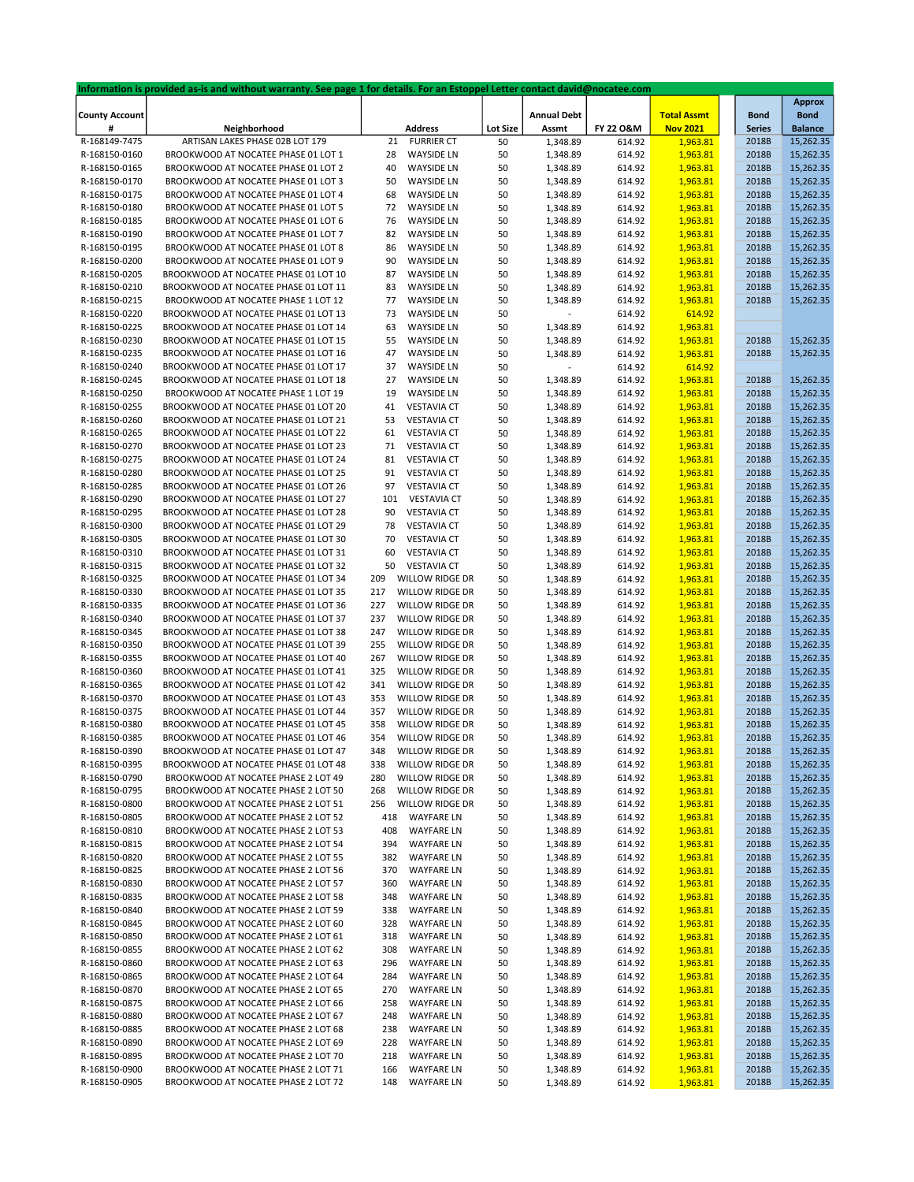Information is provided as-is and without warranty. See page 1 for details. For an Estoppel Letter contact david@nocatee.com

| County Account # | Neighborhood | Address | | Lot Size | Annual Debt Assmt | FY 22 O&M | Total Assmt Nov 2021 | Bond Series | Approx Bond Balance |
|---|---|---|---|---|---|---|---|---|---|
| R-168149-7475 | ARTISAN LAKES PHASE 02B LOT 179 | 21 | FURRIER CT | 50 | 1,348.89 | 614.92 | 1,963.81 | 2018B | 15,262.35 |
| R-168150-0160 | BROOKWOOD AT NOCATEE PHASE 01 LOT 1 | 28 | WAYSIDE LN | 50 | 1,348.89 | 614.92 | 1,963.81 | 2018B | 15,262.35 |
| R-168150-0165 | BROOKWOOD AT NOCATEE PHASE 01 LOT 2 | 40 | WAYSIDE LN | 50 | 1,348.89 | 614.92 | 1,963.81 | 2018B | 15,262.35 |
| R-168150-0170 | BROOKWOOD AT NOCATEE PHASE 01 LOT 3 | 50 | WAYSIDE LN | 50 | 1,348.89 | 614.92 | 1,963.81 | 2018B | 15,262.35 |
| R-168150-0175 | BROOKWOOD AT NOCATEE PHASE 01 LOT 4 | 68 | WAYSIDE LN | 50 | 1,348.89 | 614.92 | 1,963.81 | 2018B | 15,262.35 |
| R-168150-0180 | BROOKWOOD AT NOCATEE PHASE 01 LOT 5 | 72 | WAYSIDE LN | 50 | 1,348.89 | 614.92 | 1,963.81 | 2018B | 15,262.35 |
| R-168150-0185 | BROOKWOOD AT NOCATEE PHASE 01 LOT 6 | 76 | WAYSIDE LN | 50 | 1,348.89 | 614.92 | 1,963.81 | 2018B | 15,262.35 |
| R-168150-0190 | BROOKWOOD AT NOCATEE PHASE 01 LOT 7 | 82 | WAYSIDE LN | 50 | 1,348.89 | 614.92 | 1,963.81 | 2018B | 15,262.35 |
| R-168150-0195 | BROOKWOOD AT NOCATEE PHASE 01 LOT 8 | 86 | WAYSIDE LN | 50 | 1,348.89 | 614.92 | 1,963.81 | 2018B | 15,262.35 |
| R-168150-0200 | BROOKWOOD AT NOCATEE PHASE 01 LOT 9 | 90 | WAYSIDE LN | 50 | 1,348.89 | 614.92 | 1,963.81 | 2018B | 15,262.35 |
| R-168150-0205 | BROOKWOOD AT NOCATEE PHASE 01 LOT 10 | 87 | WAYSIDE LN | 50 | 1,348.89 | 614.92 | 1,963.81 | 2018B | 15,262.35 |
| R-168150-0210 | BROOKWOOD AT NOCATEE PHASE 01 LOT 11 | 83 | WAYSIDE LN | 50 | 1,348.89 | 614.92 | 1,963.81 | 2018B | 15,262.35 |
| R-168150-0215 | BROOKWOOD AT NOCATEE PHASE 1 LOT 12 | 77 | WAYSIDE LN | 50 | 1,348.89 | 614.92 | 1,963.81 | 2018B | 15,262.35 |
| R-168150-0220 | BROOKWOOD AT NOCATEE PHASE 01 LOT 13 | 73 | WAYSIDE LN | 50 | - | 614.92 | 614.92 | | |
| R-168150-0225 | BROOKWOOD AT NOCATEE PHASE 01 LOT 14 | 63 | WAYSIDE LN | 50 | 1,348.89 | 614.92 | 1,963.81 | | |
| R-168150-0230 | BROOKWOOD AT NOCATEE PHASE 01 LOT 15 | 55 | WAYSIDE LN | 50 | 1,348.89 | 614.92 | 1,963.81 | 2018B | 15,262.35 |
| R-168150-0235 | BROOKWOOD AT NOCATEE PHASE 01 LOT 16 | 47 | WAYSIDE LN | 50 | 1,348.89 | 614.92 | 1,963.81 | 2018B | 15,262.35 |
| R-168150-0240 | BROOKWOOD AT NOCATEE PHASE 01 LOT 17 | 37 | WAYSIDE LN | 50 | - | 614.92 | 614.92 | | |
| R-168150-0245 | BROOKWOOD AT NOCATEE PHASE 01 LOT 18 | 27 | WAYSIDE LN | 50 | 1,348.89 | 614.92 | 1,963.81 | 2018B | 15,262.35 |
| R-168150-0250 | BROOKWOOD AT NOCATEE PHASE 1 LOT 19 | 19 | WAYSIDE LN | 50 | 1,348.89 | 614.92 | 1,963.81 | 2018B | 15,262.35 |
| R-168150-0255 | BROOKWOOD AT NOCATEE PHASE 01 LOT 20 | 41 | VESTAVIA CT | 50 | 1,348.89 | 614.92 | 1,963.81 | 2018B | 15,262.35 |
| R-168150-0260 | BROOKWOOD AT NOCATEE PHASE 01 LOT 21 | 53 | VESTAVIA CT | 50 | 1,348.89 | 614.92 | 1,963.81 | 2018B | 15,262.35 |
| R-168150-0265 | BROOKWOOD AT NOCATEE PHASE 01 LOT 22 | 61 | VESTAVIA CT | 50 | 1,348.89 | 614.92 | 1,963.81 | 2018B | 15,262.35 |
| R-168150-0270 | BROOKWOOD AT NOCATEE PHASE 01 LOT 23 | 71 | VESTAVIA CT | 50 | 1,348.89 | 614.92 | 1,963.81 | 2018B | 15,262.35 |
| R-168150-0275 | BROOKWOOD AT NOCATEE PHASE 01 LOT 24 | 81 | VESTAVIA CT | 50 | 1,348.89 | 614.92 | 1,963.81 | 2018B | 15,262.35 |
| R-168150-0280 | BROOKWOOD AT NOCATEE PHASE 01 LOT 25 | 91 | VESTAVIA CT | 50 | 1,348.89 | 614.92 | 1,963.81 | 2018B | 15,262.35 |
| R-168150-0285 | BROOKWOOD AT NOCATEE PHASE 01 LOT 26 | 97 | VESTAVIA CT | 50 | 1,348.89 | 614.92 | 1,963.81 | 2018B | 15,262.35 |
| R-168150-0290 | BROOKWOOD AT NOCATEE PHASE 01 LOT 27 | 101 | VESTAVIA CT | 50 | 1,348.89 | 614.92 | 1,963.81 | 2018B | 15,262.35 |
| R-168150-0295 | BROOKWOOD AT NOCATEE PHASE 01 LOT 28 | 90 | VESTAVIA CT | 50 | 1,348.89 | 614.92 | 1,963.81 | 2018B | 15,262.35 |
| R-168150-0300 | BROOKWOOD AT NOCATEE PHASE 01 LOT 29 | 78 | VESTAVIA CT | 50 | 1,348.89 | 614.92 | 1,963.81 | 2018B | 15,262.35 |
| R-168150-0305 | BROOKWOOD AT NOCATEE PHASE 01 LOT 30 | 70 | VESTAVIA CT | 50 | 1,348.89 | 614.92 | 1,963.81 | 2018B | 15,262.35 |
| R-168150-0310 | BROOKWOOD AT NOCATEE PHASE 01 LOT 31 | 60 | VESTAVIA CT | 50 | 1,348.89 | 614.92 | 1,963.81 | 2018B | 15,262.35 |
| R-168150-0315 | BROOKWOOD AT NOCATEE PHASE 01 LOT 32 | 50 | VESTAVIA CT | 50 | 1,348.89 | 614.92 | 1,963.81 | 2018B | 15,262.35 |
| R-168150-0325 | BROOKWOOD AT NOCATEE PHASE 01 LOT 34 | 209 | WILLOW RIDGE DR | 50 | 1,348.89 | 614.92 | 1,963.81 | 2018B | 15,262.35 |
| R-168150-0330 | BROOKWOOD AT NOCATEE PHASE 01 LOT 35 | 217 | WILLOW RIDGE DR | 50 | 1,348.89 | 614.92 | 1,963.81 | 2018B | 15,262.35 |
| R-168150-0335 | BROOKWOOD AT NOCATEE PHASE 01 LOT 36 | 227 | WILLOW RIDGE DR | 50 | 1,348.89 | 614.92 | 1,963.81 | 2018B | 15,262.35 |
| R-168150-0340 | BROOKWOOD AT NOCATEE PHASE 01 LOT 37 | 237 | WILLOW RIDGE DR | 50 | 1,348.89 | 614.92 | 1,963.81 | 2018B | 15,262.35 |
| R-168150-0345 | BROOKWOOD AT NOCATEE PHASE 01 LOT 38 | 247 | WILLOW RIDGE DR | 50 | 1,348.89 | 614.92 | 1,963.81 | 2018B | 15,262.35 |
| R-168150-0350 | BROOKWOOD AT NOCATEE PHASE 01 LOT 39 | 255 | WILLOW RIDGE DR | 50 | 1,348.89 | 614.92 | 1,963.81 | 2018B | 15,262.35 |
| R-168150-0355 | BROOKWOOD AT NOCATEE PHASE 01 LOT 40 | 267 | WILLOW RIDGE DR | 50 | 1,348.89 | 614.92 | 1,963.81 | 2018B | 15,262.35 |
| R-168150-0360 | BROOKWOOD AT NOCATEE PHASE 01 LOT 41 | 325 | WILLOW RIDGE DR | 50 | 1,348.89 | 614.92 | 1,963.81 | 2018B | 15,262.35 |
| R-168150-0365 | BROOKWOOD AT NOCATEE PHASE 01 LOT 42 | 341 | WILLOW RIDGE DR | 50 | 1,348.89 | 614.92 | 1,963.81 | 2018B | 15,262.35 |
| R-168150-0370 | BROOKWOOD AT NOCATEE PHASE 01 LOT 43 | 353 | WILLOW RIDGE DR | 50 | 1,348.89 | 614.92 | 1,963.81 | 2018B | 15,262.35 |
| R-168150-0375 | BROOKWOOD AT NOCATEE PHASE 01 LOT 44 | 357 | WILLOW RIDGE DR | 50 | 1,348.89 | 614.92 | 1,963.81 | 2018B | 15,262.35 |
| R-168150-0380 | BROOKWOOD AT NOCATEE PHASE 01 LOT 45 | 358 | WILLOW RIDGE DR | 50 | 1,348.89 | 614.92 | 1,963.81 | 2018B | 15,262.35 |
| R-168150-0385 | BROOKWOOD AT NOCATEE PHASE 01 LOT 46 | 354 | WILLOW RIDGE DR | 50 | 1,348.89 | 614.92 | 1,963.81 | 2018B | 15,262.35 |
| R-168150-0390 | BROOKWOOD AT NOCATEE PHASE 01 LOT 47 | 348 | WILLOW RIDGE DR | 50 | 1,348.89 | 614.92 | 1,963.81 | 2018B | 15,262.35 |
| R-168150-0395 | BROOKWOOD AT NOCATEE PHASE 01 LOT 48 | 338 | WILLOW RIDGE DR | 50 | 1,348.89 | 614.92 | 1,963.81 | 2018B | 15,262.35 |
| R-168150-0790 | BROOKWOOD AT NOCATEE PHASE 2 LOT 49 | 280 | WILLOW RIDGE DR | 50 | 1,348.89 | 614.92 | 1,963.81 | 2018B | 15,262.35 |
| R-168150-0795 | BROOKWOOD AT NOCATEE PHASE 2 LOT 50 | 268 | WILLOW RIDGE DR | 50 | 1,348.89 | 614.92 | 1,963.81 | 2018B | 15,262.35 |
| R-168150-0800 | BROOKWOOD AT NOCATEE PHASE 2 LOT 51 | 256 | WILLOW RIDGE DR | 50 | 1,348.89 | 614.92 | 1,963.81 | 2018B | 15,262.35 |
| R-168150-0805 | BROOKWOOD AT NOCATEE PHASE 2 LOT 52 | 418 | WAYFARE LN | 50 | 1,348.89 | 614.92 | 1,963.81 | 2018B | 15,262.35 |
| R-168150-0810 | BROOKWOOD AT NOCATEE PHASE 2 LOT 53 | 408 | WAYFARE LN | 50 | 1,348.89 | 614.92 | 1,963.81 | 2018B | 15,262.35 |
| R-168150-0815 | BROOKWOOD AT NOCATEE PHASE 2 LOT 54 | 394 | WAYFARE LN | 50 | 1,348.89 | 614.92 | 1,963.81 | 2018B | 15,262.35 |
| R-168150-0820 | BROOKWOOD AT NOCATEE PHASE 2 LOT 55 | 382 | WAYFARE LN | 50 | 1,348.89 | 614.92 | 1,963.81 | 2018B | 15,262.35 |
| R-168150-0825 | BROOKWOOD AT NOCATEE PHASE 2 LOT 56 | 370 | WAYFARE LN | 50 | 1,348.89 | 614.92 | 1,963.81 | 2018B | 15,262.35 |
| R-168150-0830 | BROOKWOOD AT NOCATEE PHASE 2 LOT 57 | 360 | WAYFARE LN | 50 | 1,348.89 | 614.92 | 1,963.81 | 2018B | 15,262.35 |
| R-168150-0835 | BROOKWOOD AT NOCATEE PHASE 2 LOT 58 | 348 | WAYFARE LN | 50 | 1,348.89 | 614.92 | 1,963.81 | 2018B | 15,262.35 |
| R-168150-0840 | BROOKWOOD AT NOCATEE PHASE 2 LOT 59 | 338 | WAYFARE LN | 50 | 1,348.89 | 614.92 | 1,963.81 | 2018B | 15,262.35 |
| R-168150-0845 | BROOKWOOD AT NOCATEE PHASE 2 LOT 60 | 328 | WAYFARE LN | 50 | 1,348.89 | 614.92 | 1,963.81 | 2018B | 15,262.35 |
| R-168150-0850 | BROOKWOOD AT NOCATEE PHASE 2 LOT 61 | 318 | WAYFARE LN | 50 | 1,348.89 | 614.92 | 1,963.81 | 2018B | 15,262.35 |
| R-168150-0855 | BROOKWOOD AT NOCATEE PHASE 2 LOT 62 | 308 | WAYFARE LN | 50 | 1,348.89 | 614.92 | 1,963.81 | 2018B | 15,262.35 |
| R-168150-0860 | BROOKWOOD AT NOCATEE PHASE 2 LOT 63 | 296 | WAYFARE LN | 50 | 1,348.89 | 614.92 | 1,963.81 | 2018B | 15,262.35 |
| R-168150-0865 | BROOKWOOD AT NOCATEE PHASE 2 LOT 64 | 284 | WAYFARE LN | 50 | 1,348.89 | 614.92 | 1,963.81 | 2018B | 15,262.35 |
| R-168150-0870 | BROOKWOOD AT NOCATEE PHASE 2 LOT 65 | 270 | WAYFARE LN | 50 | 1,348.89 | 614.92 | 1,963.81 | 2018B | 15,262.35 |
| R-168150-0875 | BROOKWOOD AT NOCATEE PHASE 2 LOT 66 | 258 | WAYFARE LN | 50 | 1,348.89 | 614.92 | 1,963.81 | 2018B | 15,262.35 |
| R-168150-0880 | BROOKWOOD AT NOCATEE PHASE 2 LOT 67 | 248 | WAYFARE LN | 50 | 1,348.89 | 614.92 | 1,963.81 | 2018B | 15,262.35 |
| R-168150-0885 | BROOKWOOD AT NOCATEE PHASE 2 LOT 68 | 238 | WAYFARE LN | 50 | 1,348.89 | 614.92 | 1,963.81 | 2018B | 15,262.35 |
| R-168150-0890 | BROOKWOOD AT NOCATEE PHASE 2 LOT 69 | 228 | WAYFARE LN | 50 | 1,348.89 | 614.92 | 1,963.81 | 2018B | 15,262.35 |
| R-168150-0895 | BROOKWOOD AT NOCATEE PHASE 2 LOT 70 | 218 | WAYFARE LN | 50 | 1,348.89 | 614.92 | 1,963.81 | 2018B | 15,262.35 |
| R-168150-0900 | BROOKWOOD AT NOCATEE PHASE 2 LOT 71 | 166 | WAYFARE LN | 50 | 1,348.89 | 614.92 | 1,963.81 | 2018B | 15,262.35 |
| R-168150-0905 | BROOKWOOD AT NOCATEE PHASE 2 LOT 72 | 148 | WAYFARE LN | 50 | 1,348.89 | 614.92 | 1,963.81 | 2018B | 15,262.35 |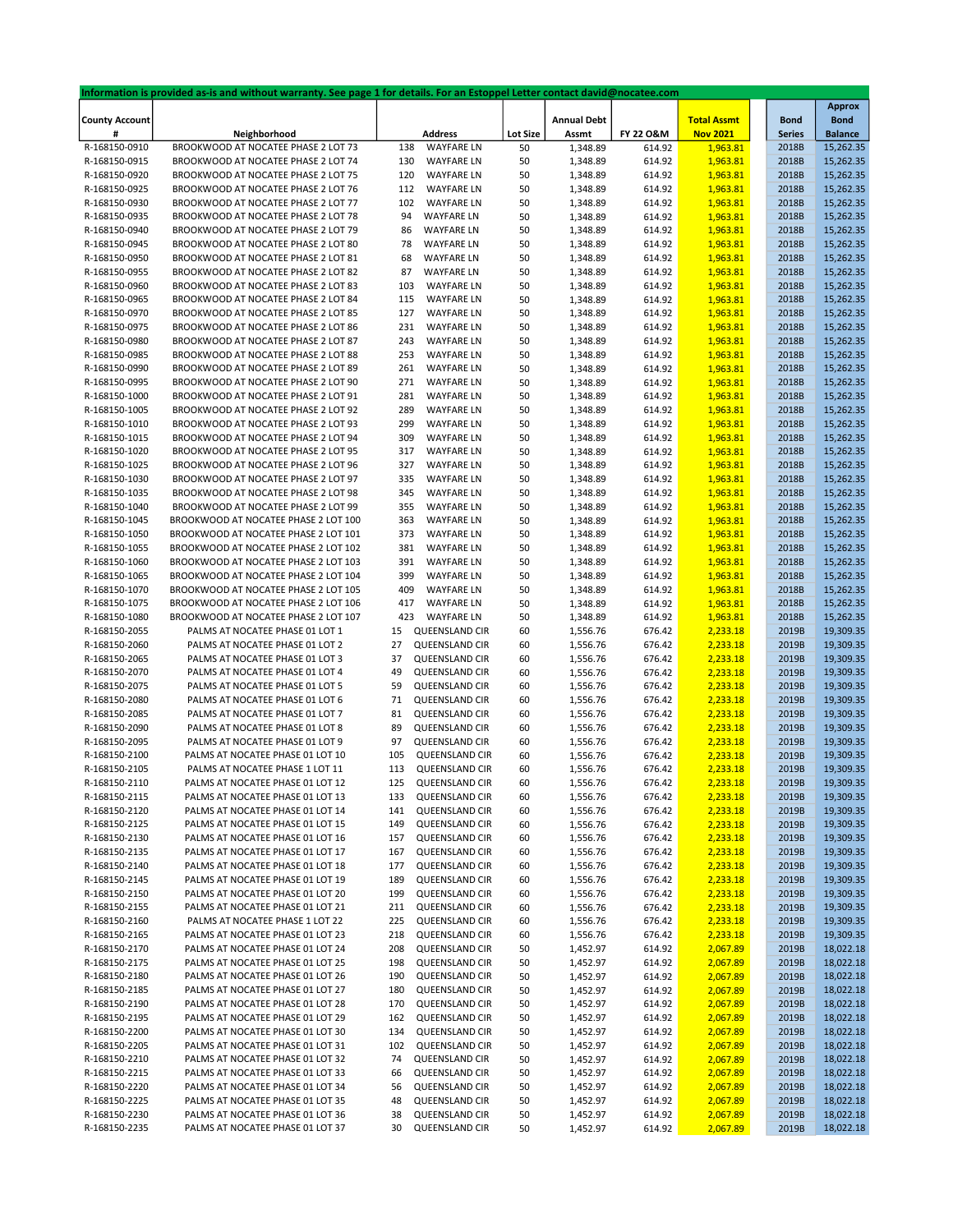Information is provided as-is and without warranty. See page 1 for details. For an Estoppel Letter contact david@nocatee.com

| County Account # | Neighborhood | Address | | Lot Size | Annual Debt Assmt | FY 22 O&M | Total Assmt Nov 2021 | Bond Series | Approx Bond Balance |
|---|---|---|---|---|---|---|---|---|---|
| R-168150-0910 | BROOKWOOD AT NOCATEE PHASE 2 LOT 73 | 138 | WAYFARE LN | 50 | 1,348.89 | 614.92 | 1,963.81 | 2018B | 15,262.35 |
| R-168150-0915 | BROOKWOOD AT NOCATEE PHASE 2 LOT 74 | 130 | WAYFARE LN | 50 | 1,348.89 | 614.92 | 1,963.81 | 2018B | 15,262.35 |
| R-168150-0920 | BROOKWOOD AT NOCATEE PHASE 2 LOT 75 | 120 | WAYFARE LN | 50 | 1,348.89 | 614.92 | 1,963.81 | 2018B | 15,262.35 |
| R-168150-0925 | BROOKWOOD AT NOCATEE PHASE 2 LOT 76 | 112 | WAYFARE LN | 50 | 1,348.89 | 614.92 | 1,963.81 | 2018B | 15,262.35 |
| R-168150-0930 | BROOKWOOD AT NOCATEE PHASE 2 LOT 77 | 102 | WAYFARE LN | 50 | 1,348.89 | 614.92 | 1,963.81 | 2018B | 15,262.35 |
| R-168150-0935 | BROOKWOOD AT NOCATEE PHASE 2 LOT 78 | 94 | WAYFARE LN | 50 | 1,348.89 | 614.92 | 1,963.81 | 2018B | 15,262.35 |
| R-168150-0940 | BROOKWOOD AT NOCATEE PHASE 2 LOT 79 | 86 | WAYFARE LN | 50 | 1,348.89 | 614.92 | 1,963.81 | 2018B | 15,262.35 |
| R-168150-0945 | BROOKWOOD AT NOCATEE PHASE 2 LOT 80 | 78 | WAYFARE LN | 50 | 1,348.89 | 614.92 | 1,963.81 | 2018B | 15,262.35 |
| R-168150-0950 | BROOKWOOD AT NOCATEE PHASE 2 LOT 81 | 68 | WAYFARE LN | 50 | 1,348.89 | 614.92 | 1,963.81 | 2018B | 15,262.35 |
| R-168150-0955 | BROOKWOOD AT NOCATEE PHASE 2 LOT 82 | 87 | WAYFARE LN | 50 | 1,348.89 | 614.92 | 1,963.81 | 2018B | 15,262.35 |
| R-168150-0960 | BROOKWOOD AT NOCATEE PHASE 2 LOT 83 | 103 | WAYFARE LN | 50 | 1,348.89 | 614.92 | 1,963.81 | 2018B | 15,262.35 |
| R-168150-0965 | BROOKWOOD AT NOCATEE PHASE 2 LOT 84 | 115 | WAYFARE LN | 50 | 1,348.89 | 614.92 | 1,963.81 | 2018B | 15,262.35 |
| R-168150-0970 | BROOKWOOD AT NOCATEE PHASE 2 LOT 85 | 127 | WAYFARE LN | 50 | 1,348.89 | 614.92 | 1,963.81 | 2018B | 15,262.35 |
| R-168150-0975 | BROOKWOOD AT NOCATEE PHASE 2 LOT 86 | 231 | WAYFARE LN | 50 | 1,348.89 | 614.92 | 1,963.81 | 2018B | 15,262.35 |
| R-168150-0980 | BROOKWOOD AT NOCATEE PHASE 2 LOT 87 | 243 | WAYFARE LN | 50 | 1,348.89 | 614.92 | 1,963.81 | 2018B | 15,262.35 |
| R-168150-0985 | BROOKWOOD AT NOCATEE PHASE 2 LOT 88 | 253 | WAYFARE LN | 50 | 1,348.89 | 614.92 | 1,963.81 | 2018B | 15,262.35 |
| R-168150-0990 | BROOKWOOD AT NOCATEE PHASE 2 LOT 89 | 261 | WAYFARE LN | 50 | 1,348.89 | 614.92 | 1,963.81 | 2018B | 15,262.35 |
| R-168150-0995 | BROOKWOOD AT NOCATEE PHASE 2 LOT 90 | 271 | WAYFARE LN | 50 | 1,348.89 | 614.92 | 1,963.81 | 2018B | 15,262.35 |
| R-168150-1000 | BROOKWOOD AT NOCATEE PHASE 2 LOT 91 | 281 | WAYFARE LN | 50 | 1,348.89 | 614.92 | 1,963.81 | 2018B | 15,262.35 |
| R-168150-1005 | BROOKWOOD AT NOCATEE PHASE 2 LOT 92 | 289 | WAYFARE LN | 50 | 1,348.89 | 614.92 | 1,963.81 | 2018B | 15,262.35 |
| R-168150-1010 | BROOKWOOD AT NOCATEE PHASE 2 LOT 93 | 299 | WAYFARE LN | 50 | 1,348.89 | 614.92 | 1,963.81 | 2018B | 15,262.35 |
| R-168150-1015 | BROOKWOOD AT NOCATEE PHASE 2 LOT 94 | 309 | WAYFARE LN | 50 | 1,348.89 | 614.92 | 1,963.81 | 2018B | 15,262.35 |
| R-168150-1020 | BROOKWOOD AT NOCATEE PHASE 2 LOT 95 | 317 | WAYFARE LN | 50 | 1,348.89 | 614.92 | 1,963.81 | 2018B | 15,262.35 |
| R-168150-1025 | BROOKWOOD AT NOCATEE PHASE 2 LOT 96 | 327 | WAYFARE LN | 50 | 1,348.89 | 614.92 | 1,963.81 | 2018B | 15,262.35 |
| R-168150-1030 | BROOKWOOD AT NOCATEE PHASE 2 LOT 97 | 335 | WAYFARE LN | 50 | 1,348.89 | 614.92 | 1,963.81 | 2018B | 15,262.35 |
| R-168150-1035 | BROOKWOOD AT NOCATEE PHASE 2 LOT 98 | 345 | WAYFARE LN | 50 | 1,348.89 | 614.92 | 1,963.81 | 2018B | 15,262.35 |
| R-168150-1040 | BROOKWOOD AT NOCATEE PHASE 2 LOT 99 | 355 | WAYFARE LN | 50 | 1,348.89 | 614.92 | 1,963.81 | 2018B | 15,262.35 |
| R-168150-1045 | BROOKWOOD AT NOCATEE PHASE 2 LOT 100 | 363 | WAYFARE LN | 50 | 1,348.89 | 614.92 | 1,963.81 | 2018B | 15,262.35 |
| R-168150-1050 | BROOKWOOD AT NOCATEE PHASE 2 LOT 101 | 373 | WAYFARE LN | 50 | 1,348.89 | 614.92 | 1,963.81 | 2018B | 15,262.35 |
| R-168150-1055 | BROOKWOOD AT NOCATEE PHASE 2 LOT 102 | 381 | WAYFARE LN | 50 | 1,348.89 | 614.92 | 1,963.81 | 2018B | 15,262.35 |
| R-168150-1060 | BROOKWOOD AT NOCATEE PHASE 2 LOT 103 | 391 | WAYFARE LN | 50 | 1,348.89 | 614.92 | 1,963.81 | 2018B | 15,262.35 |
| R-168150-1065 | BROOKWOOD AT NOCATEE PHASE 2 LOT 104 | 399 | WAYFARE LN | 50 | 1,348.89 | 614.92 | 1,963.81 | 2018B | 15,262.35 |
| R-168150-1070 | BROOKWOOD AT NOCATEE PHASE 2 LOT 105 | 409 | WAYFARE LN | 50 | 1,348.89 | 614.92 | 1,963.81 | 2018B | 15,262.35 |
| R-168150-1075 | BROOKWOOD AT NOCATEE PHASE 2 LOT 106 | 417 | WAYFARE LN | 50 | 1,348.89 | 614.92 | 1,963.81 | 2018B | 15,262.35 |
| R-168150-1080 | BROOKWOOD AT NOCATEE PHASE 2 LOT 107 | 423 | WAYFARE LN | 50 | 1,348.89 | 614.92 | 1,963.81 | 2018B | 15,262.35 |
| R-168150-2055 | PALMS AT NOCATEE PHASE 01 LOT 1 | 15 | QUEENSLAND CIR | 60 | 1,556.76 | 676.42 | 2,233.18 | 2019B | 19,309.35 |
| R-168150-2060 | PALMS AT NOCATEE PHASE 01 LOT 2 | 27 | QUEENSLAND CIR | 60 | 1,556.76 | 676.42 | 2,233.18 | 2019B | 19,309.35 |
| R-168150-2065 | PALMS AT NOCATEE PHASE 01 LOT 3 | 37 | QUEENSLAND CIR | 60 | 1,556.76 | 676.42 | 2,233.18 | 2019B | 19,309.35 |
| R-168150-2070 | PALMS AT NOCATEE PHASE 01 LOT 4 | 49 | QUEENSLAND CIR | 60 | 1,556.76 | 676.42 | 2,233.18 | 2019B | 19,309.35 |
| R-168150-2075 | PALMS AT NOCATEE PHASE 01 LOT 5 | 59 | QUEENSLAND CIR | 60 | 1,556.76 | 676.42 | 2,233.18 | 2019B | 19,309.35 |
| R-168150-2080 | PALMS AT NOCATEE PHASE 01 LOT 6 | 71 | QUEENSLAND CIR | 60 | 1,556.76 | 676.42 | 2,233.18 | 2019B | 19,309.35 |
| R-168150-2085 | PALMS AT NOCATEE PHASE 01 LOT 7 | 81 | QUEENSLAND CIR | 60 | 1,556.76 | 676.42 | 2,233.18 | 2019B | 19,309.35 |
| R-168150-2090 | PALMS AT NOCATEE PHASE 01 LOT 8 | 89 | QUEENSLAND CIR | 60 | 1,556.76 | 676.42 | 2,233.18 | 2019B | 19,309.35 |
| R-168150-2095 | PALMS AT NOCATEE PHASE 01 LOT 9 | 97 | QUEENSLAND CIR | 60 | 1,556.76 | 676.42 | 2,233.18 | 2019B | 19,309.35 |
| R-168150-2100 | PALMS AT NOCATEE PHASE 01 LOT 10 | 105 | QUEENSLAND CIR | 60 | 1,556.76 | 676.42 | 2,233.18 | 2019B | 19,309.35 |
| R-168150-2105 | PALMS AT NOCATEE PHASE 1 LOT 11 | 113 | QUEENSLAND CIR | 60 | 1,556.76 | 676.42 | 2,233.18 | 2019B | 19,309.35 |
| R-168150-2110 | PALMS AT NOCATEE PHASE 01 LOT 12 | 125 | QUEENSLAND CIR | 60 | 1,556.76 | 676.42 | 2,233.18 | 2019B | 19,309.35 |
| R-168150-2115 | PALMS AT NOCATEE PHASE 01 LOT 13 | 133 | QUEENSLAND CIR | 60 | 1,556.76 | 676.42 | 2,233.18 | 2019B | 19,309.35 |
| R-168150-2120 | PALMS AT NOCATEE PHASE 01 LOT 14 | 141 | QUEENSLAND CIR | 60 | 1,556.76 | 676.42 | 2,233.18 | 2019B | 19,309.35 |
| R-168150-2125 | PALMS AT NOCATEE PHASE 01 LOT 15 | 149 | QUEENSLAND CIR | 60 | 1,556.76 | 676.42 | 2,233.18 | 2019B | 19,309.35 |
| R-168150-2130 | PALMS AT NOCATEE PHASE 01 LOT 16 | 157 | QUEENSLAND CIR | 60 | 1,556.76 | 676.42 | 2,233.18 | 2019B | 19,309.35 |
| R-168150-2135 | PALMS AT NOCATEE PHASE 01 LOT 17 | 167 | QUEENSLAND CIR | 60 | 1,556.76 | 676.42 | 2,233.18 | 2019B | 19,309.35 |
| R-168150-2140 | PALMS AT NOCATEE PHASE 01 LOT 18 | 177 | QUEENSLAND CIR | 60 | 1,556.76 | 676.42 | 2,233.18 | 2019B | 19,309.35 |
| R-168150-2145 | PALMS AT NOCATEE PHASE 01 LOT 19 | 189 | QUEENSLAND CIR | 60 | 1,556.76 | 676.42 | 2,233.18 | 2019B | 19,309.35 |
| R-168150-2150 | PALMS AT NOCATEE PHASE 01 LOT 20 | 199 | QUEENSLAND CIR | 60 | 1,556.76 | 676.42 | 2,233.18 | 2019B | 19,309.35 |
| R-168150-2155 | PALMS AT NOCATEE PHASE 01 LOT 21 | 211 | QUEENSLAND CIR | 60 | 1,556.76 | 676.42 | 2,233.18 | 2019B | 19,309.35 |
| R-168150-2160 | PALMS AT NOCATEE PHASE 1 LOT 22 | 225 | QUEENSLAND CIR | 60 | 1,556.76 | 676.42 | 2,233.18 | 2019B | 19,309.35 |
| R-168150-2165 | PALMS AT NOCATEE PHASE 01 LOT 23 | 218 | QUEENSLAND CIR | 60 | 1,556.76 | 676.42 | 2,233.18 | 2019B | 19,309.35 |
| R-168150-2170 | PALMS AT NOCATEE PHASE 01 LOT 24 | 208 | QUEENSLAND CIR | 50 | 1,452.97 | 614.92 | 2,067.89 | 2019B | 18,022.18 |
| R-168150-2175 | PALMS AT NOCATEE PHASE 01 LOT 25 | 198 | QUEENSLAND CIR | 50 | 1,452.97 | 614.92 | 2,067.89 | 2019B | 18,022.18 |
| R-168150-2180 | PALMS AT NOCATEE PHASE 01 LOT 26 | 190 | QUEENSLAND CIR | 50 | 1,452.97 | 614.92 | 2,067.89 | 2019B | 18,022.18 |
| R-168150-2185 | PALMS AT NOCATEE PHASE 01 LOT 27 | 180 | QUEENSLAND CIR | 50 | 1,452.97 | 614.92 | 2,067.89 | 2019B | 18,022.18 |
| R-168150-2190 | PALMS AT NOCATEE PHASE 01 LOT 28 | 170 | QUEENSLAND CIR | 50 | 1,452.97 | 614.92 | 2,067.89 | 2019B | 18,022.18 |
| R-168150-2195 | PALMS AT NOCATEE PHASE 01 LOT 29 | 162 | QUEENSLAND CIR | 50 | 1,452.97 | 614.92 | 2,067.89 | 2019B | 18,022.18 |
| R-168150-2200 | PALMS AT NOCATEE PHASE 01 LOT 30 | 134 | QUEENSLAND CIR | 50 | 1,452.97 | 614.92 | 2,067.89 | 2019B | 18,022.18 |
| R-168150-2205 | PALMS AT NOCATEE PHASE 01 LOT 31 | 102 | QUEENSLAND CIR | 50 | 1,452.97 | 614.92 | 2,067.89 | 2019B | 18,022.18 |
| R-168150-2210 | PALMS AT NOCATEE PHASE 01 LOT 32 | 74 | QUEENSLAND CIR | 50 | 1,452.97 | 614.92 | 2,067.89 | 2019B | 18,022.18 |
| R-168150-2215 | PALMS AT NOCATEE PHASE 01 LOT 33 | 66 | QUEENSLAND CIR | 50 | 1,452.97 | 614.92 | 2,067.89 | 2019B | 18,022.18 |
| R-168150-2220 | PALMS AT NOCATEE PHASE 01 LOT 34 | 56 | QUEENSLAND CIR | 50 | 1,452.97 | 614.92 | 2,067.89 | 2019B | 18,022.18 |
| R-168150-2225 | PALMS AT NOCATEE PHASE 01 LOT 35 | 48 | QUEENSLAND CIR | 50 | 1,452.97 | 614.92 | 2,067.89 | 2019B | 18,022.18 |
| R-168150-2230 | PALMS AT NOCATEE PHASE 01 LOT 36 | 38 | QUEENSLAND CIR | 50 | 1,452.97 | 614.92 | 2,067.89 | 2019B | 18,022.18 |
| R-168150-2235 | PALMS AT NOCATEE PHASE 01 LOT 37 | 30 | QUEENSLAND CIR | 50 | 1,452.97 | 614.92 | 2,067.89 | 2019B | 18,022.18 |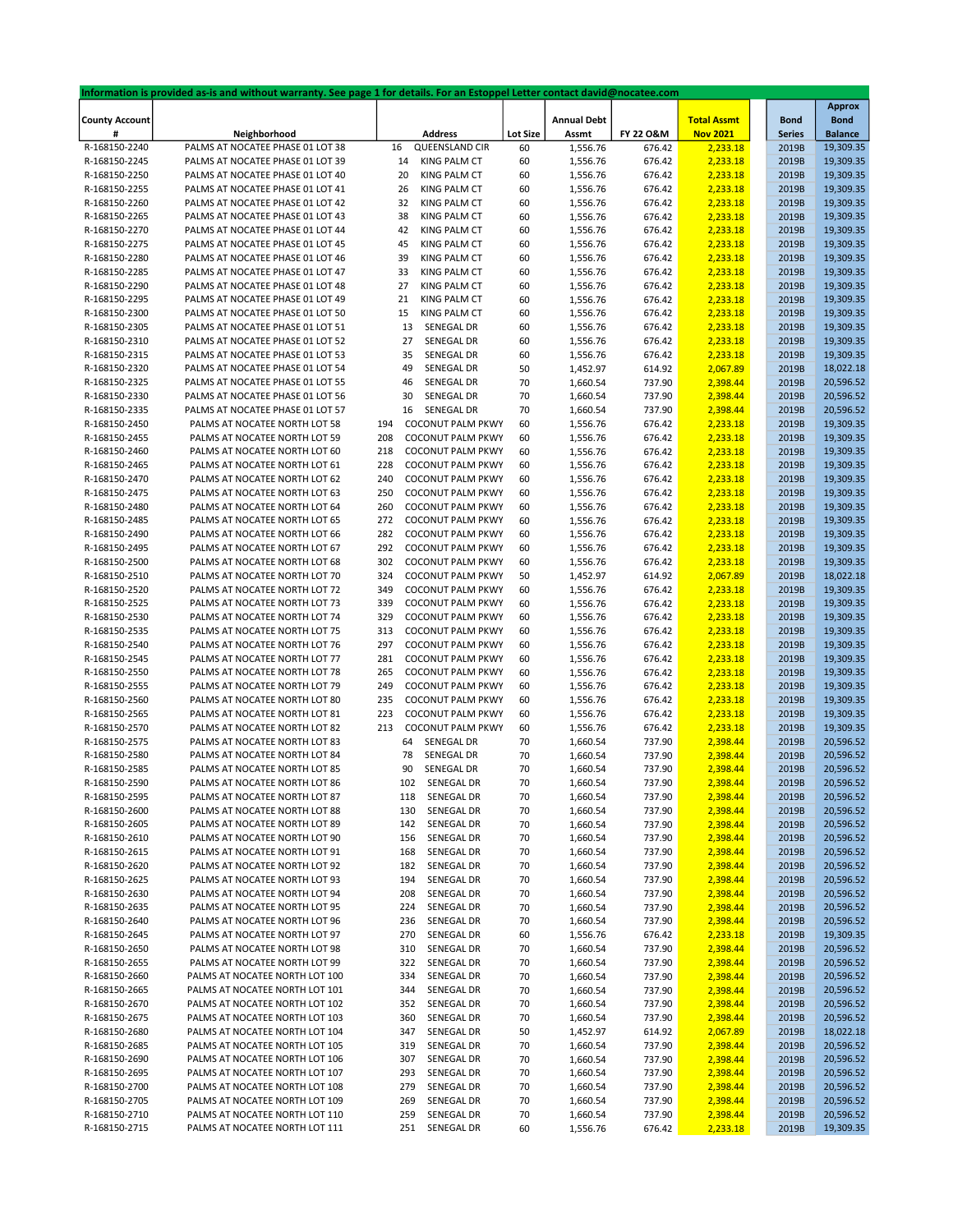Information is provided as-is and without warranty. See page 1 for details. For an Estoppel Letter contact david@nocatee.com

| County Account # | Neighborhood | Address | Lot Size | Annual Debt Assmt | FY 22 O&M | Total Assmt Nov 2021 | Bond Series | Approx Bond Balance |
|---|---|---|---|---|---|---|---|---|
| R-168150-2240 | PALMS AT NOCATEE PHASE 01 LOT 38 | 16 QUEENSLAND CIR | 60 | 1,556.76 | 676.42 | 2,233.18 | 2019B | 19,309.35 |
| R-168150-2245 | PALMS AT NOCATEE PHASE 01 LOT 39 | 14 KING PALM CT | 60 | 1,556.76 | 676.42 | 2,233.18 | 2019B | 19,309.35 |
| R-168150-2250 | PALMS AT NOCATEE PHASE 01 LOT 40 | 20 KING PALM CT | 60 | 1,556.76 | 676.42 | 2,233.18 | 2019B | 19,309.35 |
| R-168150-2255 | PALMS AT NOCATEE PHASE 01 LOT 41 | 26 KING PALM CT | 60 | 1,556.76 | 676.42 | 2,233.18 | 2019B | 19,309.35 |
| R-168150-2260 | PALMS AT NOCATEE PHASE 01 LOT 42 | 32 KING PALM CT | 60 | 1,556.76 | 676.42 | 2,233.18 | 2019B | 19,309.35 |
| R-168150-2265 | PALMS AT NOCATEE PHASE 01 LOT 43 | 38 KING PALM CT | 60 | 1,556.76 | 676.42 | 2,233.18 | 2019B | 19,309.35 |
| R-168150-2270 | PALMS AT NOCATEE PHASE 01 LOT 44 | 42 KING PALM CT | 60 | 1,556.76 | 676.42 | 2,233.18 | 2019B | 19,309.35 |
| R-168150-2275 | PALMS AT NOCATEE PHASE 01 LOT 45 | 45 KING PALM CT | 60 | 1,556.76 | 676.42 | 2,233.18 | 2019B | 19,309.35 |
| R-168150-2280 | PALMS AT NOCATEE PHASE 01 LOT 46 | 39 KING PALM CT | 60 | 1,556.76 | 676.42 | 2,233.18 | 2019B | 19,309.35 |
| R-168150-2285 | PALMS AT NOCATEE PHASE 01 LOT 47 | 33 KING PALM CT | 60 | 1,556.76 | 676.42 | 2,233.18 | 2019B | 19,309.35 |
| R-168150-2290 | PALMS AT NOCATEE PHASE 01 LOT 48 | 27 KING PALM CT | 60 | 1,556.76 | 676.42 | 2,233.18 | 2019B | 19,309.35 |
| R-168150-2295 | PALMS AT NOCATEE PHASE 01 LOT 49 | 21 KING PALM CT | 60 | 1,556.76 | 676.42 | 2,233.18 | 2019B | 19,309.35 |
| R-168150-2300 | PALMS AT NOCATEE PHASE 01 LOT 50 | 15 KING PALM CT | 60 | 1,556.76 | 676.42 | 2,233.18 | 2019B | 19,309.35 |
| R-168150-2305 | PALMS AT NOCATEE PHASE 01 LOT 51 | 13 SENEGAL DR | 60 | 1,556.76 | 676.42 | 2,233.18 | 2019B | 19,309.35 |
| R-168150-2310 | PALMS AT NOCATEE PHASE 01 LOT 52 | 27 SENEGAL DR | 60 | 1,556.76 | 676.42 | 2,233.18 | 2019B | 19,309.35 |
| R-168150-2315 | PALMS AT NOCATEE PHASE 01 LOT 53 | 35 SENEGAL DR | 60 | 1,556.76 | 676.42 | 2,233.18 | 2019B | 19,309.35 |
| R-168150-2320 | PALMS AT NOCATEE PHASE 01 LOT 54 | 49 SENEGAL DR | 50 | 1,452.97 | 614.92 | 2,067.89 | 2019B | 18,022.18 |
| R-168150-2325 | PALMS AT NOCATEE PHASE 01 LOT 55 | 46 SENEGAL DR | 70 | 1,660.54 | 737.90 | 2,398.44 | 2019B | 20,596.52 |
| R-168150-2330 | PALMS AT NOCATEE PHASE 01 LOT 56 | 30 SENEGAL DR | 70 | 1,660.54 | 737.90 | 2,398.44 | 2019B | 20,596.52 |
| R-168150-2335 | PALMS AT NOCATEE PHASE 01 LOT 57 | 16 SENEGAL DR | 70 | 1,660.54 | 737.90 | 2,398.44 | 2019B | 20,596.52 |
| R-168150-2450 | PALMS AT NOCATEE NORTH LOT 58 | 194 COCONUT PALM PKWY | 60 | 1,556.76 | 676.42 | 2,233.18 | 2019B | 19,309.35 |
| R-168150-2455 | PALMS AT NOCATEE NORTH LOT 59 | 208 COCONUT PALM PKWY | 60 | 1,556.76 | 676.42 | 2,233.18 | 2019B | 19,309.35 |
| R-168150-2460 | PALMS AT NOCATEE NORTH LOT 60 | 218 COCONUT PALM PKWY | 60 | 1,556.76 | 676.42 | 2,233.18 | 2019B | 19,309.35 |
| R-168150-2465 | PALMS AT NOCATEE NORTH LOT 61 | 228 COCONUT PALM PKWY | 60 | 1,556.76 | 676.42 | 2,233.18 | 2019B | 19,309.35 |
| R-168150-2470 | PALMS AT NOCATEE NORTH LOT 62 | 240 COCONUT PALM PKWY | 60 | 1,556.76 | 676.42 | 2,233.18 | 2019B | 19,309.35 |
| R-168150-2475 | PALMS AT NOCATEE NORTH LOT 63 | 250 COCONUT PALM PKWY | 60 | 1,556.76 | 676.42 | 2,233.18 | 2019B | 19,309.35 |
| R-168150-2480 | PALMS AT NOCATEE NORTH LOT 64 | 260 COCONUT PALM PKWY | 60 | 1,556.76 | 676.42 | 2,233.18 | 2019B | 19,309.35 |
| R-168150-2485 | PALMS AT NOCATEE NORTH LOT 65 | 272 COCONUT PALM PKWY | 60 | 1,556.76 | 676.42 | 2,233.18 | 2019B | 19,309.35 |
| R-168150-2490 | PALMS AT NOCATEE NORTH LOT 66 | 282 COCONUT PALM PKWY | 60 | 1,556.76 | 676.42 | 2,233.18 | 2019B | 19,309.35 |
| R-168150-2495 | PALMS AT NOCATEE NORTH LOT 67 | 292 COCONUT PALM PKWY | 60 | 1,556.76 | 676.42 | 2,233.18 | 2019B | 19,309.35 |
| R-168150-2500 | PALMS AT NOCATEE NORTH LOT 68 | 302 COCONUT PALM PKWY | 60 | 1,556.76 | 676.42 | 2,233.18 | 2019B | 19,309.35 |
| R-168150-2510 | PALMS AT NOCATEE NORTH LOT 70 | 324 COCONUT PALM PKWY | 50 | 1,452.97 | 614.92 | 2,067.89 | 2019B | 18,022.18 |
| R-168150-2520 | PALMS AT NOCATEE NORTH LOT 72 | 349 COCONUT PALM PKWY | 60 | 1,556.76 | 676.42 | 2,233.18 | 2019B | 19,309.35 |
| R-168150-2525 | PALMS AT NOCATEE NORTH LOT 73 | 339 COCONUT PALM PKWY | 60 | 1,556.76 | 676.42 | 2,233.18 | 2019B | 19,309.35 |
| R-168150-2530 | PALMS AT NOCATEE NORTH LOT 74 | 329 COCONUT PALM PKWY | 60 | 1,556.76 | 676.42 | 2,233.18 | 2019B | 19,309.35 |
| R-168150-2535 | PALMS AT NOCATEE NORTH LOT 75 | 313 COCONUT PALM PKWY | 60 | 1,556.76 | 676.42 | 2,233.18 | 2019B | 19,309.35 |
| R-168150-2540 | PALMS AT NOCATEE NORTH LOT 76 | 297 COCONUT PALM PKWY | 60 | 1,556.76 | 676.42 | 2,233.18 | 2019B | 19,309.35 |
| R-168150-2545 | PALMS AT NOCATEE NORTH LOT 77 | 281 COCONUT PALM PKWY | 60 | 1,556.76 | 676.42 | 2,233.18 | 2019B | 19,309.35 |
| R-168150-2550 | PALMS AT NOCATEE NORTH LOT 78 | 265 COCONUT PALM PKWY | 60 | 1,556.76 | 676.42 | 2,233.18 | 2019B | 19,309.35 |
| R-168150-2555 | PALMS AT NOCATEE NORTH LOT 79 | 249 COCONUT PALM PKWY | 60 | 1,556.76 | 676.42 | 2,233.18 | 2019B | 19,309.35 |
| R-168150-2560 | PALMS AT NOCATEE NORTH LOT 80 | 235 COCONUT PALM PKWY | 60 | 1,556.76 | 676.42 | 2,233.18 | 2019B | 19,309.35 |
| R-168150-2565 | PALMS AT NOCATEE NORTH LOT 81 | 223 COCONUT PALM PKWY | 60 | 1,556.76 | 676.42 | 2,233.18 | 2019B | 19,309.35 |
| R-168150-2570 | PALMS AT NOCATEE NORTH LOT 82 | 213 COCONUT PALM PKWY | 60 | 1,556.76 | 676.42 | 2,233.18 | 2019B | 19,309.35 |
| R-168150-2575 | PALMS AT NOCATEE NORTH LOT 83 | 64 SENEGAL DR | 70 | 1,660.54 | 737.90 | 2,398.44 | 2019B | 20,596.52 |
| R-168150-2580 | PALMS AT NOCATEE NORTH LOT 84 | 78 SENEGAL DR | 70 | 1,660.54 | 737.90 | 2,398.44 | 2019B | 20,596.52 |
| R-168150-2585 | PALMS AT NOCATEE NORTH LOT 85 | 90 SENEGAL DR | 70 | 1,660.54 | 737.90 | 2,398.44 | 2019B | 20,596.52 |
| R-168150-2590 | PALMS AT NOCATEE NORTH LOT 86 | 102 SENEGAL DR | 70 | 1,660.54 | 737.90 | 2,398.44 | 2019B | 20,596.52 |
| R-168150-2595 | PALMS AT NOCATEE NORTH LOT 87 | 118 SENEGAL DR | 70 | 1,660.54 | 737.90 | 2,398.44 | 2019B | 20,596.52 |
| R-168150-2600 | PALMS AT NOCATEE NORTH LOT 88 | 130 SENEGAL DR | 70 | 1,660.54 | 737.90 | 2,398.44 | 2019B | 20,596.52 |
| R-168150-2605 | PALMS AT NOCATEE NORTH LOT 89 | 142 SENEGAL DR | 70 | 1,660.54 | 737.90 | 2,398.44 | 2019B | 20,596.52 |
| R-168150-2610 | PALMS AT NOCATEE NORTH LOT 90 | 156 SENEGAL DR | 70 | 1,660.54 | 737.90 | 2,398.44 | 2019B | 20,596.52 |
| R-168150-2615 | PALMS AT NOCATEE NORTH LOT 91 | 168 SENEGAL DR | 70 | 1,660.54 | 737.90 | 2,398.44 | 2019B | 20,596.52 |
| R-168150-2620 | PALMS AT NOCATEE NORTH LOT 92 | 182 SENEGAL DR | 70 | 1,660.54 | 737.90 | 2,398.44 | 2019B | 20,596.52 |
| R-168150-2625 | PALMS AT NOCATEE NORTH LOT 93 | 194 SENEGAL DR | 70 | 1,660.54 | 737.90 | 2,398.44 | 2019B | 20,596.52 |
| R-168150-2630 | PALMS AT NOCATEE NORTH LOT 94 | 208 SENEGAL DR | 70 | 1,660.54 | 737.90 | 2,398.44 | 2019B | 20,596.52 |
| R-168150-2635 | PALMS AT NOCATEE NORTH LOT 95 | 224 SENEGAL DR | 70 | 1,660.54 | 737.90 | 2,398.44 | 2019B | 20,596.52 |
| R-168150-2640 | PALMS AT NOCATEE NORTH LOT 96 | 236 SENEGAL DR | 70 | 1,660.54 | 737.90 | 2,398.44 | 2019B | 20,596.52 |
| R-168150-2645 | PALMS AT NOCATEE NORTH LOT 97 | 270 SENEGAL DR | 60 | 1,556.76 | 676.42 | 2,233.18 | 2019B | 19,309.35 |
| R-168150-2650 | PALMS AT NOCATEE NORTH LOT 98 | 310 SENEGAL DR | 70 | 1,660.54 | 737.90 | 2,398.44 | 2019B | 20,596.52 |
| R-168150-2655 | PALMS AT NOCATEE NORTH LOT 99 | 322 SENEGAL DR | 70 | 1,660.54 | 737.90 | 2,398.44 | 2019B | 20,596.52 |
| R-168150-2660 | PALMS AT NOCATEE NORTH LOT 100 | 334 SENEGAL DR | 70 | 1,660.54 | 737.90 | 2,398.44 | 2019B | 20,596.52 |
| R-168150-2665 | PALMS AT NOCATEE NORTH LOT 101 | 344 SENEGAL DR | 70 | 1,660.54 | 737.90 | 2,398.44 | 2019B | 20,596.52 |
| R-168150-2670 | PALMS AT NOCATEE NORTH LOT 102 | 352 SENEGAL DR | 70 | 1,660.54 | 737.90 | 2,398.44 | 2019B | 20,596.52 |
| R-168150-2675 | PALMS AT NOCATEE NORTH LOT 103 | 360 SENEGAL DR | 70 | 1,660.54 | 737.90 | 2,398.44 | 2019B | 20,596.52 |
| R-168150-2680 | PALMS AT NOCATEE NORTH LOT 104 | 347 SENEGAL DR | 50 | 1,452.97 | 614.92 | 2,067.89 | 2019B | 18,022.18 |
| R-168150-2685 | PALMS AT NOCATEE NORTH LOT 105 | 319 SENEGAL DR | 70 | 1,660.54 | 737.90 | 2,398.44 | 2019B | 20,596.52 |
| R-168150-2690 | PALMS AT NOCATEE NORTH LOT 106 | 307 SENEGAL DR | 70 | 1,660.54 | 737.90 | 2,398.44 | 2019B | 20,596.52 |
| R-168150-2695 | PALMS AT NOCATEE NORTH LOT 107 | 293 SENEGAL DR | 70 | 1,660.54 | 737.90 | 2,398.44 | 2019B | 20,596.52 |
| R-168150-2700 | PALMS AT NOCATEE NORTH LOT 108 | 279 SENEGAL DR | 70 | 1,660.54 | 737.90 | 2,398.44 | 2019B | 20,596.52 |
| R-168150-2705 | PALMS AT NOCATEE NORTH LOT 109 | 269 SENEGAL DR | 70 | 1,660.54 | 737.90 | 2,398.44 | 2019B | 20,596.52 |
| R-168150-2710 | PALMS AT NOCATEE NORTH LOT 110 | 259 SENEGAL DR | 70 | 1,660.54 | 737.90 | 2,398.44 | 2019B | 20,596.52 |
| R-168150-2715 | PALMS AT NOCATEE NORTH LOT 111 | 251 SENEGAL DR | 60 | 1,556.76 | 676.42 | 2,233.18 | 2019B | 19,309.35 |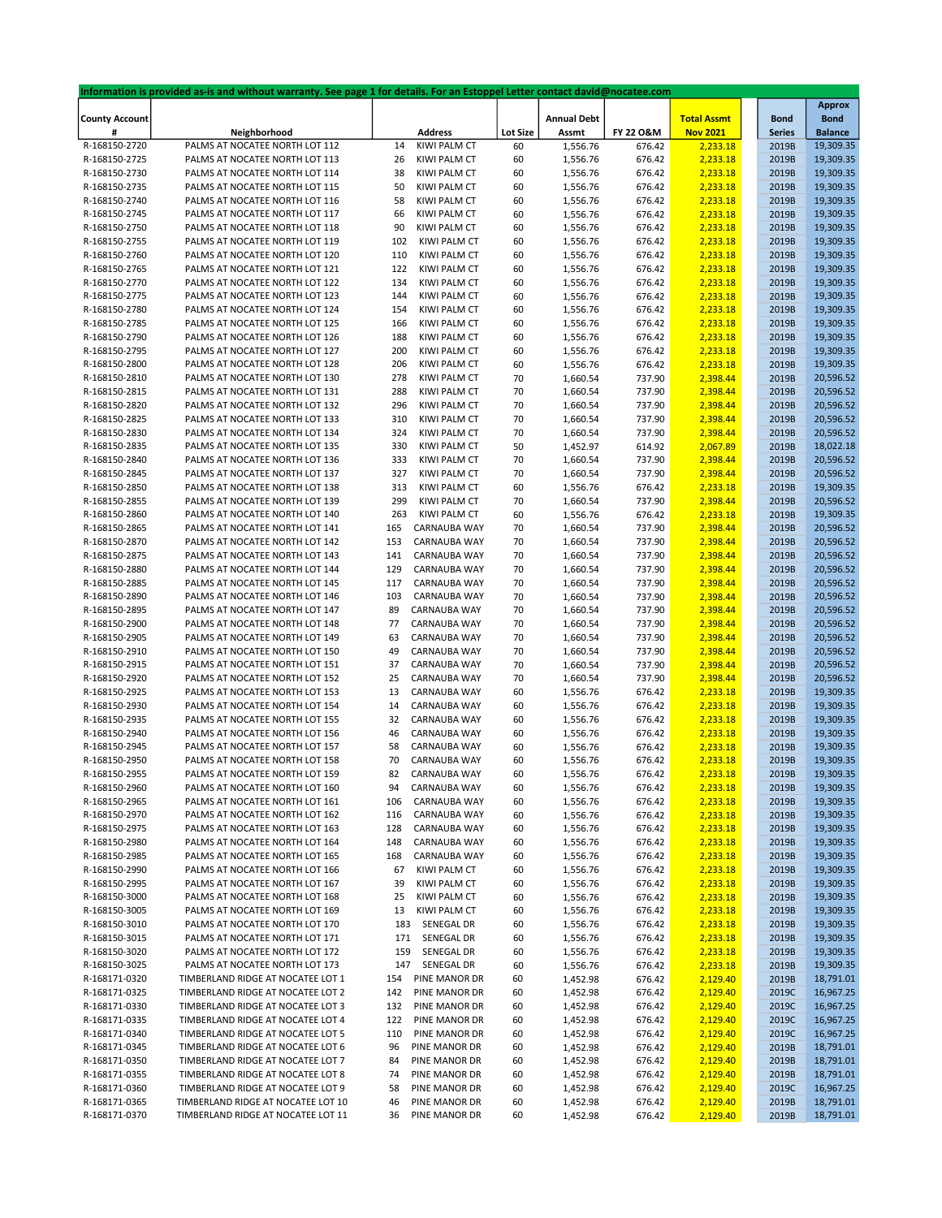Information is provided as-is and without warranty. See page 1 for details. For an Estoppel Letter contact david@nocatee.com

| County Account # | Neighborhood | Address | | Lot Size | Annual Debt Assmt | FY 22 O&M | Total Assmt Nov 2021 | Bond Series | Approx Bond Balance |
|---|---|---|---|---|---|---|---|---|---|
| R-168150-2720 | PALMS AT NOCATEE NORTH LOT 112 | 14 | KIWI PALM CT | 60 | 1,556.76 | 676.42 | 2,233.18 | 2019B | 19,309.35 |
| R-168150-2725 | PALMS AT NOCATEE NORTH LOT 113 | 26 | KIWI PALM CT | 60 | 1,556.76 | 676.42 | 2,233.18 | 2019B | 19,309.35 |
| R-168150-2730 | PALMS AT NOCATEE NORTH LOT 114 | 38 | KIWI PALM CT | 60 | 1,556.76 | 676.42 | 2,233.18 | 2019B | 19,309.35 |
| R-168150-2735 | PALMS AT NOCATEE NORTH LOT 115 | 50 | KIWI PALM CT | 60 | 1,556.76 | 676.42 | 2,233.18 | 2019B | 19,309.35 |
| R-168150-2740 | PALMS AT NOCATEE NORTH LOT 116 | 58 | KIWI PALM CT | 60 | 1,556.76 | 676.42 | 2,233.18 | 2019B | 19,309.35 |
| R-168150-2745 | PALMS AT NOCATEE NORTH LOT 117 | 66 | KIWI PALM CT | 60 | 1,556.76 | 676.42 | 2,233.18 | 2019B | 19,309.35 |
| R-168150-2750 | PALMS AT NOCATEE NORTH LOT 118 | 90 | KIWI PALM CT | 60 | 1,556.76 | 676.42 | 2,233.18 | 2019B | 19,309.35 |
| R-168150-2755 | PALMS AT NOCATEE NORTH LOT 119 | 102 | KIWI PALM CT | 60 | 1,556.76 | 676.42 | 2,233.18 | 2019B | 19,309.35 |
| R-168150-2760 | PALMS AT NOCATEE NORTH LOT 120 | 110 | KIWI PALM CT | 60 | 1,556.76 | 676.42 | 2,233.18 | 2019B | 19,309.35 |
| R-168150-2765 | PALMS AT NOCATEE NORTH LOT 121 | 122 | KIWI PALM CT | 60 | 1,556.76 | 676.42 | 2,233.18 | 2019B | 19,309.35 |
| R-168150-2770 | PALMS AT NOCATEE NORTH LOT 122 | 134 | KIWI PALM CT | 60 | 1,556.76 | 676.42 | 2,233.18 | 2019B | 19,309.35 |
| R-168150-2775 | PALMS AT NOCATEE NORTH LOT 123 | 144 | KIWI PALM CT | 60 | 1,556.76 | 676.42 | 2,233.18 | 2019B | 19,309.35 |
| R-168150-2780 | PALMS AT NOCATEE NORTH LOT 124 | 154 | KIWI PALM CT | 60 | 1,556.76 | 676.42 | 2,233.18 | 2019B | 19,309.35 |
| R-168150-2785 | PALMS AT NOCATEE NORTH LOT 125 | 166 | KIWI PALM CT | 60 | 1,556.76 | 676.42 | 2,233.18 | 2019B | 19,309.35 |
| R-168150-2790 | PALMS AT NOCATEE NORTH LOT 126 | 188 | KIWI PALM CT | 60 | 1,556.76 | 676.42 | 2,233.18 | 2019B | 19,309.35 |
| R-168150-2795 | PALMS AT NOCATEE NORTH LOT 127 | 200 | KIWI PALM CT | 60 | 1,556.76 | 676.42 | 2,233.18 | 2019B | 19,309.35 |
| R-168150-2800 | PALMS AT NOCATEE NORTH LOT 128 | 206 | KIWI PALM CT | 60 | 1,556.76 | 676.42 | 2,233.18 | 2019B | 19,309.35 |
| R-168150-2810 | PALMS AT NOCATEE NORTH LOT 130 | 278 | KIWI PALM CT | 70 | 1,660.54 | 737.90 | 2,398.44 | 2019B | 20,596.52 |
| R-168150-2815 | PALMS AT NOCATEE NORTH LOT 131 | 288 | KIWI PALM CT | 70 | 1,660.54 | 737.90 | 2,398.44 | 2019B | 20,596.52 |
| R-168150-2820 | PALMS AT NOCATEE NORTH LOT 132 | 296 | KIWI PALM CT | 70 | 1,660.54 | 737.90 | 2,398.44 | 2019B | 20,596.52 |
| R-168150-2825 | PALMS AT NOCATEE NORTH LOT 133 | 310 | KIWI PALM CT | 70 | 1,660.54 | 737.90 | 2,398.44 | 2019B | 20,596.52 |
| R-168150-2830 | PALMS AT NOCATEE NORTH LOT 134 | 324 | KIWI PALM CT | 70 | 1,660.54 | 737.90 | 2,398.44 | 2019B | 20,596.52 |
| R-168150-2835 | PALMS AT NOCATEE NORTH LOT 135 | 330 | KIWI PALM CT | 50 | 1,452.97 | 614.92 | 2,067.89 | 2019B | 18,022.18 |
| R-168150-2840 | PALMS AT NOCATEE NORTH LOT 136 | 333 | KIWI PALM CT | 70 | 1,660.54 | 737.90 | 2,398.44 | 2019B | 20,596.52 |
| R-168150-2845 | PALMS AT NOCATEE NORTH LOT 137 | 327 | KIWI PALM CT | 70 | 1,660.54 | 737.90 | 2,398.44 | 2019B | 20,596.52 |
| R-168150-2850 | PALMS AT NOCATEE NORTH LOT 138 | 313 | KIWI PALM CT | 60 | 1,556.76 | 676.42 | 2,233.18 | 2019B | 19,309.35 |
| R-168150-2855 | PALMS AT NOCATEE NORTH LOT 139 | 299 | KIWI PALM CT | 70 | 1,660.54 | 737.90 | 2,398.44 | 2019B | 20,596.52 |
| R-168150-2860 | PALMS AT NOCATEE NORTH LOT 140 | 263 | KIWI PALM CT | 60 | 1,556.76 | 676.42 | 2,233.18 | 2019B | 19,309.35 |
| R-168150-2865 | PALMS AT NOCATEE NORTH LOT 141 | 165 | CARNAUBA WAY | 70 | 1,660.54 | 737.90 | 2,398.44 | 2019B | 20,596.52 |
| R-168150-2870 | PALMS AT NOCATEE NORTH LOT 142 | 153 | CARNAUBA WAY | 70 | 1,660.54 | 737.90 | 2,398.44 | 2019B | 20,596.52 |
| R-168150-2875 | PALMS AT NOCATEE NORTH LOT 143 | 141 | CARNAUBA WAY | 70 | 1,660.54 | 737.90 | 2,398.44 | 2019B | 20,596.52 |
| R-168150-2880 | PALMS AT NOCATEE NORTH LOT 144 | 129 | CARNAUBA WAY | 70 | 1,660.54 | 737.90 | 2,398.44 | 2019B | 20,596.52 |
| R-168150-2885 | PALMS AT NOCATEE NORTH LOT 145 | 117 | CARNAUBA WAY | 70 | 1,660.54 | 737.90 | 2,398.44 | 2019B | 20,596.52 |
| R-168150-2890 | PALMS AT NOCATEE NORTH LOT 146 | 103 | CARNAUBA WAY | 70 | 1,660.54 | 737.90 | 2,398.44 | 2019B | 20,596.52 |
| R-168150-2895 | PALMS AT NOCATEE NORTH LOT 147 | 89 | CARNAUBA WAY | 70 | 1,660.54 | 737.90 | 2,398.44 | 2019B | 20,596.52 |
| R-168150-2900 | PALMS AT NOCATEE NORTH LOT 148 | 77 | CARNAUBA WAY | 70 | 1,660.54 | 737.90 | 2,398.44 | 2019B | 20,596.52 |
| R-168150-2905 | PALMS AT NOCATEE NORTH LOT 149 | 63 | CARNAUBA WAY | 70 | 1,660.54 | 737.90 | 2,398.44 | 2019B | 20,596.52 |
| R-168150-2910 | PALMS AT NOCATEE NORTH LOT 150 | 49 | CARNAUBA WAY | 70 | 1,660.54 | 737.90 | 2,398.44 | 2019B | 20,596.52 |
| R-168150-2915 | PALMS AT NOCATEE NORTH LOT 151 | 37 | CARNAUBA WAY | 70 | 1,660.54 | 737.90 | 2,398.44 | 2019B | 20,596.52 |
| R-168150-2920 | PALMS AT NOCATEE NORTH LOT 152 | 25 | CARNAUBA WAY | 70 | 1,660.54 | 737.90 | 2,398.44 | 2019B | 20,596.52 |
| R-168150-2925 | PALMS AT NOCATEE NORTH LOT 153 | 13 | CARNAUBA WAY | 60 | 1,556.76 | 676.42 | 2,233.18 | 2019B | 19,309.35 |
| R-168150-2930 | PALMS AT NOCATEE NORTH LOT 154 | 14 | CARNAUBA WAY | 60 | 1,556.76 | 676.42 | 2,233.18 | 2019B | 19,309.35 |
| R-168150-2935 | PALMS AT NOCATEE NORTH LOT 155 | 32 | CARNAUBA WAY | 60 | 1,556.76 | 676.42 | 2,233.18 | 2019B | 19,309.35 |
| R-168150-2940 | PALMS AT NOCATEE NORTH LOT 156 | 46 | CARNAUBA WAY | 60 | 1,556.76 | 676.42 | 2,233.18 | 2019B | 19,309.35 |
| R-168150-2945 | PALMS AT NOCATEE NORTH LOT 157 | 58 | CARNAUBA WAY | 60 | 1,556.76 | 676.42 | 2,233.18 | 2019B | 19,309.35 |
| R-168150-2950 | PALMS AT NOCATEE NORTH LOT 158 | 70 | CARNAUBA WAY | 60 | 1,556.76 | 676.42 | 2,233.18 | 2019B | 19,309.35 |
| R-168150-2955 | PALMS AT NOCATEE NORTH LOT 159 | 82 | CARNAUBA WAY | 60 | 1,556.76 | 676.42 | 2,233.18 | 2019B | 19,309.35 |
| R-168150-2960 | PALMS AT NOCATEE NORTH LOT 160 | 94 | CARNAUBA WAY | 60 | 1,556.76 | 676.42 | 2,233.18 | 2019B | 19,309.35 |
| R-168150-2965 | PALMS AT NOCATEE NORTH LOT 161 | 106 | CARNAUBA WAY | 60 | 1,556.76 | 676.42 | 2,233.18 | 2019B | 19,309.35 |
| R-168150-2970 | PALMS AT NOCATEE NORTH LOT 162 | 116 | CARNAUBA WAY | 60 | 1,556.76 | 676.42 | 2,233.18 | 2019B | 19,309.35 |
| R-168150-2975 | PALMS AT NOCATEE NORTH LOT 163 | 128 | CARNAUBA WAY | 60 | 1,556.76 | 676.42 | 2,233.18 | 2019B | 19,309.35 |
| R-168150-2980 | PALMS AT NOCATEE NORTH LOT 164 | 148 | CARNAUBA WAY | 60 | 1,556.76 | 676.42 | 2,233.18 | 2019B | 19,309.35 |
| R-168150-2985 | PALMS AT NOCATEE NORTH LOT 165 | 168 | CARNAUBA WAY | 60 | 1,556.76 | 676.42 | 2,233.18 | 2019B | 19,309.35 |
| R-168150-2990 | PALMS AT NOCATEE NORTH LOT 166 | 67 | KIWI PALM CT | 60 | 1,556.76 | 676.42 | 2,233.18 | 2019B | 19,309.35 |
| R-168150-2995 | PALMS AT NOCATEE NORTH LOT 167 | 39 | KIWI PALM CT | 60 | 1,556.76 | 676.42 | 2,233.18 | 2019B | 19,309.35 |
| R-168150-3000 | PALMS AT NOCATEE NORTH LOT 168 | 25 | KIWI PALM CT | 60 | 1,556.76 | 676.42 | 2,233.18 | 2019B | 19,309.35 |
| R-168150-3005 | PALMS AT NOCATEE NORTH LOT 169 | 13 | KIWI PALM CT | 60 | 1,556.76 | 676.42 | 2,233.18 | 2019B | 19,309.35 |
| R-168150-3010 | PALMS AT NOCATEE NORTH LOT 170 | 183 | SENEGAL DR | 60 | 1,556.76 | 676.42 | 2,233.18 | 2019B | 19,309.35 |
| R-168150-3015 | PALMS AT NOCATEE NORTH LOT 171 | 171 | SENEGAL DR | 60 | 1,556.76 | 676.42 | 2,233.18 | 2019B | 19,309.35 |
| R-168150-3020 | PALMS AT NOCATEE NORTH LOT 172 | 159 | SENEGAL DR | 60 | 1,556.76 | 676.42 | 2,233.18 | 2019B | 19,309.35 |
| R-168150-3025 | PALMS AT NOCATEE NORTH LOT 173 | 147 | SENEGAL DR | 60 | 1,556.76 | 676.42 | 2,233.18 | 2019B | 19,309.35 |
| R-168171-0320 | TIMBERLAND RIDGE AT NOCATEE LOT 1 | 154 | PINE MANOR DR | 60 | 1,452.98 | 676.42 | 2,129.40 | 2019B | 18,791.01 |
| R-168171-0325 | TIMBERLAND RIDGE AT NOCATEE LOT 2 | 142 | PINE MANOR DR | 60 | 1,452.98 | 676.42 | 2,129.40 | 2019C | 16,967.25 |
| R-168171-0330 | TIMBERLAND RIDGE AT NOCATEE LOT 3 | 132 | PINE MANOR DR | 60 | 1,452.98 | 676.42 | 2,129.40 | 2019C | 16,967.25 |
| R-168171-0335 | TIMBERLAND RIDGE AT NOCATEE LOT 4 | 122 | PINE MANOR DR | 60 | 1,452.98 | 676.42 | 2,129.40 | 2019C | 16,967.25 |
| R-168171-0340 | TIMBERLAND RIDGE AT NOCATEE LOT 5 | 110 | PINE MANOR DR | 60 | 1,452.98 | 676.42 | 2,129.40 | 2019C | 16,967.25 |
| R-168171-0345 | TIMBERLAND RIDGE AT NOCATEE LOT 6 | 96 | PINE MANOR DR | 60 | 1,452.98 | 676.42 | 2,129.40 | 2019B | 18,791.01 |
| R-168171-0350 | TIMBERLAND RIDGE AT NOCATEE LOT 7 | 84 | PINE MANOR DR | 60 | 1,452.98 | 676.42 | 2,129.40 | 2019B | 18,791.01 |
| R-168171-0355 | TIMBERLAND RIDGE AT NOCATEE LOT 8 | 74 | PINE MANOR DR | 60 | 1,452.98 | 676.42 | 2,129.40 | 2019B | 18,791.01 |
| R-168171-0360 | TIMBERLAND RIDGE AT NOCATEE LOT 9 | 58 | PINE MANOR DR | 60 | 1,452.98 | 676.42 | 2,129.40 | 2019C | 16,967.25 |
| R-168171-0365 | TIMBERLAND RIDGE AT NOCATEE LOT 10 | 46 | PINE MANOR DR | 60 | 1,452.98 | 676.42 | 2,129.40 | 2019B | 18,791.01 |
| R-168171-0370 | TIMBERLAND RIDGE AT NOCATEE LOT 11 | 36 | PINE MANOR DR | 60 | 1,452.98 | 676.42 | 2,129.40 | 2019B | 18,791.01 |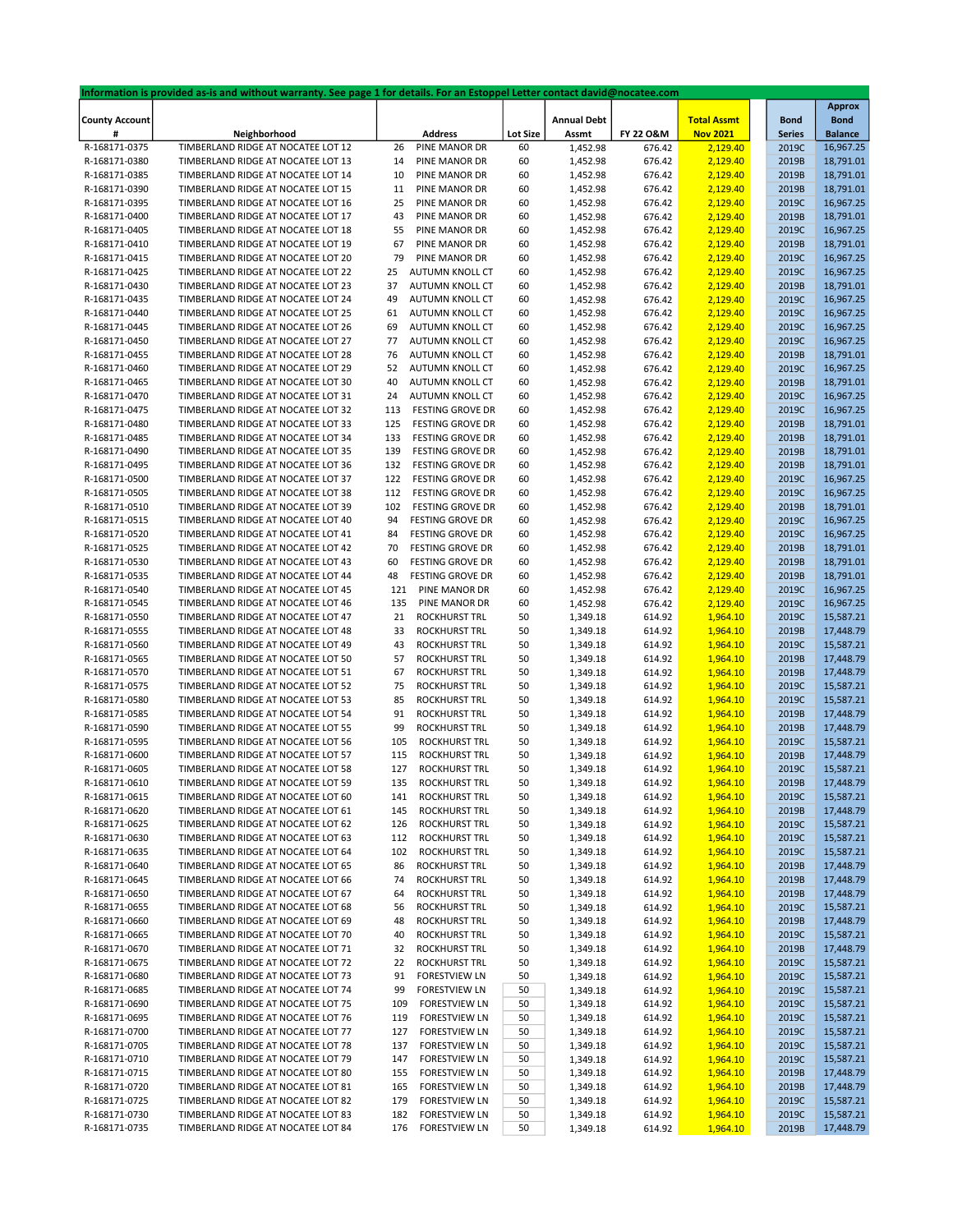**Information is provided as-is and without warranty. See page 1 for details. For an Estoppel Letter contact david@nocatee.com**

| County Account # | Neighborhood | Address | | Lot Size | Annual Debt Assmt | FY 22 O&M | Total Assmt Nov 2021 | Bond Series | Approx Bond Balance |
|---|---|---|---|---|---|---|---|---|---|
| R-168171-0375 | TIMBERLAND RIDGE AT NOCATEE LOT 12 | 26 | PINE MANOR DR | 60 | 1,452.98 | 676.42 | 2,129.40 | 2019C | 16,967.25 |
| R-168171-0380 | TIMBERLAND RIDGE AT NOCATEE LOT 13 | 14 | PINE MANOR DR | 60 | 1,452.98 | 676.42 | 2,129.40 | 2019B | 18,791.01 |
| R-168171-0385 | TIMBERLAND RIDGE AT NOCATEE LOT 14 | 10 | PINE MANOR DR | 60 | 1,452.98 | 676.42 | 2,129.40 | 2019B | 18,791.01 |
| R-168171-0390 | TIMBERLAND RIDGE AT NOCATEE LOT 15 | 11 | PINE MANOR DR | 60 | 1,452.98 | 676.42 | 2,129.40 | 2019B | 18,791.01 |
| R-168171-0395 | TIMBERLAND RIDGE AT NOCATEE LOT 16 | 25 | PINE MANOR DR | 60 | 1,452.98 | 676.42 | 2,129.40 | 2019C | 16,967.25 |
| R-168171-0400 | TIMBERLAND RIDGE AT NOCATEE LOT 17 | 43 | PINE MANOR DR | 60 | 1,452.98 | 676.42 | 2,129.40 | 2019B | 18,791.01 |
| R-168171-0405 | TIMBERLAND RIDGE AT NOCATEE LOT 18 | 55 | PINE MANOR DR | 60 | 1,452.98 | 676.42 | 2,129.40 | 2019C | 16,967.25 |
| R-168171-0410 | TIMBERLAND RIDGE AT NOCATEE LOT 19 | 67 | PINE MANOR DR | 60 | 1,452.98 | 676.42 | 2,129.40 | 2019B | 18,791.01 |
| R-168171-0415 | TIMBERLAND RIDGE AT NOCATEE LOT 20 | 79 | PINE MANOR DR | 60 | 1,452.98 | 676.42 | 2,129.40 | 2019C | 16,967.25 |
| R-168171-0425 | TIMBERLAND RIDGE AT NOCATEE LOT 22 | 25 | AUTUMN KNOLL CT | 60 | 1,452.98 | 676.42 | 2,129.40 | 2019C | 16,967.25 |
| R-168171-0430 | TIMBERLAND RIDGE AT NOCATEE LOT 23 | 37 | AUTUMN KNOLL CT | 60 | 1,452.98 | 676.42 | 2,129.40 | 2019B | 18,791.01 |
| R-168171-0435 | TIMBERLAND RIDGE AT NOCATEE LOT 24 | 49 | AUTUMN KNOLL CT | 60 | 1,452.98 | 676.42 | 2,129.40 | 2019C | 16,967.25 |
| R-168171-0440 | TIMBERLAND RIDGE AT NOCATEE LOT 25 | 61 | AUTUMN KNOLL CT | 60 | 1,452.98 | 676.42 | 2,129.40 | 2019C | 16,967.25 |
| R-168171-0445 | TIMBERLAND RIDGE AT NOCATEE LOT 26 | 69 | AUTUMN KNOLL CT | 60 | 1,452.98 | 676.42 | 2,129.40 | 2019C | 16,967.25 |
| R-168171-0450 | TIMBERLAND RIDGE AT NOCATEE LOT 27 | 77 | AUTUMN KNOLL CT | 60 | 1,452.98 | 676.42 | 2,129.40 | 2019C | 16,967.25 |
| R-168171-0455 | TIMBERLAND RIDGE AT NOCATEE LOT 28 | 76 | AUTUMN KNOLL CT | 60 | 1,452.98 | 676.42 | 2,129.40 | 2019B | 18,791.01 |
| R-168171-0460 | TIMBERLAND RIDGE AT NOCATEE LOT 29 | 52 | AUTUMN KNOLL CT | 60 | 1,452.98 | 676.42 | 2,129.40 | 2019C | 16,967.25 |
| R-168171-0465 | TIMBERLAND RIDGE AT NOCATEE LOT 30 | 40 | AUTUMN KNOLL CT | 60 | 1,452.98 | 676.42 | 2,129.40 | 2019B | 18,791.01 |
| R-168171-0470 | TIMBERLAND RIDGE AT NOCATEE LOT 31 | 24 | AUTUMN KNOLL CT | 60 | 1,452.98 | 676.42 | 2,129.40 | 2019C | 16,967.25 |
| R-168171-0475 | TIMBERLAND RIDGE AT NOCATEE LOT 32 | 113 | FESTING GROVE DR | 60 | 1,452.98 | 676.42 | 2,129.40 | 2019C | 16,967.25 |
| R-168171-0480 | TIMBERLAND RIDGE AT NOCATEE LOT 33 | 125 | FESTING GROVE DR | 60 | 1,452.98 | 676.42 | 2,129.40 | 2019B | 18,791.01 |
| R-168171-0485 | TIMBERLAND RIDGE AT NOCATEE LOT 34 | 133 | FESTING GROVE DR | 60 | 1,452.98 | 676.42 | 2,129.40 | 2019B | 18,791.01 |
| R-168171-0490 | TIMBERLAND RIDGE AT NOCATEE LOT 35 | 139 | FESTING GROVE DR | 60 | 1,452.98 | 676.42 | 2,129.40 | 2019B | 18,791.01 |
| R-168171-0495 | TIMBERLAND RIDGE AT NOCATEE LOT 36 | 132 | FESTING GROVE DR | 60 | 1,452.98 | 676.42 | 2,129.40 | 2019B | 18,791.01 |
| R-168171-0500 | TIMBERLAND RIDGE AT NOCATEE LOT 37 | 122 | FESTING GROVE DR | 60 | 1,452.98 | 676.42 | 2,129.40 | 2019C | 16,967.25 |
| R-168171-0505 | TIMBERLAND RIDGE AT NOCATEE LOT 38 | 112 | FESTING GROVE DR | 60 | 1,452.98 | 676.42 | 2,129.40 | 2019C | 16,967.25 |
| R-168171-0510 | TIMBERLAND RIDGE AT NOCATEE LOT 39 | 102 | FESTING GROVE DR | 60 | 1,452.98 | 676.42 | 2,129.40 | 2019B | 18,791.01 |
| R-168171-0515 | TIMBERLAND RIDGE AT NOCATEE LOT 40 | 94 | FESTING GROVE DR | 60 | 1,452.98 | 676.42 | 2,129.40 | 2019C | 16,967.25 |
| R-168171-0520 | TIMBERLAND RIDGE AT NOCATEE LOT 41 | 84 | FESTING GROVE DR | 60 | 1,452.98 | 676.42 | 2,129.40 | 2019C | 16,967.25 |
| R-168171-0525 | TIMBERLAND RIDGE AT NOCATEE LOT 42 | 70 | FESTING GROVE DR | 60 | 1,452.98 | 676.42 | 2,129.40 | 2019B | 18,791.01 |
| R-168171-0530 | TIMBERLAND RIDGE AT NOCATEE LOT 43 | 60 | FESTING GROVE DR | 60 | 1,452.98 | 676.42 | 2,129.40 | 2019B | 18,791.01 |
| R-168171-0535 | TIMBERLAND RIDGE AT NOCATEE LOT 44 | 48 | FESTING GROVE DR | 60 | 1,452.98 | 676.42 | 2,129.40 | 2019B | 18,791.01 |
| R-168171-0540 | TIMBERLAND RIDGE AT NOCATEE LOT 45 | 121 | PINE MANOR DR | 60 | 1,452.98 | 676.42 | 2,129.40 | 2019C | 16,967.25 |
| R-168171-0545 | TIMBERLAND RIDGE AT NOCATEE LOT 46 | 135 | PINE MANOR DR | 60 | 1,452.98 | 676.42 | 2,129.40 | 2019C | 16,967.25 |
| R-168171-0550 | TIMBERLAND RIDGE AT NOCATEE LOT 47 | 21 | ROCKHURST TRL | 50 | 1,349.18 | 614.92 | 1,964.10 | 2019C | 15,587.21 |
| R-168171-0555 | TIMBERLAND RIDGE AT NOCATEE LOT 48 | 33 | ROCKHURST TRL | 50 | 1,349.18 | 614.92 | 1,964.10 | 2019B | 17,448.79 |
| R-168171-0560 | TIMBERLAND RIDGE AT NOCATEE LOT 49 | 43 | ROCKHURST TRL | 50 | 1,349.18 | 614.92 | 1,964.10 | 2019C | 15,587.21 |
| R-168171-0565 | TIMBERLAND RIDGE AT NOCATEE LOT 50 | 57 | ROCKHURST TRL | 50 | 1,349.18 | 614.92 | 1,964.10 | 2019B | 17,448.79 |
| R-168171-0570 | TIMBERLAND RIDGE AT NOCATEE LOT 51 | 67 | ROCKHURST TRL | 50 | 1,349.18 | 614.92 | 1,964.10 | 2019B | 17,448.79 |
| R-168171-0575 | TIMBERLAND RIDGE AT NOCATEE LOT 52 | 75 | ROCKHURST TRL | 50 | 1,349.18 | 614.92 | 1,964.10 | 2019C | 15,587.21 |
| R-168171-0580 | TIMBERLAND RIDGE AT NOCATEE LOT 53 | 85 | ROCKHURST TRL | 50 | 1,349.18 | 614.92 | 1,964.10 | 2019C | 15,587.21 |
| R-168171-0585 | TIMBERLAND RIDGE AT NOCATEE LOT 54 | 91 | ROCKHURST TRL | 50 | 1,349.18 | 614.92 | 1,964.10 | 2019B | 17,448.79 |
| R-168171-0590 | TIMBERLAND RIDGE AT NOCATEE LOT 55 | 99 | ROCKHURST TRL | 50 | 1,349.18 | 614.92 | 1,964.10 | 2019B | 17,448.79 |
| R-168171-0595 | TIMBERLAND RIDGE AT NOCATEE LOT 56 | 105 | ROCKHURST TRL | 50 | 1,349.18 | 614.92 | 1,964.10 | 2019C | 15,587.21 |
| R-168171-0600 | TIMBERLAND RIDGE AT NOCATEE LOT 57 | 115 | ROCKHURST TRL | 50 | 1,349.18 | 614.92 | 1,964.10 | 2019B | 17,448.79 |
| R-168171-0605 | TIMBERLAND RIDGE AT NOCATEE LOT 58 | 127 | ROCKHURST TRL | 50 | 1,349.18 | 614.92 | 1,964.10 | 2019C | 15,587.21 |
| R-168171-0610 | TIMBERLAND RIDGE AT NOCATEE LOT 59 | 135 | ROCKHURST TRL | 50 | 1,349.18 | 614.92 | 1,964.10 | 2019B | 17,448.79 |
| R-168171-0615 | TIMBERLAND RIDGE AT NOCATEE LOT 60 | 141 | ROCKHURST TRL | 50 | 1,349.18 | 614.92 | 1,964.10 | 2019C | 15,587.21 |
| R-168171-0620 | TIMBERLAND RIDGE AT NOCATEE LOT 61 | 145 | ROCKHURST TRL | 50 | 1,349.18 | 614.92 | 1,964.10 | 2019B | 17,448.79 |
| R-168171-0625 | TIMBERLAND RIDGE AT NOCATEE LOT 62 | 126 | ROCKHURST TRL | 50 | 1,349.18 | 614.92 | 1,964.10 | 2019C | 15,587.21 |
| R-168171-0630 | TIMBERLAND RIDGE AT NOCATEE LOT 63 | 112 | ROCKHURST TRL | 50 | 1,349.18 | 614.92 | 1,964.10 | 2019C | 15,587.21 |
| R-168171-0635 | TIMBERLAND RIDGE AT NOCATEE LOT 64 | 102 | ROCKHURST TRL | 50 | 1,349.18 | 614.92 | 1,964.10 | 2019C | 15,587.21 |
| R-168171-0640 | TIMBERLAND RIDGE AT NOCATEE LOT 65 | 86 | ROCKHURST TRL | 50 | 1,349.18 | 614.92 | 1,964.10 | 2019B | 17,448.79 |
| R-168171-0645 | TIMBERLAND RIDGE AT NOCATEE LOT 66 | 74 | ROCKHURST TRL | 50 | 1,349.18 | 614.92 | 1,964.10 | 2019C | 15,587.21 |
| R-168171-0650 | TIMBERLAND RIDGE AT NOCATEE LOT 67 | 64 | ROCKHURST TRL | 50 | 1,349.18 | 614.92 | 1,964.10 | 2019B | 17,448.79 |
| R-168171-0655 | TIMBERLAND RIDGE AT NOCATEE LOT 68 | 56 | ROCKHURST TRL | 50 | 1,349.18 | 614.92 | 1,964.10 | 2019C | 15,587.21 |
| R-168171-0660 | TIMBERLAND RIDGE AT NOCATEE LOT 69 | 48 | ROCKHURST TRL | 50 | 1,349.18 | 614.92 | 1,964.10 | 2019B | 17,448.79 |
| R-168171-0665 | TIMBERLAND RIDGE AT NOCATEE LOT 70 | 40 | ROCKHURST TRL | 50 | 1,349.18 | 614.92 | 1,964.10 | 2019C | 15,587.21 |
| R-168171-0670 | TIMBERLAND RIDGE AT NOCATEE LOT 71 | 32 | ROCKHURST TRL | 50 | 1,349.18 | 614.92 | 1,964.10 | 2019B | 17,448.79 |
| R-168171-0675 | TIMBERLAND RIDGE AT NOCATEE LOT 72 | 22 | ROCKHURST TRL | 50 | 1,349.18 | 614.92 | 1,964.10 | 2019C | 15,587.21 |
| R-168171-0680 | TIMBERLAND RIDGE AT NOCATEE LOT 73 | 91 | FORESTVIEW LN | 50 | 1,349.18 | 614.92 | 1,964.10 | 2019C | 15,587.21 |
| R-168171-0685 | TIMBERLAND RIDGE AT NOCATEE LOT 74 | 99 | FORESTVIEW LN | 50 | 1,349.18 | 614.92 | 1,964.10 | 2019C | 15,587.21 |
| R-168171-0690 | TIMBERLAND RIDGE AT NOCATEE LOT 75 | 109 | FORESTVIEW LN | 50 | 1,349.18 | 614.92 | 1,964.10 | 2019C | 15,587.21 |
| R-168171-0695 | TIMBERLAND RIDGE AT NOCATEE LOT 76 | 119 | FORESTVIEW LN | 50 | 1,349.18 | 614.92 | 1,964.10 | 2019C | 15,587.21 |
| R-168171-0700 | TIMBERLAND RIDGE AT NOCATEE LOT 77 | 127 | FORESTVIEW LN | 50 | 1,349.18 | 614.92 | 1,964.10 | 2019C | 15,587.21 |
| R-168171-0705 | TIMBERLAND RIDGE AT NOCATEE LOT 78 | 137 | FORESTVIEW LN | 50 | 1,349.18 | 614.92 | 1,964.10 | 2019C | 15,587.21 |
| R-168171-0710 | TIMBERLAND RIDGE AT NOCATEE LOT 79 | 147 | FORESTVIEW LN | 50 | 1,349.18 | 614.92 | 1,964.10 | 2019C | 15,587.21 |
| R-168171-0715 | TIMBERLAND RIDGE AT NOCATEE LOT 80 | 155 | FORESTVIEW LN | 50 | 1,349.18 | 614.92 | 1,964.10 | 2019B | 17,448.79 |
| R-168171-0720 | TIMBERLAND RIDGE AT NOCATEE LOT 81 | 165 | FORESTVIEW LN | 50 | 1,349.18 | 614.92 | 1,964.10 | 2019C | 15,587.21 |
| R-168171-0725 | TIMBERLAND RIDGE AT NOCATEE LOT 82 | 179 | FORESTVIEW LN | 50 | 1,349.18 | 614.92 | 1,964.10 | 2019C | 15,587.21 |
| R-168171-0730 | TIMBERLAND RIDGE AT NOCATEE LOT 83 | 182 | FORESTVIEW LN | 50 | 1,349.18 | 614.92 | 1,964.10 | 2019C | 15,587.21 |
| R-168171-0735 | TIMBERLAND RIDGE AT NOCATEE LOT 84 | 176 | FORESTVIEW LN | 50 | 1,349.18 | 614.92 | 1,964.10 | 2019B | 17,448.79 |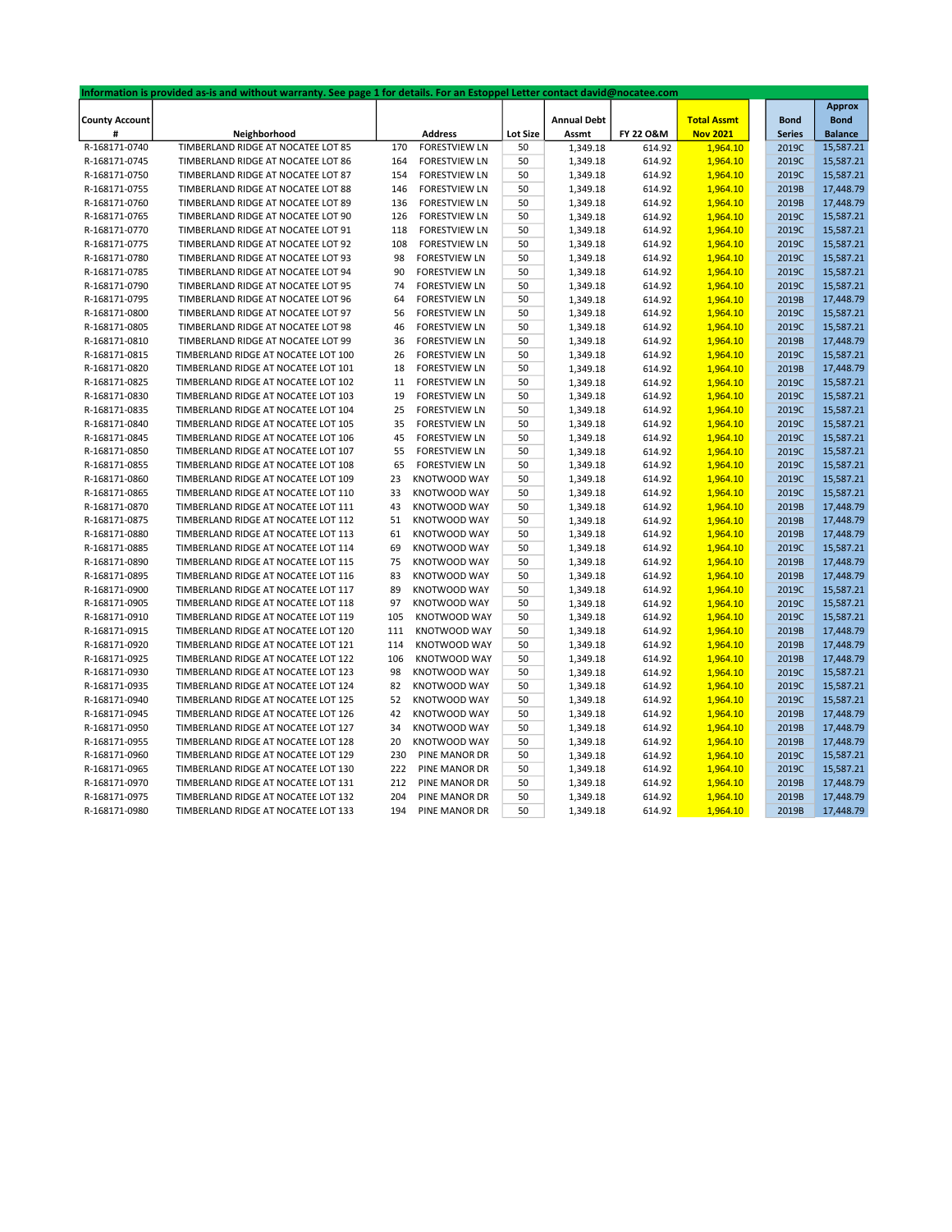Information is provided as-is and without warranty. See page 1 for details. For an Estoppel Letter contact david@nocatee.com

| County Account # | Neighborhood | Address | | Lot Size | Annual Debt Assmt | FY 22 O&M | Total Assmt Nov 2021 | Bond Series | Approx Bond Balance |
|---|---|---|---|---|---|---|---|---|---|
| R-168171-0740 | TIMBERLAND RIDGE AT NOCATEE LOT 85 | 170 | FORESTVIEW LN | 50 | 1,349.18 | 614.92 | 1,964.10 | 2019C | 15,587.21 |
| R-168171-0745 | TIMBERLAND RIDGE AT NOCATEE LOT 86 | 164 | FORESTVIEW LN | 50 | 1,349.18 | 614.92 | 1,964.10 | 2019C | 15,587.21 |
| R-168171-0750 | TIMBERLAND RIDGE AT NOCATEE LOT 87 | 154 | FORESTVIEW LN | 50 | 1,349.18 | 614.92 | 1,964.10 | 2019C | 15,587.21 |
| R-168171-0755 | TIMBERLAND RIDGE AT NOCATEE LOT 88 | 146 | FORESTVIEW LN | 50 | 1,349.18 | 614.92 | 1,964.10 | 2019B | 17,448.79 |
| R-168171-0760 | TIMBERLAND RIDGE AT NOCATEE LOT 89 | 136 | FORESTVIEW LN | 50 | 1,349.18 | 614.92 | 1,964.10 | 2019B | 17,448.79 |
| R-168171-0765 | TIMBERLAND RIDGE AT NOCATEE LOT 90 | 126 | FORESTVIEW LN | 50 | 1,349.18 | 614.92 | 1,964.10 | 2019C | 15,587.21 |
| R-168171-0770 | TIMBERLAND RIDGE AT NOCATEE LOT 91 | 118 | FORESTVIEW LN | 50 | 1,349.18 | 614.92 | 1,964.10 | 2019C | 15,587.21 |
| R-168171-0775 | TIMBERLAND RIDGE AT NOCATEE LOT 92 | 108 | FORESTVIEW LN | 50 | 1,349.18 | 614.92 | 1,964.10 | 2019C | 15,587.21 |
| R-168171-0780 | TIMBERLAND RIDGE AT NOCATEE LOT 93 | 98 | FORESTVIEW LN | 50 | 1,349.18 | 614.92 | 1,964.10 | 2019C | 15,587.21 |
| R-168171-0785 | TIMBERLAND RIDGE AT NOCATEE LOT 94 | 90 | FORESTVIEW LN | 50 | 1,349.18 | 614.92 | 1,964.10 | 2019C | 15,587.21 |
| R-168171-0790 | TIMBERLAND RIDGE AT NOCATEE LOT 95 | 74 | FORESTVIEW LN | 50 | 1,349.18 | 614.92 | 1,964.10 | 2019C | 15,587.21 |
| R-168171-0795 | TIMBERLAND RIDGE AT NOCATEE LOT 96 | 64 | FORESTVIEW LN | 50 | 1,349.18 | 614.92 | 1,964.10 | 2019B | 17,448.79 |
| R-168171-0800 | TIMBERLAND RIDGE AT NOCATEE LOT 97 | 56 | FORESTVIEW LN | 50 | 1,349.18 | 614.92 | 1,964.10 | 2019C | 15,587.21 |
| R-168171-0805 | TIMBERLAND RIDGE AT NOCATEE LOT 98 | 46 | FORESTVIEW LN | 50 | 1,349.18 | 614.92 | 1,964.10 | 2019C | 15,587.21 |
| R-168171-0810 | TIMBERLAND RIDGE AT NOCATEE LOT 99 | 36 | FORESTVIEW LN | 50 | 1,349.18 | 614.92 | 1,964.10 | 2019B | 17,448.79 |
| R-168171-0815 | TIMBERLAND RIDGE AT NOCATEE LOT 100 | 26 | FORESTVIEW LN | 50 | 1,349.18 | 614.92 | 1,964.10 | 2019C | 15,587.21 |
| R-168171-0820 | TIMBERLAND RIDGE AT NOCATEE LOT 101 | 18 | FORESTVIEW LN | 50 | 1,349.18 | 614.92 | 1,964.10 | 2019B | 17,448.79 |
| R-168171-0825 | TIMBERLAND RIDGE AT NOCATEE LOT 102 | 11 | FORESTVIEW LN | 50 | 1,349.18 | 614.92 | 1,964.10 | 2019C | 15,587.21 |
| R-168171-0830 | TIMBERLAND RIDGE AT NOCATEE LOT 103 | 19 | FORESTVIEW LN | 50 | 1,349.18 | 614.92 | 1,964.10 | 2019C | 15,587.21 |
| R-168171-0835 | TIMBERLAND RIDGE AT NOCATEE LOT 104 | 25 | FORESTVIEW LN | 50 | 1,349.18 | 614.92 | 1,964.10 | 2019C | 15,587.21 |
| R-168171-0840 | TIMBERLAND RIDGE AT NOCATEE LOT 105 | 35 | FORESTVIEW LN | 50 | 1,349.18 | 614.92 | 1,964.10 | 2019C | 15,587.21 |
| R-168171-0845 | TIMBERLAND RIDGE AT NOCATEE LOT 106 | 45 | FORESTVIEW LN | 50 | 1,349.18 | 614.92 | 1,964.10 | 2019C | 15,587.21 |
| R-168171-0850 | TIMBERLAND RIDGE AT NOCATEE LOT 107 | 55 | FORESTVIEW LN | 50 | 1,349.18 | 614.92 | 1,964.10 | 2019C | 15,587.21 |
| R-168171-0855 | TIMBERLAND RIDGE AT NOCATEE LOT 108 | 65 | FORESTVIEW LN | 50 | 1,349.18 | 614.92 | 1,964.10 | 2019C | 15,587.21 |
| R-168171-0860 | TIMBERLAND RIDGE AT NOCATEE LOT 109 | 23 | KNOTWOOD WAY | 50 | 1,349.18 | 614.92 | 1,964.10 | 2019C | 15,587.21 |
| R-168171-0865 | TIMBERLAND RIDGE AT NOCATEE LOT 110 | 33 | KNOTWOOD WAY | 50 | 1,349.18 | 614.92 | 1,964.10 | 2019C | 15,587.21 |
| R-168171-0870 | TIMBERLAND RIDGE AT NOCATEE LOT 111 | 43 | KNOTWOOD WAY | 50 | 1,349.18 | 614.92 | 1,964.10 | 2019B | 17,448.79 |
| R-168171-0875 | TIMBERLAND RIDGE AT NOCATEE LOT 112 | 51 | KNOTWOOD WAY | 50 | 1,349.18 | 614.92 | 1,964.10 | 2019B | 17,448.79 |
| R-168171-0880 | TIMBERLAND RIDGE AT NOCATEE LOT 113 | 61 | KNOTWOOD WAY | 50 | 1,349.18 | 614.92 | 1,964.10 | 2019B | 17,448.79 |
| R-168171-0885 | TIMBERLAND RIDGE AT NOCATEE LOT 114 | 69 | KNOTWOOD WAY | 50 | 1,349.18 | 614.92 | 1,964.10 | 2019C | 15,587.21 |
| R-168171-0890 | TIMBERLAND RIDGE AT NOCATEE LOT 115 | 75 | KNOTWOOD WAY | 50 | 1,349.18 | 614.92 | 1,964.10 | 2019B | 17,448.79 |
| R-168171-0895 | TIMBERLAND RIDGE AT NOCATEE LOT 116 | 83 | KNOTWOOD WAY | 50 | 1,349.18 | 614.92 | 1,964.10 | 2019B | 17,448.79 |
| R-168171-0900 | TIMBERLAND RIDGE AT NOCATEE LOT 117 | 89 | KNOTWOOD WAY | 50 | 1,349.18 | 614.92 | 1,964.10 | 2019C | 15,587.21 |
| R-168171-0905 | TIMBERLAND RIDGE AT NOCATEE LOT 118 | 97 | KNOTWOOD WAY | 50 | 1,349.18 | 614.92 | 1,964.10 | 2019C | 15,587.21 |
| R-168171-0910 | TIMBERLAND RIDGE AT NOCATEE LOT 119 | 105 | KNOTWOOD WAY | 50 | 1,349.18 | 614.92 | 1,964.10 | 2019C | 15,587.21 |
| R-168171-0915 | TIMBERLAND RIDGE AT NOCATEE LOT 120 | 111 | KNOTWOOD WAY | 50 | 1,349.18 | 614.92 | 1,964.10 | 2019B | 17,448.79 |
| R-168171-0920 | TIMBERLAND RIDGE AT NOCATEE LOT 121 | 114 | KNOTWOOD WAY | 50 | 1,349.18 | 614.92 | 1,964.10 | 2019B | 17,448.79 |
| R-168171-0925 | TIMBERLAND RIDGE AT NOCATEE LOT 122 | 106 | KNOTWOOD WAY | 50 | 1,349.18 | 614.92 | 1,964.10 | 2019B | 17,448.79 |
| R-168171-0930 | TIMBERLAND RIDGE AT NOCATEE LOT 123 | 98 | KNOTWOOD WAY | 50 | 1,349.18 | 614.92 | 1,964.10 | 2019C | 15,587.21 |
| R-168171-0935 | TIMBERLAND RIDGE AT NOCATEE LOT 124 | 82 | KNOTWOOD WAY | 50 | 1,349.18 | 614.92 | 1,964.10 | 2019C | 15,587.21 |
| R-168171-0940 | TIMBERLAND RIDGE AT NOCATEE LOT 125 | 52 | KNOTWOOD WAY | 50 | 1,349.18 | 614.92 | 1,964.10 | 2019C | 15,587.21 |
| R-168171-0945 | TIMBERLAND RIDGE AT NOCATEE LOT 126 | 42 | KNOTWOOD WAY | 50 | 1,349.18 | 614.92 | 1,964.10 | 2019B | 17,448.79 |
| R-168171-0950 | TIMBERLAND RIDGE AT NOCATEE LOT 127 | 34 | KNOTWOOD WAY | 50 | 1,349.18 | 614.92 | 1,964.10 | 2019B | 17,448.79 |
| R-168171-0955 | TIMBERLAND RIDGE AT NOCATEE LOT 128 | 20 | KNOTWOOD WAY | 50 | 1,349.18 | 614.92 | 1,964.10 | 2019B | 17,448.79 |
| R-168171-0960 | TIMBERLAND RIDGE AT NOCATEE LOT 129 | 230 | PINE MANOR DR | 50 | 1,349.18 | 614.92 | 1,964.10 | 2019C | 15,587.21 |
| R-168171-0965 | TIMBERLAND RIDGE AT NOCATEE LOT 130 | 222 | PINE MANOR DR | 50 | 1,349.18 | 614.92 | 1,964.10 | 2019C | 15,587.21 |
| R-168171-0970 | TIMBERLAND RIDGE AT NOCATEE LOT 131 | 212 | PINE MANOR DR | 50 | 1,349.18 | 614.92 | 1,964.10 | 2019B | 17,448.79 |
| R-168171-0975 | TIMBERLAND RIDGE AT NOCATEE LOT 132 | 204 | PINE MANOR DR | 50 | 1,349.18 | 614.92 | 1,964.10 | 2019B | 17,448.79 |
| R-168171-0980 | TIMBERLAND RIDGE AT NOCATEE LOT 133 | 194 | PINE MANOR DR | 50 | 1,349.18 | 614.92 | 1,964.10 | 2019B | 17,448.79 |